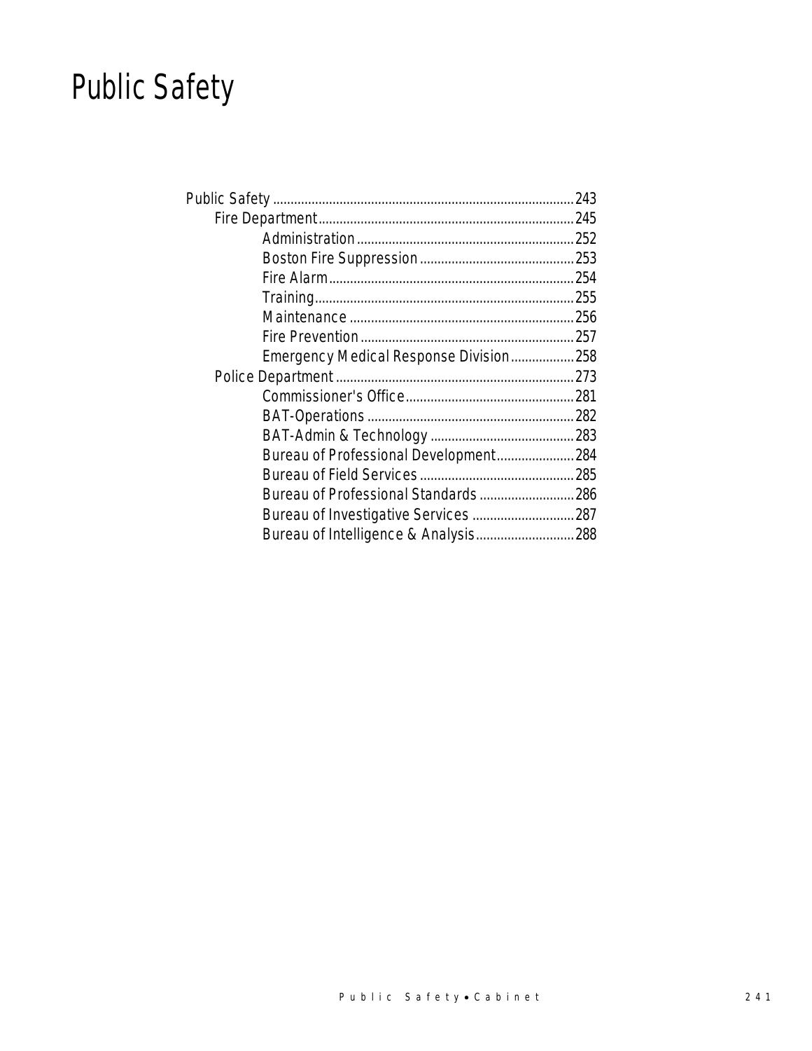# Public Safety

- Public Safety ........ 243
  - Fire Department ........ 245
    - Administration ........ 252
    - Boston Fire Suppression ........ 253
    - Fire Alarm ........ 254
    - Training ........ 255
    - Maintenance ........ 256
    - Fire Prevention ........ 257
    - Emergency Medical Response Division ........ 258
  - Police Department ........ 273
    - Commissioner's Office ........ 281
    - BAT-Operations ........ 282
    - BAT-Admin & Technology ........ 283
    - Bureau of Professional Development ........ 284
    - Bureau of Field Services ........ 285
    - Bureau of Professional Standards ........ 286
    - Bureau of Investigative Services ........ 287
    - Bureau of Intelligence & Analysis ........ 288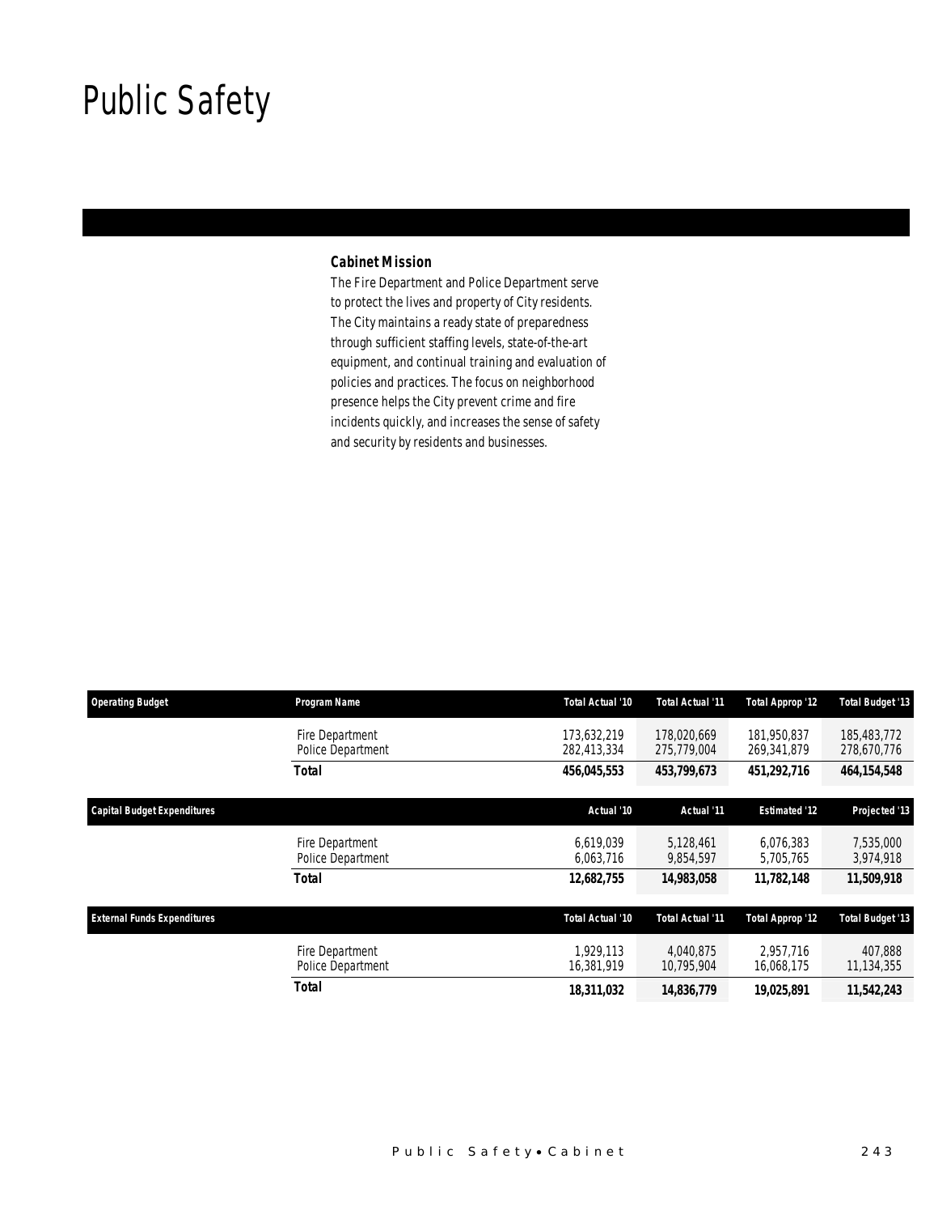# Public Safety

### Cabinet Mission

The Fire Department and Police Department serve to protect the lives and property of City residents. The City maintains a ready state of preparedness through sufficient staffing levels, state-of-the-art equipment, and continual training and evaluation of policies and practices. The focus on neighborhood presence helps the City prevent crime and fire incidents quickly, and increases the sense of safety and security by residents and businesses.

| Operating Budget | Program Name | Total Actual '10 | Total Actual '11 | Total Approp '12 | Total Budget '13 |
|---|---|---|---|---|---|
| | Fire Department | 173,632,219 | 178,020,669 | 181,950,837 | 185,483,772 |
| | Police Department | 282,413,334 | 275,779,004 | 269,341,879 | 278,670,776 |
| | **Total** | **456,045,553** | **453,799,673** | **451,292,716** | **464,154,548** |

| Capital Budget Expenditures | | Actual '10 | Actual '11 | Estimated '12 | Projected '13 |
|---|---|---|---|---|---|
| | Fire Department | 6,619,039 | 5,128,461 | 6,076,383 | 7,535,000 |
| | Police Department | 6,063,716 | 9,854,597 | 5,705,765 | 3,974,918 |
| | **Total** | **12,682,755** | **14,983,058** | **11,782,148** | **11,509,918** |

| External Funds Expenditures | | Total Actual '10 | Total Actual '11 | Total Approp '12 | Total Budget '13 |
|---|---|---|---|---|---|
| | Fire Department | 1,929,113 | 4,040,875 | 2,957,716 | 407,888 |
| | Police Department | 16,381,919 | 10,795,904 | 16,068,175 | 11,134,355 |
| | **Total** | **18,311,032** | **14,836,779** | **19,025,891** | **11,542,243** |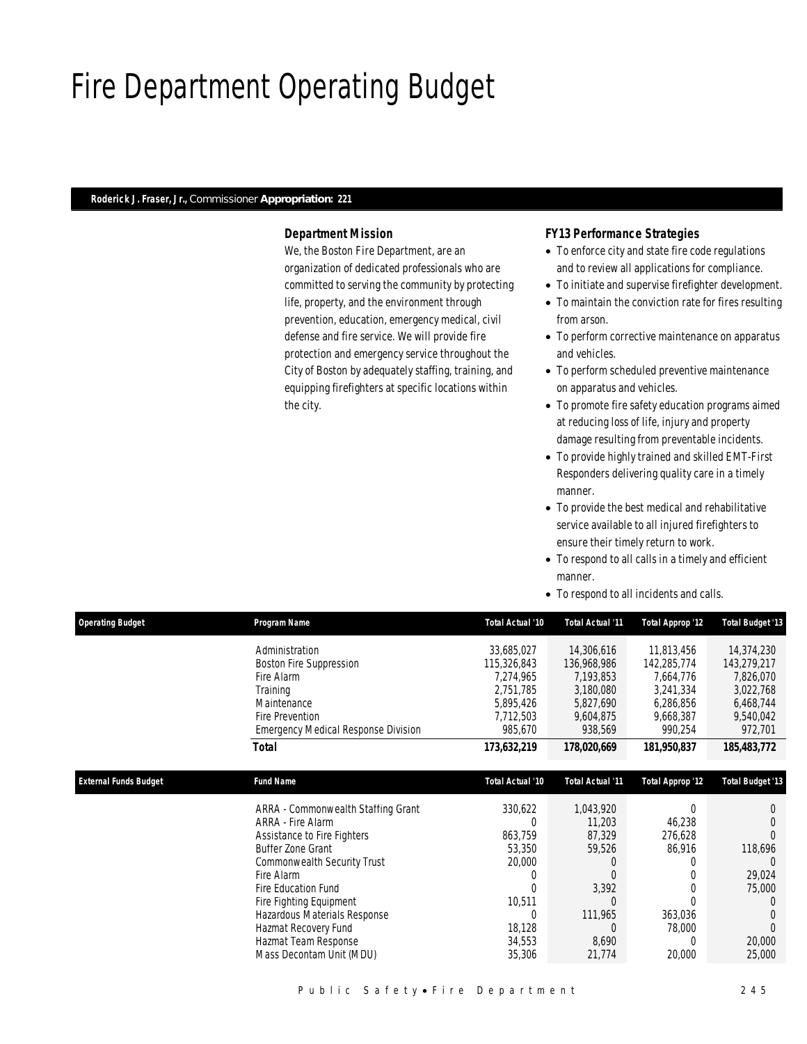# Fire Department Operating Budget

**Roderick J. Fraser, Jr.,** Commissioner **Appropriation: 221**

### Department Mission

We, the Boston Fire Department, are an organization of dedicated professionals who are committed to serving the community by protecting life, property, and the environment through prevention, education, emergency medical, civil defense and fire service. We will provide fire protection and emergency service throughout the City of Boston by adequately staffing, training, and equipping firefighters at specific locations within the city.

### FY13 Performance Strategies

- To enforce city and state fire code regulations and to review all applications for compliance.
- To initiate and supervise firefighter development.
- To maintain the conviction rate for fires resulting from arson.
- To perform corrective maintenance on apparatus and vehicles.
- To perform scheduled preventive maintenance on apparatus and vehicles.
- To promote fire safety education programs aimed at reducing loss of life, injury and property damage resulting from preventable incidents.
- To provide highly trained and skilled EMT-First Responders delivering quality care in a timely manner.
- To provide the best medical and rehabilitative service available to all injured firefighters to ensure their timely return to work.
- To respond to all calls in a timely and efficient manner.
- To respond to all incidents and calls.

| Operating Budget | Program Name | Total Actual '10 | Total Actual '11 | Total Approp '12 | Total Budget '13 |
|---|---|---|---|---|---|
| | Administration | 33,685,027 | 14,306,616 | 11,813,456 | 14,374,230 |
| | Boston Fire Suppression | 115,326,843 | 136,968,986 | 142,285,774 | 143,279,217 |
| | Fire Alarm | 7,274,965 | 7,193,853 | 7,664,776 | 7,826,070 |
| | Training | 2,751,785 | 3,180,080 | 3,241,334 | 3,022,768 |
| | Maintenance | 5,895,426 | 5,827,690 | 6,286,856 | 6,468,744 |
| | Fire Prevention | 7,712,503 | 9,604,875 | 9,668,387 | 9,540,042 |
| | Emergency Medical Response Division | 985,670 | 938,569 | 990,254 | 972,701 |
| | **Total** | **173,632,219** | **178,020,669** | **181,950,837** | **185,483,772** |

| External Funds Budget | Fund Name | Total Actual '10 | Total Actual '11 | Total Approp '12 | Total Budget '13 |
|---|---|---|---|---|---|
| | ARRA - Commonwealth Staffing Grant | 330,622 | 1,043,920 | 0 | 0 |
| | ARRA - Fire Alarm | 0 | 11,203 | 46,238 | 0 |
| | Assistance to Fire Fighters | 863,759 | 87,329 | 276,628 | 0 |
| | Buffer Zone Grant | 53,350 | 59,526 | 86,916 | 118,696 |
| | Commonwealth Security Trust | 20,000 | 0 | 0 | 0 |
| | Fire Alarm | 0 | 0 | 0 | 29,024 |
| | Fire Education Fund | 0 | 3,392 | 0 | 75,000 |
| | Fire Fighting Equipment | 10,511 | 0 | 0 | 0 |
| | Hazardous Materials Response | 0 | 111,965 | 363,036 | 0 |
| | Hazmat Recovery Fund | 18,128 | 0 | 78,000 | 0 |
| | Hazmat Team Response | 34,553 | 8,690 | 0 | 20,000 |
| | Mass Decontam Unit (MDU) | 35,306 | 21,774 | 20,000 | 25,000 |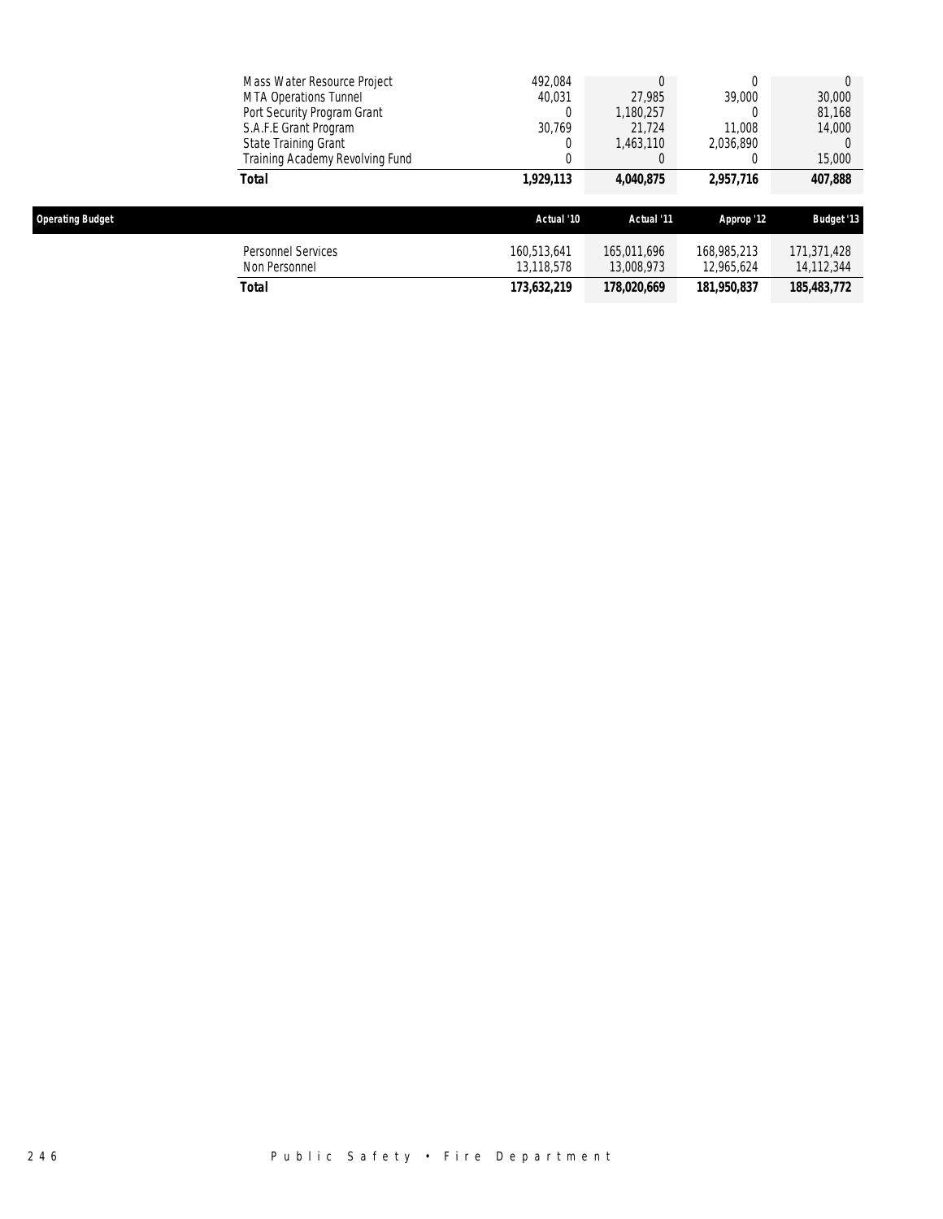| | | | | |
|---|---|---|---|---|
| Mass Water Resource Project | 492,084 | 0 | 0 | 0 |
| MTA Operations Tunnel | 40,031 | 27,985 | 39,000 | 30,000 |
| Port Security Program Grant | 0 | 1,180,257 | 0 | 81,168 |
| S.A.F.E Grant Program | 30,769 | 21,724 | 11,008 | 14,000 |
| State Training Grant | 0 | 1,463,110 | 2,036,890 | 0 |
| Training Academy Revolving Fund | 0 | 0 | 0 | 15,000 |
| **Total** | **1,929,113** | **4,040,875** | **2,957,716** | **407,888** |

| Operating Budget | Actual '10 | Actual '11 | Approp '12 | Budget '13 |
|---|---|---|---|---|
| Personnel Services | 160,513,641 | 165,011,696 | 168,985,213 | 171,371,428 |
| Non Personnel | 13,118,578 | 13,008,973 | 12,965,624 | 14,112,344 |
| **Total** | **173,632,219** | **178,020,669** | **181,950,837** | **185,483,772** |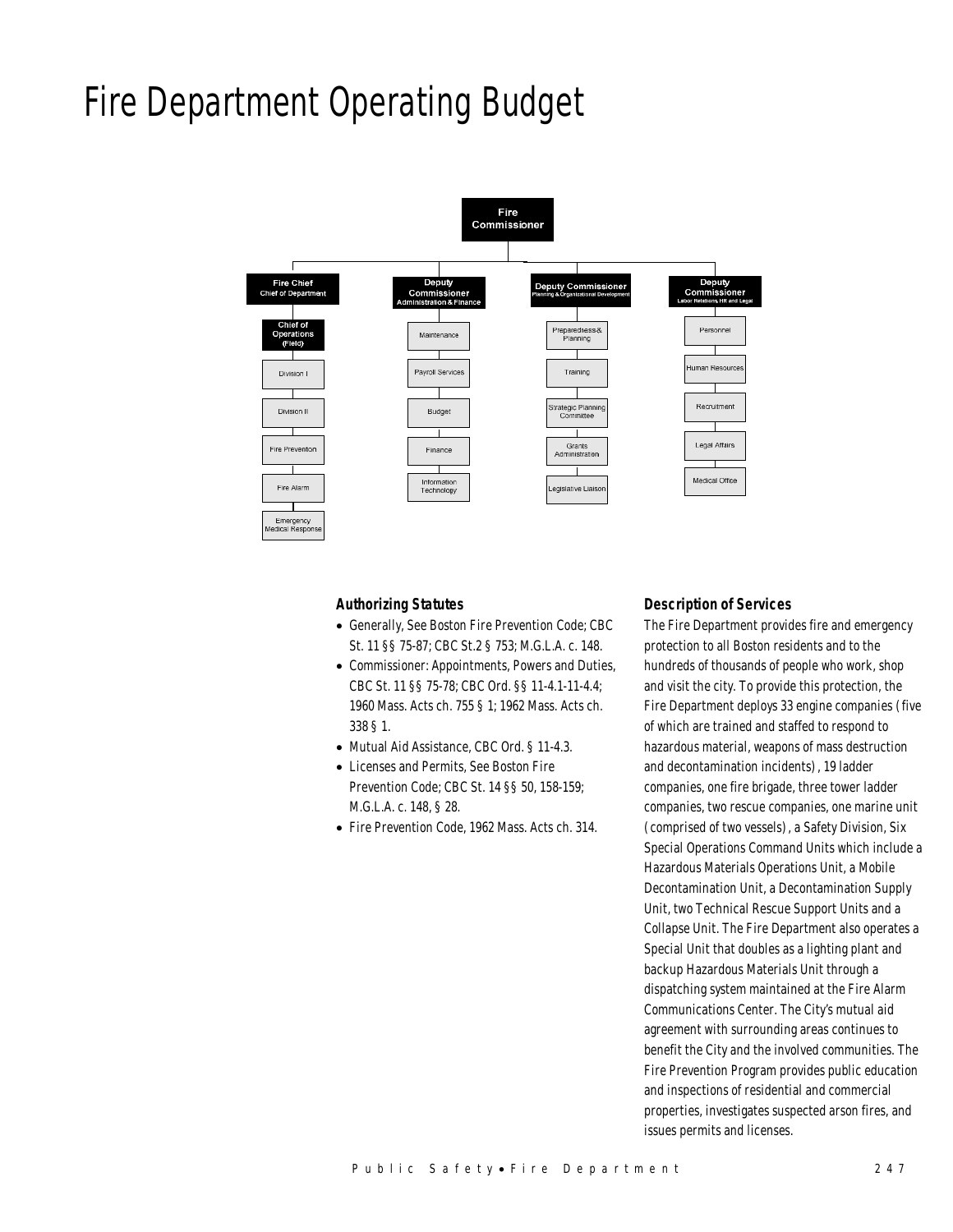# Fire Department Operating Budget

- Fire Commissioner
  - Fire Chief — Chief of Department
    - Chief of Operations (Field)
      - Division I
      - Division II
      - Fire Prevention
      - Fire Alarm
      - Emergency Medical Response
  - Deputy Commissioner — Administration & Finance
    - Maintenance
    - Payroll Services
    - Budget
    - Finance
    - Information Technology
  - Deputy Commissioner — Planning & Organizational Development
    - Preparedness & Planning
    - Training
    - Strategic Planning Committee
    - Grants Administration
    - Legislative Liaison
  - Deputy Commissioner — Labor Relations, HR and Legal
    - Personnel
    - Human Resources
    - Recruitment
    - Legal Affairs
    - Medical Office

### Authorizing Statutes

- Generally, See Boston Fire Prevention Code; CBC St. 11 §§ 75-87; CBC St.2 § 753; M.G.L.A. c. 148.
- Commissioner: Appointments, Powers and Duties, CBC St. 11 §§ 75-78; CBC Ord. §§ 11-4.1-11-4.4; 1960 Mass. Acts ch. 755 § 1; 1962 Mass. Acts ch. 338 § 1.
- Mutual Aid Assistance, CBC Ord. § 11-4.3.
- Licenses and Permits, See Boston Fire Prevention Code; CBC St. 14 §§ 50, 158-159; M.G.L.A. c. 148, § 28.
- Fire Prevention Code, 1962 Mass. Acts ch. 314.

### Description of Services

The Fire Department provides fire and emergency protection to all Boston residents and to the hundreds of thousands of people who work, shop and visit the city. To provide this protection, the Fire Department deploys 33 engine companies (five of which are trained and staffed to respond to hazardous material, weapons of mass destruction and decontamination incidents), 19 ladder companies, one fire brigade, three tower ladder companies, two rescue companies, one marine unit (comprised of two vessels), a Safety Division, Six Special Operations Command Units which include a Hazardous Materials Operations Unit, a Mobile Decontamination Unit, a Decontamination Supply Unit, two Technical Rescue Support Units and a Collapse Unit. The Fire Department also operates a Special Unit that doubles as a lighting plant and backup Hazardous Materials Unit through a dispatching system maintained at the Fire Alarm Communications Center. The City's mutual aid agreement with surrounding areas continues to benefit the City and the involved communities. The Fire Prevention Program provides public education and inspections of residential and commercial properties, investigates suspected arson fires, and issues permits and licenses.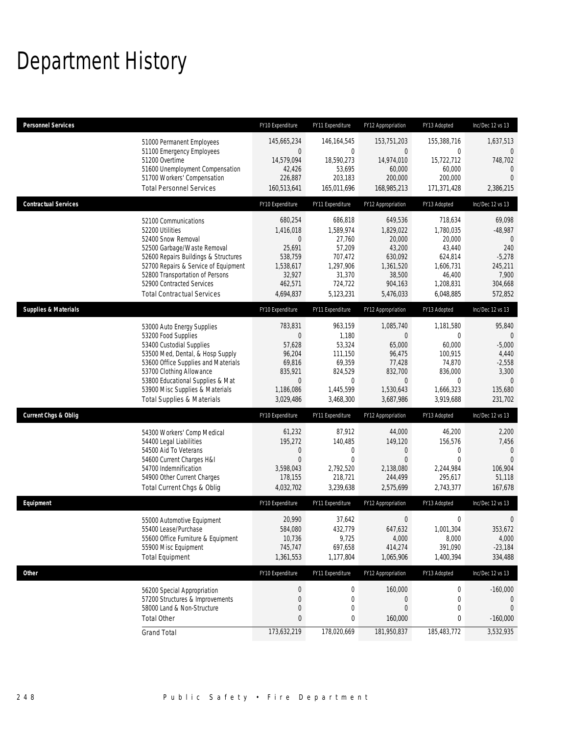# Department History

| Personnel Services | | FY10 Expenditure | FY11 Expenditure | FY12 Appropriation | FY13 Adopted | Inc/Dec 12 vs 13 |
|---|---|---|---|---|---|---|
| | 51000 Permanent Employees | 145,665,234 | 146,164,545 | 153,751,203 | 155,388,716 | 1,637,513 |
| | 51100 Emergency Employees | 0 | 0 | 0 | 0 | 0 |
| | 51200 Overtime | 14,579,094 | 18,590,273 | 14,974,010 | 15,722,712 | 748,702 |
| | 51600 Unemployment Compensation | 42,426 | 53,695 | 60,000 | 60,000 | 0 |
| | 51700 Workers' Compensation | 226,887 | 203,183 | 200,000 | 200,000 | 0 |
| | Total Personnel Services | 160,513,641 | 165,011,696 | 168,985,213 | 171,371,428 | 2,386,215 |
| **Contractual Services** | | FY10 Expenditure | FY11 Expenditure | FY12 Appropriation | FY13 Adopted | Inc/Dec 12 vs 13 |
| | 52100 Communications | 680,254 | 686,818 | 649,536 | 718,634 | 69,098 |
| | 52200 Utilities | 1,416,018 | 1,589,974 | 1,829,022 | 1,780,035 | -48,987 |
| | 52400 Snow Removal | 0 | 27,760 | 20,000 | 20,000 | 0 |
| | 52500 Garbage/Waste Removal | 25,691 | 57,209 | 43,200 | 43,440 | 240 |
| | 52600 Repairs Buildings & Structures | 538,759 | 707,472 | 630,092 | 624,814 | -5,278 |
| | 52700 Repairs & Service of Equipment | 1,538,617 | 1,297,906 | 1,361,520 | 1,606,731 | 245,211 |
| | 52800 Transportation of Persons | 32,927 | 31,370 | 38,500 | 46,400 | 7,900 |
| | 52900 Contracted Services | 462,571 | 724,722 | 904,163 | 1,208,831 | 304,668 |
| | Total Contractual Services | 4,694,837 | 5,123,231 | 5,476,033 | 6,048,885 | 572,852 |
| **Supplies & Materials** | | FY10 Expenditure | FY11 Expenditure | FY12 Appropriation | FY13 Adopted | Inc/Dec 12 vs 13 |
| | 53000 Auto Energy Supplies | 783,831 | 963,159 | 1,085,740 | 1,181,580 | 95,840 |
| | 53200 Food Supplies | 0 | 1,180 | 0 | 0 | 0 |
| | 53400 Custodial Supplies | 57,628 | 53,324 | 65,000 | 60,000 | -5,000 |
| | 53500 Med, Dental, & Hosp Supply | 96,204 | 111,150 | 96,475 | 100,915 | 4,440 |
| | 53600 Office Supplies and Materials | 69,816 | 69,359 | 77,428 | 74,870 | -2,558 |
| | 53700 Clothing Allowance | 835,921 | 824,529 | 832,700 | 836,000 | 3,300 |
| | 53800 Educational Supplies & Mat | 0 | 0 | 0 | 0 | 0 |
| | 53900 Misc Supplies & Materials | 1,186,086 | 1,445,599 | 1,530,643 | 1,666,323 | 135,680 |
| | Total Supplies & Materials | 3,029,486 | 3,468,300 | 3,687,986 | 3,919,688 | 231,702 |
| **Current Chgs & Oblig** | | FY10 Expenditure | FY11 Expenditure | FY12 Appropriation | FY13 Adopted | Inc/Dec 12 vs 13 |
| | 54300 Workers' Comp Medical | 61,232 | 87,912 | 44,000 | 46,200 | 2,200 |
| | 54400 Legal Liabilities | 195,272 | 140,485 | 149,120 | 156,576 | 7,456 |
| | 54500 Aid To Veterans | 0 | 0 | 0 | 0 | 0 |
| | 54600 Current Charges H&I | 0 | 0 | 0 | 0 | 0 |
| | 54700 Indemnification | 3,598,043 | 2,792,520 | 2,138,080 | 2,244,984 | 106,904 |
| | 54900 Other Current Charges | 178,155 | 218,721 | 244,499 | 295,617 | 51,118 |
| | Total Current Chgs & Oblig | 4,032,702 | 3,239,638 | 2,575,699 | 2,743,377 | 167,678 |
| **Equipment** | | FY10 Expenditure | FY11 Expenditure | FY12 Appropriation | FY13 Adopted | Inc/Dec 12 vs 13 |
| | 55000 Automotive Equipment | 20,990 | 37,642 | 0 | 0 | 0 |
| | 55400 Lease/Purchase | 584,080 | 432,779 | 647,632 | 1,001,304 | 353,672 |
| | 55600 Office Furniture & Equipment | 10,736 | 9,725 | 4,000 | 8,000 | 4,000 |
| | 55900 Misc Equipment | 745,747 | 697,658 | 414,274 | 391,090 | -23,184 |
| | Total Equipment | 1,361,553 | 1,177,804 | 1,065,906 | 1,400,394 | 334,488 |
| **Other** | | FY10 Expenditure | FY11 Expenditure | FY12 Appropriation | FY13 Adopted | Inc/Dec 12 vs 13 |
| | 56200 Special Appropriation | 0 | 0 | 160,000 | 0 | -160,000 |
| | 57200 Structures & Improvements | 0 | 0 | 0 | 0 | 0 |
| | 58000 Land & Non-Structure | 0 | 0 | 0 | 0 | 0 |
| | Total Other | 0 | 0 | 160,000 | 0 | -160,000 |
| | Grand Total | 173,632,219 | 178,020,669 | 181,950,837 | 185,483,772 | 3,532,935 |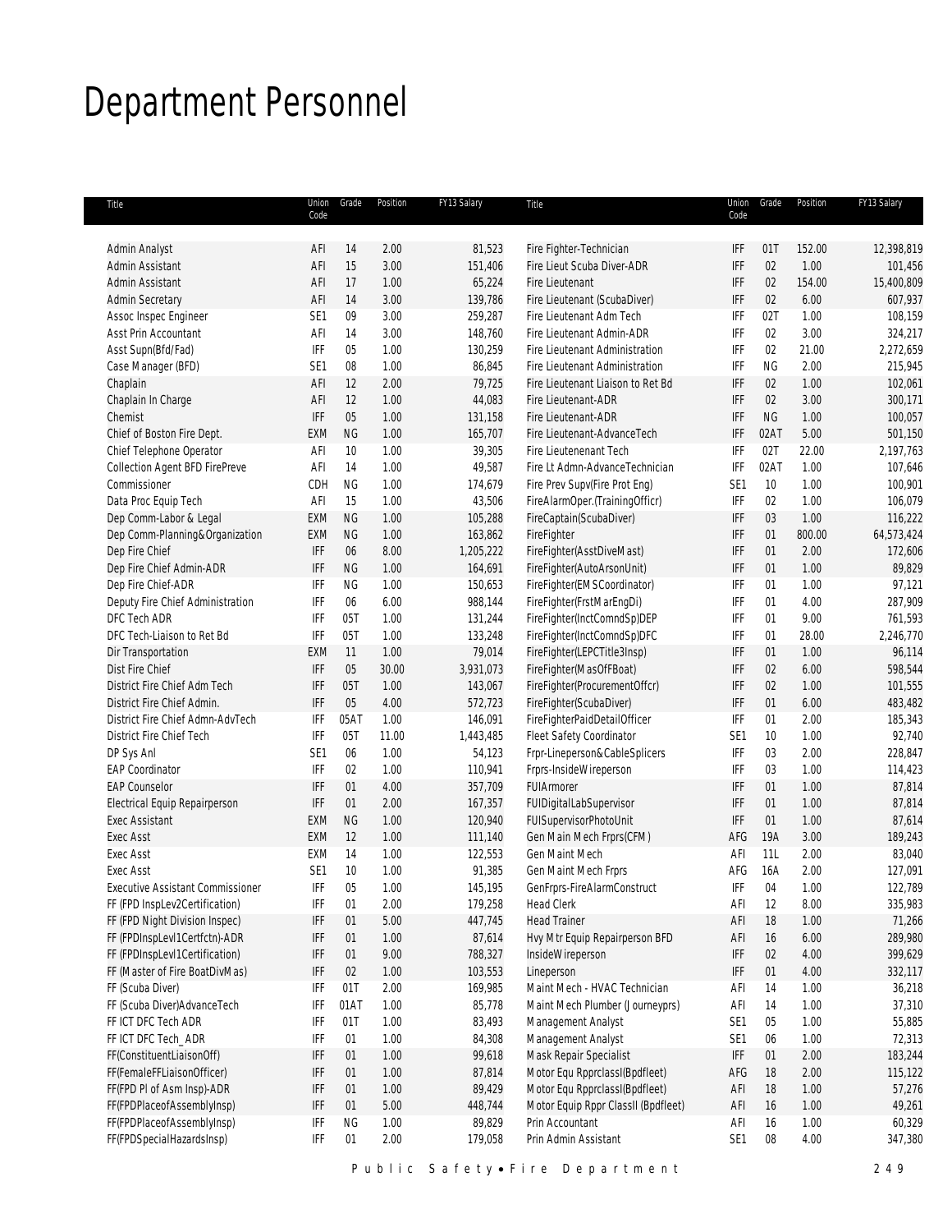# Department Personnel

| Title | Union Code | Grade | Position | FY13 Salary |
|---|---|---|---|---|
| Admin Analyst | AFI | 14 | 2.00 | 81,523 |
| Admin Assistant | AFI | 15 | 3.00 | 151,406 |
| Admin Assistant | AFI | 17 | 1.00 | 65,224 |
| Admin Secretary | AFI | 14 | 3.00 | 139,786 |
| Assoc Inspec Engineer | SE1 | 09 | 3.00 | 259,287 |
| Asst Prin Accountant | AFI | 14 | 3.00 | 148,760 |
| Asst Supn(Bfd/Fad) | IFF | 05 | 1.00 | 130,259 |
| Case Manager (BFD) | SE1 | 08 | 1.00 | 86,845 |
| Chaplain | AFI | 12 | 2.00 | 79,725 |
| Chaplain In Charge | AFI | 12 | 1.00 | 44,083 |
| Chemist | IFF | 05 | 1.00 | 131,158 |
| Chief of Boston Fire Dept. | EXM | NG | 1.00 | 165,707 |
| Chief Telephone Operator | AFI | 10 | 1.00 | 39,305 |
| Collection Agent BFD FirePreve | AFI | 14 | 1.00 | 49,587 |
| Commissioner | CDH | NG | 1.00 | 174,679 |
| Data Proc Equip Tech | AFI | 15 | 1.00 | 43,506 |
| Dep Comm-Labor & Legal | EXM | NG | 1.00 | 105,288 |
| Dep Comm-Planning&Organization | EXM | NG | 1.00 | 163,862 |
| Dep Fire Chief | IFF | 06 | 8.00 | 1,205,222 |
| Dep Fire Chief Admin-ADR | IFF | NG | 1.00 | 164,691 |
| Dep Fire Chief-ADR | IFF | NG | 1.00 | 150,653 |
| Deputy Fire Chief Administration | IFF | 06 | 6.00 | 988,144 |
| DFC Tech ADR | IFF | 05T | 1.00 | 131,244 |
| DFC Tech-Liaison to Ret Bd | IFF | 05T | 1.00 | 133,248 |
| Dir Transportation | EXM | 11 | 1.00 | 79,014 |
| Dist Fire Chief | IFF | 05 | 30.00 | 3,931,073 |
| District Fire Chief Adm Tech | IFF | 05T | 1.00 | 143,067 |
| District Fire Chief Admin. | IFF | 05 | 4.00 | 572,723 |
| District Fire Chief Admn-AdvTech | IFF | 05AT | 1.00 | 146,091 |
| District Fire Chief Tech | IFF | 05T | 11.00 | 1,443,485 |
| DP Sys Anl | SE1 | 06 | 1.00 | 54,123 |
| EAP Coordinator | IFF | 02 | 1.00 | 110,941 |
| EAP Counselor | IFF | 01 | 4.00 | 357,709 |
| Electrical Equip Repairperson | IFF | 01 | 2.00 | 167,357 |
| Exec Assistant | EXM | NG | 1.00 | 120,940 |
| Exec Asst | EXM | 12 | 1.00 | 111,140 |
| Exec Asst | EXM | 14 | 1.00 | 122,553 |
| Exec Asst | SE1 | 10 | 1.00 | 91,385 |
| Executive Assistant Commissioner | IFF | 05 | 1.00 | 145,195 |
| FF (FPD InspLev2Certification) | IFF | 01 | 2.00 | 179,258 |
| FF (FPD Night Division Inspec) | IFF | 01 | 5.00 | 447,745 |
| FF (FPDInspLevl1Certfctn)-ADR | IFF | 01 | 1.00 | 87,614 |
| FF (FPDInspLevl1Certification) | IFF | 01 | 9.00 | 788,327 |
| FF (Master of Fire BoatDivMas) | IFF | 02 | 1.00 | 103,553 |
| FF (Scuba Diver) | IFF | 01T | 2.00 | 169,985 |
| FF (Scuba Diver)AdvanceTech | IFF | 01AT | 1.00 | 85,778 |
| FF ICT DFC Tech ADR | IFF | 01T | 1.00 | 83,493 |
| FF ICT DFC Tech_ADR | IFF | 01 | 1.00 | 84,308 |
| FF(ConstituentLiaisonOff) | IFF | 01 | 1.00 | 99,618 |
| FF(FemaleFFLiaisonOfficer) | IFF | 01 | 1.00 | 87,814 |
| FF(FPD Pl of Asm Insp)-ADR | IFF | 01 | 1.00 | 89,429 |
| FF(FPDPlaceofAssemblyInsp) | IFF | 01 | 5.00 | 448,744 |
| FF(FPDPlaceofAssemblyInsp) | IFF | NG | 1.00 | 89,829 |
| FF(FPDSpecialHazardsInsp) | IFF | 01 | 2.00 | 179,058 |
| Fire Fighter-Technician | IFF | 01T | 152.00 | 12,398,819 |
| Fire Lieut Scuba Diver-ADR | IFF | 02 | 1.00 | 101,456 |
| Fire Lieutenant | IFF | 02 | 154.00 | 15,400,809 |
| Fire Lieutenant (ScubaDiver) | IFF | 02 | 6.00 | 607,937 |
| Fire Lieutenant Adm Tech | IFF | 02T | 1.00 | 108,159 |
| Fire Lieutenant Admin-ADR | IFF | 02 | 3.00 | 324,217 |
| Fire Lieutenant Administration | IFF | 02 | 21.00 | 2,272,659 |
| Fire Lieutenant Administration | IFF | NG | 2.00 | 215,945 |
| Fire Lieutenant Liaison to Ret Bd | IFF | 02 | 1.00 | 102,061 |
| Fire Lieutenant-ADR | IFF | 02 | 3.00 | 300,171 |
| Fire Lieutenant-ADR | IFF | NG | 1.00 | 100,057 |
| Fire Lieutenant-AdvanceTech | IFF | 02AT | 5.00 | 501,150 |
| Fire Lieutenenant Tech | IFF | 02T | 22.00 | 2,197,763 |
| Fire Lt Admn-AdvanceTechnician | IFF | 02AT | 1.00 | 107,646 |
| Fire Prev Supv(Fire Prot Eng) | SE1 | 10 | 1.00 | 100,901 |
| FireAlarmOper.(TrainingOfficr) | IFF | 02 | 1.00 | 106,079 |
| FireCaptain(ScubaDiver) | IFF | 03 | 1.00 | 116,222 |
| FireFighter | IFF | 01 | 800.00 | 64,573,424 |
| FireFighter(AsstDiveMast) | IFF | 01 | 2.00 | 172,606 |
| FireFighter(AutoArsonUnit) | IFF | 01 | 1.00 | 89,829 |
| FireFighter(EMSCoordinator) | IFF | 01 | 1.00 | 97,121 |
| FireFighter(FrstMarEngDi) | IFF | 01 | 4.00 | 287,909 |
| FireFighter(InctComndSp)DEP | IFF | 01 | 9.00 | 761,593 |
| FireFighter(InctComndSp)DFC | IFF | 01 | 28.00 | 2,246,770 |
| FireFighter(LEPCTitle3Insp) | IFF | 01 | 1.00 | 96,114 |
| FireFighter(MasOfFBoat) | IFF | 02 | 6.00 | 598,544 |
| FireFighter(ProcurementOffcr) | IFF | 02 | 1.00 | 101,555 |
| FireFighter(ScubaDiver) | IFF | 01 | 6.00 | 483,482 |
| FireFighterPaidDetailOfficer | IFF | 01 | 2.00 | 185,343 |
| Fleet Safety Coordinator | SE1 | 10 | 1.00 | 92,740 |
| Frpr-Lineperson&CableSplicers | IFF | 03 | 2.00 | 228,847 |
| Frprs-InsideWireperson | IFF | 03 | 1.00 | 114,423 |
| FUIArmorer | IFF | 01 | 1.00 | 87,814 |
| FUIDigitalLabSupervisor | IFF | 01 | 1.00 | 87,814 |
| FUISupervisorPhotoUnit | IFF | 01 | 1.00 | 87,614 |
| Gen Main Mech Frprs(CFM) | AFG | 19A | 3.00 | 189,243 |
| Gen Maint Mech | AFI | 11L | 2.00 | 83,040 |
| Gen Maint Mech Frprs | AFG | 16A | 2.00 | 127,091 |
| GenFrprs-FireAlarmConstruct | IFF | 04 | 1.00 | 122,789 |
| Head Clerk | AFI | 12 | 8.00 | 335,983 |
| Head Trainer | AFI | 18 | 1.00 | 71,266 |
| Hvy Mtr Equip Repairperson BFD | AFI | 16 | 6.00 | 289,980 |
| InsideWireperson | IFF | 02 | 4.00 | 399,629 |
| Lineperson | IFF | 01 | 4.00 | 332,117 |
| Maint Mech - HVAC Technician | AFI | 14 | 1.00 | 36,218 |
| Maint Mech Plumber (Journeyprs) | AFI | 14 | 1.00 | 37,310 |
| Management Analyst | SE1 | 05 | 1.00 | 55,885 |
| Management Analyst | SE1 | 06 | 1.00 | 72,313 |
| Mask Repair Specialist | IFF | 01 | 2.00 | 183,244 |
| Motor Equ RpprclassI(Bpdfleet) | AFG | 18 | 2.00 | 115,122 |
| Motor Equ RpprclassI(Bpdfleet) | AFI | 18 | 1.00 | 57,276 |
| Motor Equip Rppr ClassII (Bpdfleet) | AFI | 16 | 1.00 | 49,261 |
| Prin Accountant | AFI | 16 | 1.00 | 60,329 |
| Prin Admin Assistant | SE1 | 08 | 4.00 | 347,380 |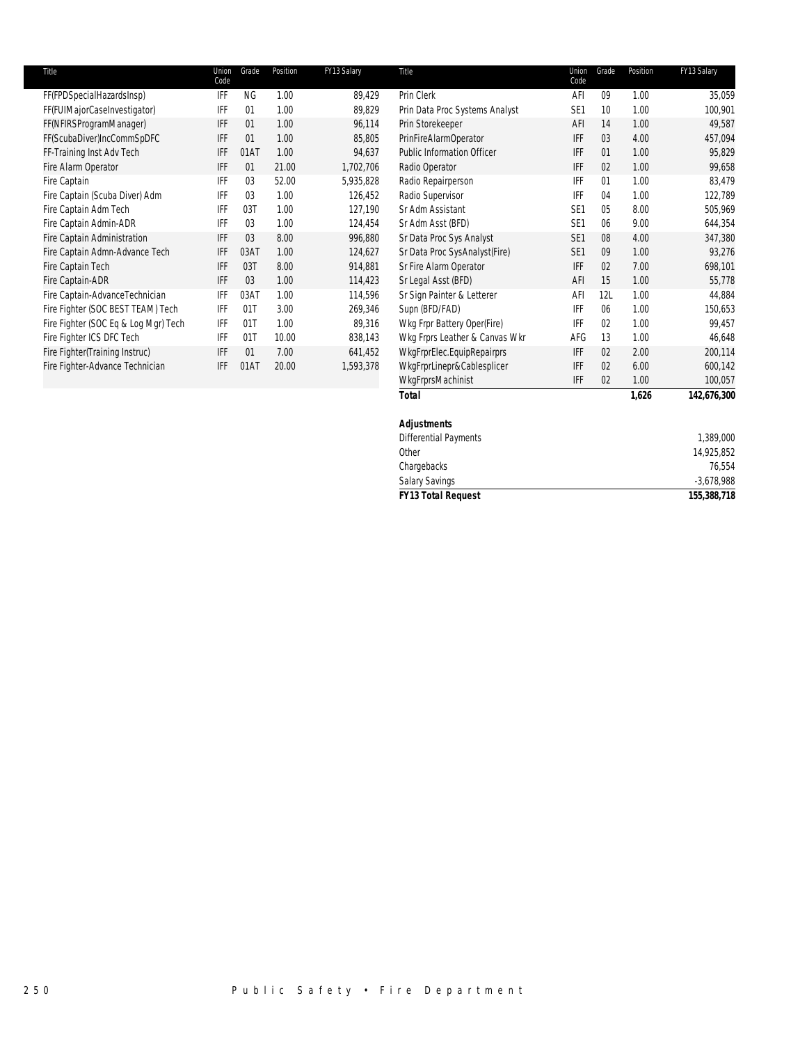| Title | Union Code | Grade | Position | FY13 Salary |
|---|---|---|---|---|
| FF(FPDSpecialHazardsInsp) | IFF | NG | 1.00 | 89,429 |
| FF(FUIMajorCaseInvestigator) | IFF | 01 | 1.00 | 89,829 |
| FF(NFIRSProgramManager) | IFF | 01 | 1.00 | 96,114 |
| FF(ScubaDiver)IncCommSpDFC | IFF | 01 | 1.00 | 85,805 |
| FF-Training Inst Adv Tech | IFF | 01AT | 1.00 | 94,637 |
| Fire Alarm Operator | IFF | 01 | 21.00 | 1,702,706 |
| Fire Captain | IFF | 03 | 52.00 | 5,935,828 |
| Fire Captain (Scuba Diver) Adm | IFF | 03 | 1.00 | 126,452 |
| Fire Captain Adm Tech | IFF | 03T | 1.00 | 127,190 |
| Fire Captain Admin-ADR | IFF | 03 | 1.00 | 124,454 |
| Fire Captain Administration | IFF | 03 | 8.00 | 996,880 |
| Fire Captain Admn-Advance Tech | IFF | 03AT | 1.00 | 124,627 |
| Fire Captain Tech | IFF | 03T | 8.00 | 914,881 |
| Fire Captain-ADR | IFF | 03 | 1.00 | 114,423 |
| Fire Captain-AdvanceTechnician | IFF | 03AT | 1.00 | 114,596 |
| Fire Fighter (SOC BEST TEAM) Tech | IFF | 01T | 3.00 | 269,346 |
| Fire Fighter (SOC Eq & Log Mgr) Tech | IFF | 01T | 1.00 | 89,316 |
| Fire Fighter ICS DFC Tech | IFF | 01T | 10.00 | 838,143 |
| Fire Fighter(Training Instruc) | IFF | 01 | 7.00 | 641,452 |
| Fire Fighter-Advance Technician | IFF | 01AT | 20.00 | 1,593,378 |
| Prin Clerk | AFI | 09 | 1.00 | 35,059 |
| Prin Data Proc Systems Analyst | SE1 | 10 | 1.00 | 100,901 |
| Prin Storekeeper | AFI | 14 | 1.00 | 49,587 |
| PrinFireAlarmOperator | IFF | 03 | 4.00 | 457,094 |
| Public Information Officer | IFF | 01 | 1.00 | 95,829 |
| Radio Operator | IFF | 02 | 1.00 | 99,658 |
| Radio Repairperson | IFF | 01 | 1.00 | 83,479 |
| Radio Supervisor | IFF | 04 | 1.00 | 122,789 |
| Sr Adm Assistant | SE1 | 05 | 8.00 | 505,969 |
| Sr Adm Asst (BFD) | SE1 | 06 | 9.00 | 644,354 |
| Sr Data Proc Sys Analyst | SE1 | 08 | 4.00 | 347,380 |
| Sr Data Proc SysAnalyst(Fire) | SE1 | 09 | 1.00 | 93,276 |
| Sr Fire Alarm Operator | IFF | 02 | 7.00 | 698,101 |
| Sr Legal Asst (BFD) | AFI | 15 | 1.00 | 55,778 |
| Sr Sign Painter & Letterer | AFI | 12L | 1.00 | 44,884 |
| Supn (BFD/FAD) | IFF | 06 | 1.00 | 150,653 |
| Wkg Frpr Battery Oper(Fire) | IFF | 02 | 1.00 | 99,457 |
| Wkg Frprs Leather & Canvas Wkr | AFG | 13 | 1.00 | 46,648 |
| WkgFrprElec.EquipRepairprs | IFF | 02 | 2.00 | 200,114 |
| WkgFrprLinepr&Cablesplicer | IFF | 02 | 6.00 | 600,142 |
| WkgFrprsMachinist | IFF | 02 | 1.00 | 100,057 |
| ***Total*** | | | **1,626** | **142,676,300** |

| ***Adjustments*** | |
|---|---|
| Differential Payments | 1,389,000 |
| Other | 14,925,852 |
| Chargebacks | 76,554 |
| Salary Savings | -3,678,988 |
| ***FY13 Total Request*** | **155,388,718** |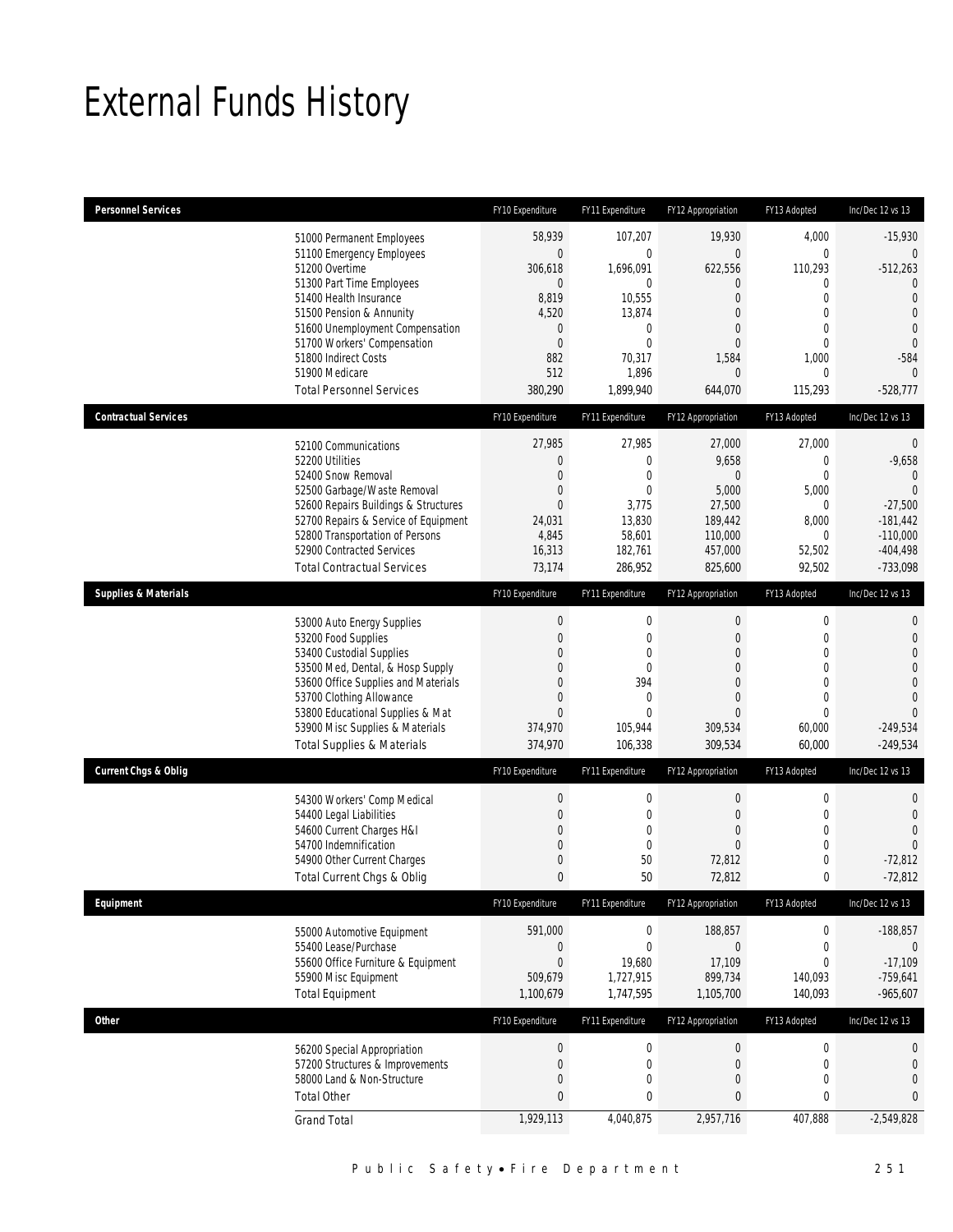# External Funds History

| Personnel Services | FY10 Expenditure | FY11 Expenditure | FY12 Appropriation | FY13 Adopted | Inc/Dec 12 vs 13 |
|---|---|---|---|---|---|
| 51000 Permanent Employees | 58,939 | 107,207 | 19,930 | 4,000 | -15,930 |
| 51100 Emergency Employees | 0 | 0 | 0 | 0 | 0 |
| 51200 Overtime | 306,618 | 1,696,091 | 622,556 | 110,293 | -512,263 |
| 51300 Part Time Employees | 0 | 0 | 0 | 0 | 0 |
| 51400 Health Insurance | 8,819 | 10,555 | 0 | 0 | 0 |
| 51500 Pension & Annunity | 4,520 | 13,874 | 0 | 0 | 0 |
| 51600 Unemployment Compensation | 0 | 0 | 0 | 0 | 0 |
| 51700 Workers' Compensation | 0 | 0 | 0 | 0 | 0 |
| 51800 Indirect Costs | 882 | 70,317 | 1,584 | 1,000 | -584 |
| 51900 Medicare | 512 | 1,896 | 0 | 0 | 0 |
| Total Personnel Services | 380,290 | 1,899,940 | 644,070 | 115,293 | -528,777 |

| Contractual Services | FY10 Expenditure | FY11 Expenditure | FY12 Appropriation | FY13 Adopted | Inc/Dec 12 vs 13 |
|---|---|---|---|---|---|
| 52100 Communications | 27,985 | 27,985 | 27,000 | 27,000 | 0 |
| 52200 Utilities | 0 | 0 | 9,658 | 0 | -9,658 |
| 52400 Snow Removal | 0 | 0 | 0 | 0 | 0 |
| 52500 Garbage/Waste Removal | 0 | 0 | 5,000 | 5,000 | 0 |
| 52600 Repairs Buildings & Structures | 0 | 3,775 | 27,500 | 0 | -27,500 |
| 52700 Repairs & Service of Equipment | 24,031 | 13,830 | 189,442 | 8,000 | -181,442 |
| 52800 Transportation of Persons | 4,845 | 58,601 | 110,000 | 0 | -110,000 |
| 52900 Contracted Services | 16,313 | 182,761 | 457,000 | 52,502 | -404,498 |
| Total Contractual Services | 73,174 | 286,952 | 825,600 | 92,502 | -733,098 |

| Supplies & Materials | FY10 Expenditure | FY11 Expenditure | FY12 Appropriation | FY13 Adopted | Inc/Dec 12 vs 13 |
|---|---|---|---|---|---|
| 53000 Auto Energy Supplies | 0 | 0 | 0 | 0 | 0 |
| 53200 Food Supplies | 0 | 0 | 0 | 0 | 0 |
| 53400 Custodial Supplies | 0 | 0 | 0 | 0 | 0 |
| 53500 Med, Dental, & Hosp Supply | 0 | 0 | 0 | 0 | 0 |
| 53600 Office Supplies and Materials | 0 | 394 | 0 | 0 | 0 |
| 53700 Clothing Allowance | 0 | 0 | 0 | 0 | 0 |
| 53800 Educational Supplies & Mat | 0 | 0 | 0 | 0 | 0 |
| 53900 Misc Supplies & Materials | 374,970 | 105,944 | 309,534 | 60,000 | -249,534 |
| Total Supplies & Materials | 374,970 | 106,338 | 309,534 | 60,000 | -249,534 |

| Current Chgs & Oblig | FY10 Expenditure | FY11 Expenditure | FY12 Appropriation | FY13 Adopted | Inc/Dec 12 vs 13 |
|---|---|---|---|---|---|
| 54300 Workers' Comp Medical | 0 | 0 | 0 | 0 | 0 |
| 54400 Legal Liabilities | 0 | 0 | 0 | 0 | 0 |
| 54600 Current Charges H&I | 0 | 0 | 0 | 0 | 0 |
| 54700 Indemnification | 0 | 0 | 0 | 0 | 0 |
| 54900 Other Current Charges | 0 | 50 | 72,812 | 0 | -72,812 |
| Total Current Chgs & Oblig | 0 | 50 | 72,812 | 0 | -72,812 |

| Equipment | FY10 Expenditure | FY11 Expenditure | FY12 Appropriation | FY13 Adopted | Inc/Dec 12 vs 13 |
|---|---|---|---|---|---|
| 55000 Automotive Equipment | 591,000 | 0 | 188,857 | 0 | -188,857 |
| 55400 Lease/Purchase | 0 | 0 | 0 | 0 | 0 |
| 55600 Office Furniture & Equipment | 0 | 19,680 | 17,109 | 0 | -17,109 |
| 55900 Misc Equipment | 509,679 | 1,727,915 | 899,734 | 140,093 | -759,641 |
| Total Equipment | 1,100,679 | 1,747,595 | 1,105,700 | 140,093 | -965,607 |

| Other | FY10 Expenditure | FY11 Expenditure | FY12 Appropriation | FY13 Adopted | Inc/Dec 12 vs 13 |
|---|---|---|---|---|---|
| 56200 Special Appropriation | 0 | 0 | 0 | 0 | 0 |
| 57200 Structures & Improvements | 0 | 0 | 0 | 0 | 0 |
| 58000 Land & Non-Structure | 0 | 0 | 0 | 0 | 0 |
| Total Other | 0 | 0 | 0 | 0 | 0 |
| Grand Total | 1,929,113 | 4,040,875 | 2,957,716 | 407,888 | -2,549,828 |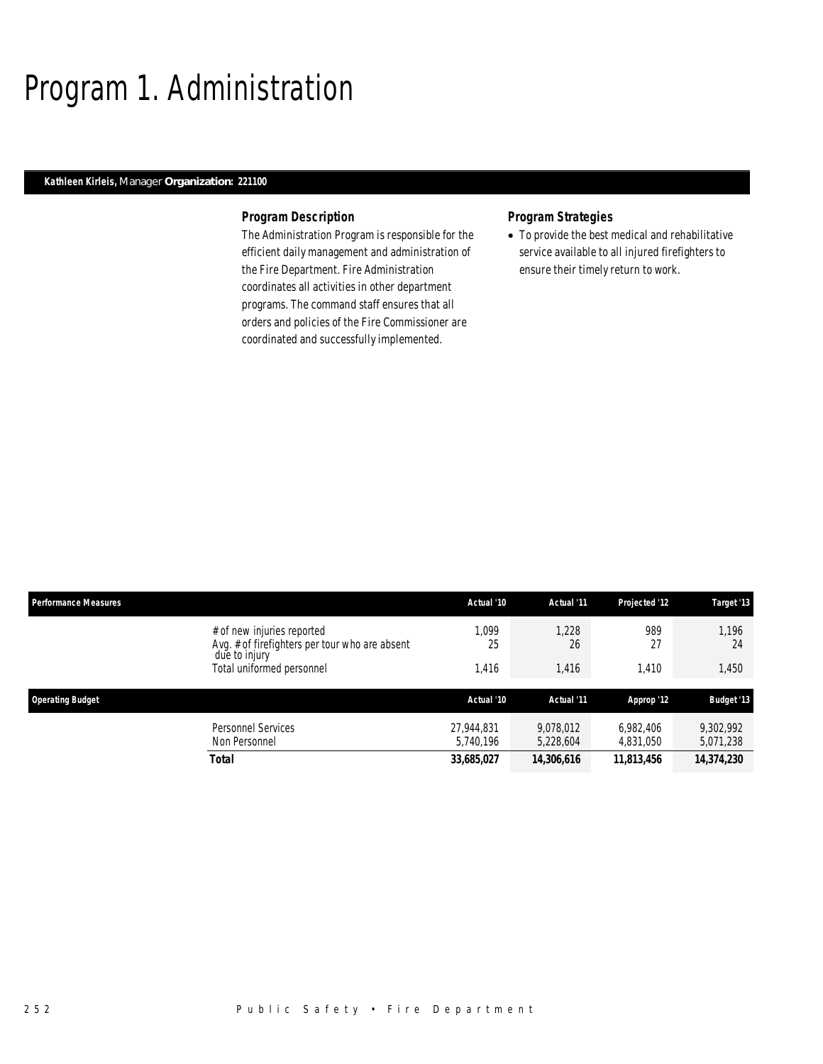# Program 1. Administration

**Kathleen Kirleis,** Manager **Organization: 221100**

### Program Description

The Administration Program is responsible for the efficient daily management and administration of the Fire Department. Fire Administration coordinates all activities in other department programs. The command staff ensures that all orders and policies of the Fire Commissioner are coordinated and successfully implemented.

### Program Strategies

- To provide the best medical and rehabilitative service available to all injured firefighters to ensure their timely return to work.

| Performance Measures | Actual '10 | Actual '11 | Projected '12 | Target '13 |
|---|---|---|---|---|
| # of new injuries reported | 1,099 | 1,228 | 989 | 1,196 |
| Avg. # of firefighters per tour who are absent due to injury | 25 | 26 | 27 | 24 |
| Total uniformed personnel | 1,416 | 1,416 | 1,410 | 1,450 |

| Operating Budget | Actual '10 | Actual '11 | Approp '12 | Budget '13 |
|---|---|---|---|---|
| Personnel Services | 27,944,831 | 9,078,012 | 6,982,406 | 9,302,992 |
| Non Personnel | 5,740,196 | 5,228,604 | 4,831,050 | 5,071,238 |
| **Total** | **33,685,027** | **14,306,616** | **11,813,456** | **14,374,230** |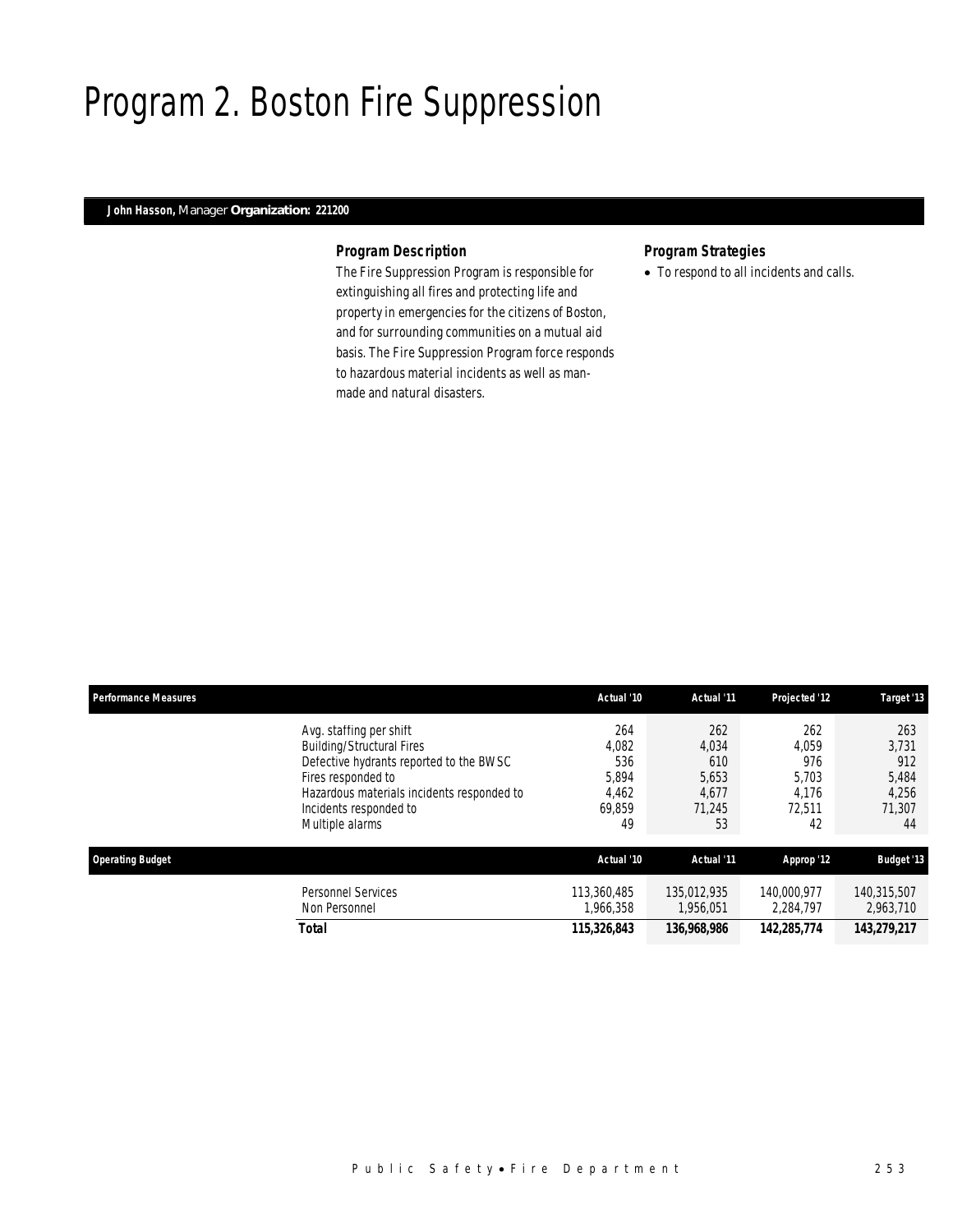# Program 2. Boston Fire Suppression

**John Hasson,** Manager **Organization: 221200**

### *Program Description*

The Fire Suppression Program is responsible for extinguishing all fires and protecting life and property in emergencies for the citizens of Boston, and for surrounding communities on a mutual aid basis. The Fire Suppression Program force responds to hazardous material incidents as well as man-made and natural disasters.

### *Program Strategies*

- To respond to all incidents and calls.

| Performance Measures | Actual '10 | Actual '11 | Projected '12 | Target '13 |
|---|---|---|---|---|
| Avg. staffing per shift | 264 | 262 | 262 | 263 |
| Building/Structural Fires | 4,082 | 4,034 | 4,059 | 3,731 |
| Defective hydrants reported to the BWSC | 536 | 610 | 976 | 912 |
| Fires responded to | 5,894 | 5,653 | 5,703 | 5,484 |
| Hazardous materials incidents responded to | 4,462 | 4,677 | 4,176 | 4,256 |
| Incidents responded to | 69,859 | 71,245 | 72,511 | 71,307 |
| Multiple alarms | 49 | 53 | 42 | 44 |

| Operating Budget | Actual '10 | Actual '11 | Approp '12 | Budget '13 |
|---|---|---|---|---|
| Personnel Services | 113,360,485 | 135,012,935 | 140,000,977 | 140,315,507 |
| Non Personnel | 1,966,358 | 1,956,051 | 2,284,797 | 2,963,710 |
| **Total** | **115,326,843** | **136,968,986** | **142,285,774** | **143,279,217** |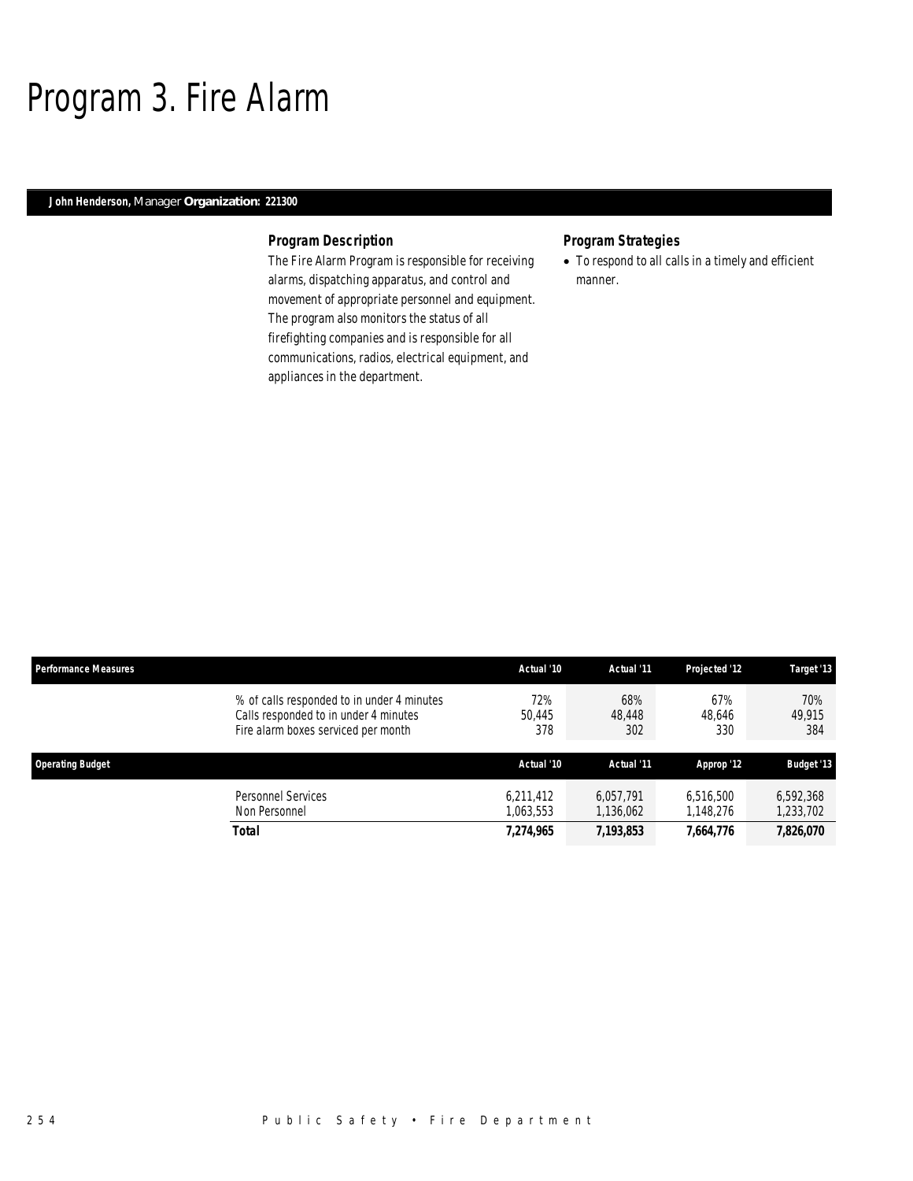# Program 3. Fire Alarm

**John Henderson,** Manager **Organization: 221300**

### Program Description

The Fire Alarm Program is responsible for receiving alarms, dispatching apparatus, and control and movement of appropriate personnel and equipment. The program also monitors the status of all firefighting companies and is responsible for all communications, radios, electrical equipment, and appliances in the department.

### Program Strategies

- To respond to all calls in a timely and efficient manner.

| Performance Measures | | Actual '10 | Actual '11 | Projected '12 | Target '13 |
|---|---|---|---|---|---|
| | % of calls responded to in under 4 minutes | 72% | 68% | 67% | 70% |
| | Calls responded to in under 4 minutes | 50,445 | 48,448 | 48,646 | 49,915 |
| | Fire alarm boxes serviced per month | 378 | 302 | 330 | 384 |

| Operating Budget | | Actual '10 | Actual '11 | Approp '12 | Budget '13 |
|---|---|---|---|---|---|
| | Personnel Services | 6,211,412 | 6,057,791 | 6,516,500 | 6,592,368 |
| | Non Personnel | 1,063,553 | 1,136,062 | 1,148,276 | 1,233,702 |
| | **Total** | **7,274,965** | **7,193,853** | **7,664,776** | **7,826,070** |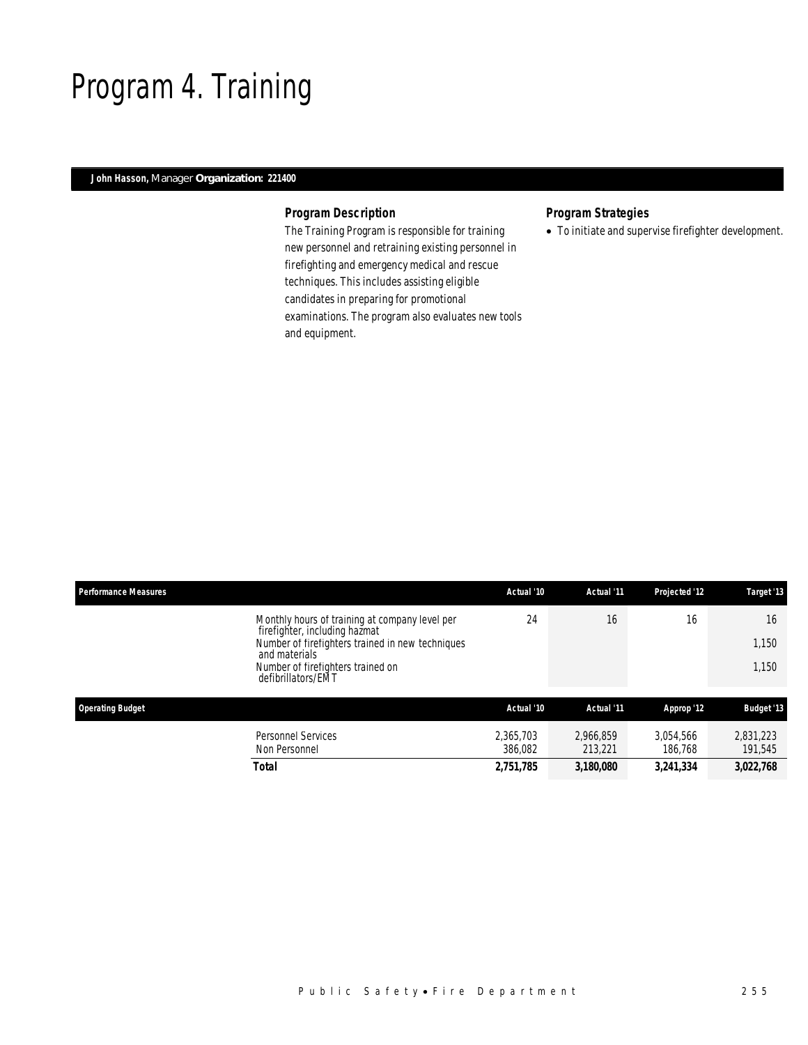# Program 4. Training

**John Hasson,** Manager **Organization: 221400**

### *Program Description*

The Training Program is responsible for training new personnel and retraining existing personnel in firefighting and emergency medical and rescue techniques. This includes assisting eligible candidates in preparing for promotional examinations. The program also evaluates new tools and equipment.

### *Program Strategies*

- To initiate and supervise firefighter development.

| Performance Measures | Actual '10 | Actual '11 | Projected '12 | Target '13 |
|---|---|---|---|---|
| Monthly hours of training at company level per firefighter, including hazmat | 24 | 16 | 16 | 16 |
| Number of firefighters trained in new techniques and materials | | | | 1,150 |
| Number of firefighters trained on defibrillators/EMT | | | | 1,150 |

| Operating Budget | Actual '10 | Actual '11 | Approp '12 | Budget '13 |
|---|---|---|---|---|
| Personnel Services | 2,365,703 | 2,966,859 | 3,054,566 | 2,831,223 |
| Non Personnel | 386,082 | 213,221 | 186,768 | 191,545 |
| **Total** | **2,751,785** | **3,180,080** | **3,241,334** | **3,022,768** |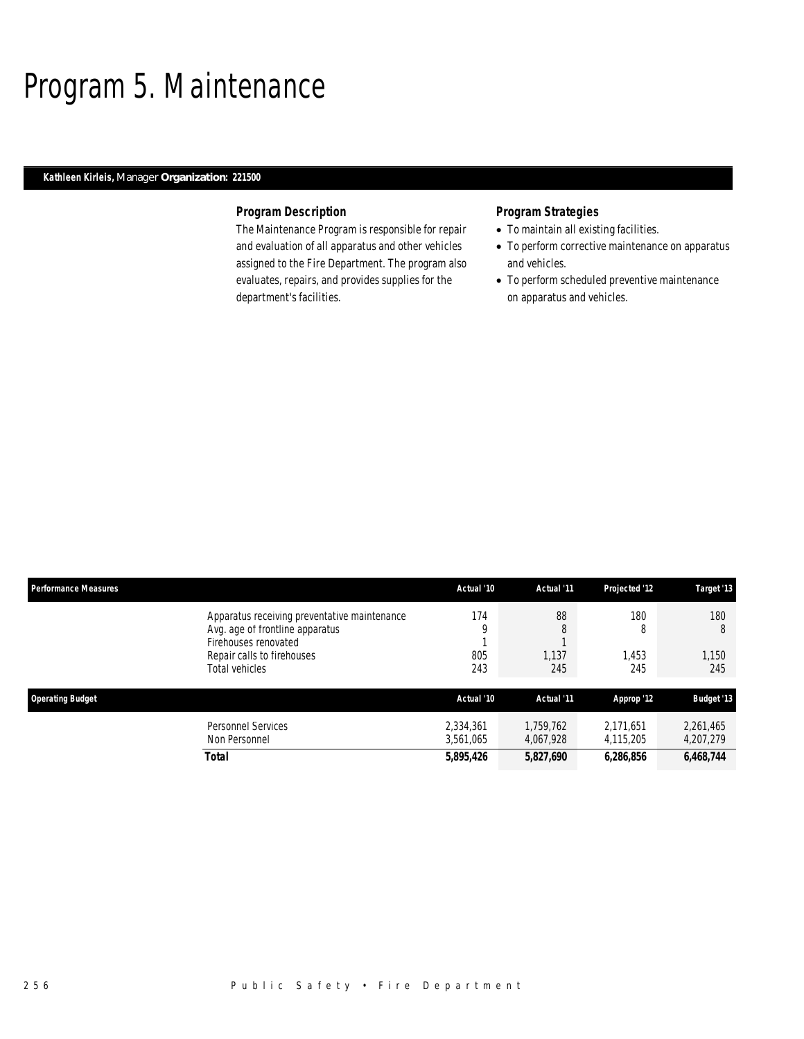# Program 5. Maintenance

**Kathleen Kirleis,** Manager **Organization: 221500**

### Program Description

The Maintenance Program is responsible for repair and evaluation of all apparatus and other vehicles assigned to the Fire Department. The program also evaluates, repairs, and provides supplies for the department's facilities.

### Program Strategies

- To maintain all existing facilities.
- To perform corrective maintenance on apparatus and vehicles.
- To perform scheduled preventive maintenance on apparatus and vehicles.

| Performance Measures | Actual '10 | Actual '11 | Projected '12 | Target '13 |
|---|---|---|---|---|
| Apparatus receiving preventative maintenance | 174 | 88 | 180 | 180 |
| Avg. age of frontline apparatus | 9 | 8 | 8 | 8 |
| Firehouses renovated | 1 | 1 | | |
| Repair calls to firehouses | 805 | 1,137 | 1,453 | 1,150 |
| Total vehicles | 243 | 245 | 245 | 245 |

| Operating Budget | Actual '10 | Actual '11 | Approp '12 | Budget '13 |
|---|---|---|---|---|
| Personnel Services | 2,334,361 | 1,759,762 | 2,171,651 | 2,261,465 |
| Non Personnel | 3,561,065 | 4,067,928 | 4,115,205 | 4,207,279 |
| **Total** | **5,895,426** | **5,827,690** | **6,286,856** | **6,468,744** |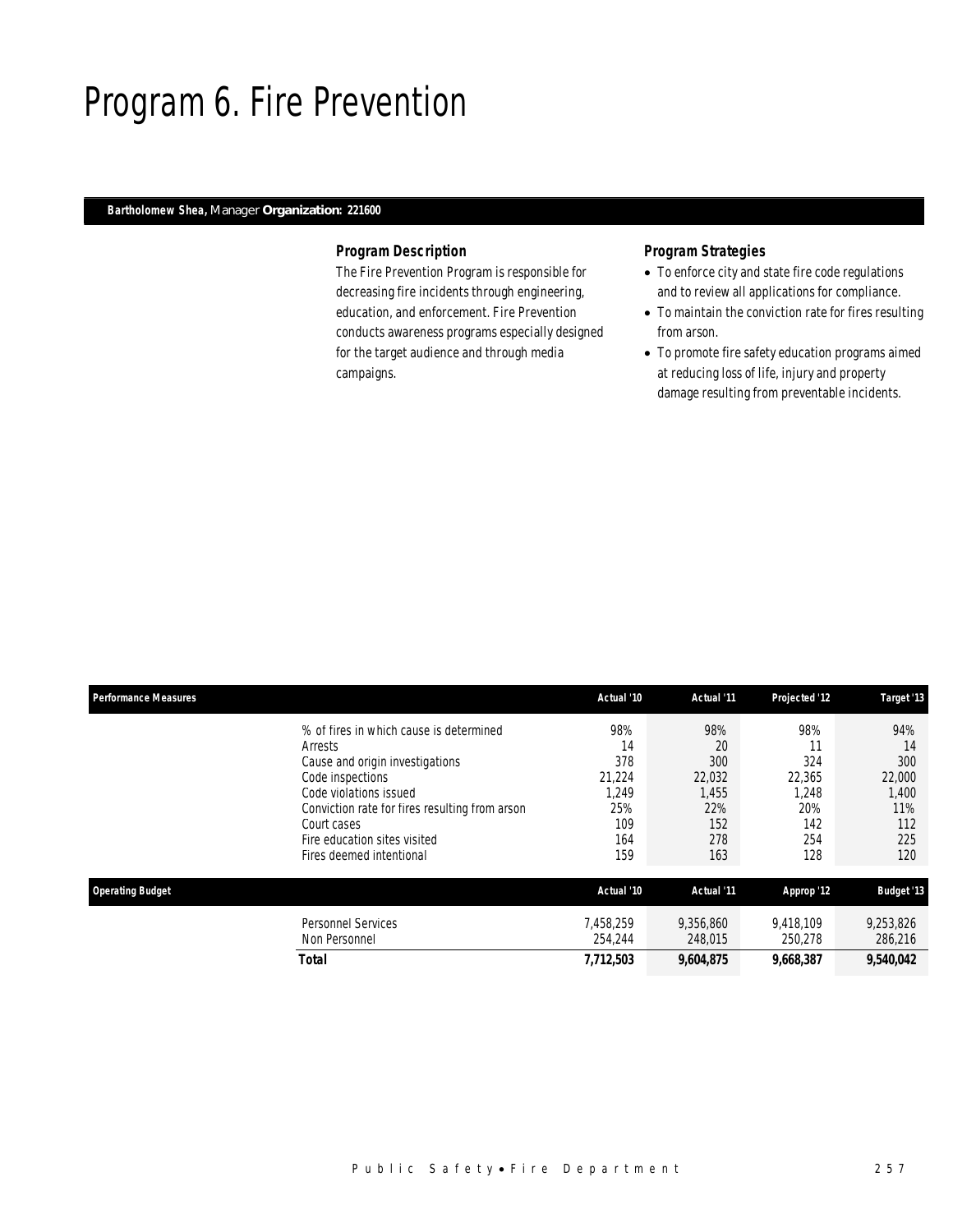# Program 6. Fire Prevention

**Bartholomew Shea,** Manager **Organization: 221600**

### Program Description

The Fire Prevention Program is responsible for decreasing fire incidents through engineering, education, and enforcement. Fire Prevention conducts awareness programs especially designed for the target audience and through media campaigns.

### Program Strategies

- To enforce city and state fire code regulations and to review all applications for compliance.
- To maintain the conviction rate for fires resulting from arson.
- To promote fire safety education programs aimed at reducing loss of life, injury and property damage resulting from preventable incidents.

| Performance Measures | Actual '10 | Actual '11 | Projected '12 | Target '13 |
|---|---|---|---|---|
| % of fires in which cause is determined | 98% | 98% | 98% | 94% |
| Arrests | 14 | 20 | 11 | 14 |
| Cause and origin investigations | 378 | 300 | 324 | 300 |
| Code inspections | 21,224 | 22,032 | 22,365 | 22,000 |
| Code violations issued | 1,249 | 1,455 | 1,248 | 1,400 |
| Conviction rate for fires resulting from arson | 25% | 22% | 20% | 11% |
| Court cases | 109 | 152 | 142 | 112 |
| Fire education sites visited | 164 | 278 | 254 | 225 |
| Fires deemed intentional | 159 | 163 | 128 | 120 |

| Operating Budget | Actual '10 | Actual '11 | Approp '12 | Budget '13 |
|---|---|---|---|---|
| Personnel Services | 7,458,259 | 9,356,860 | 9,418,109 | 9,253,826 |
| Non Personnel | 254,244 | 248,015 | 250,278 | 286,216 |
| **Total** | **7,712,503** | **9,604,875** | **9,668,387** | **9,540,042** |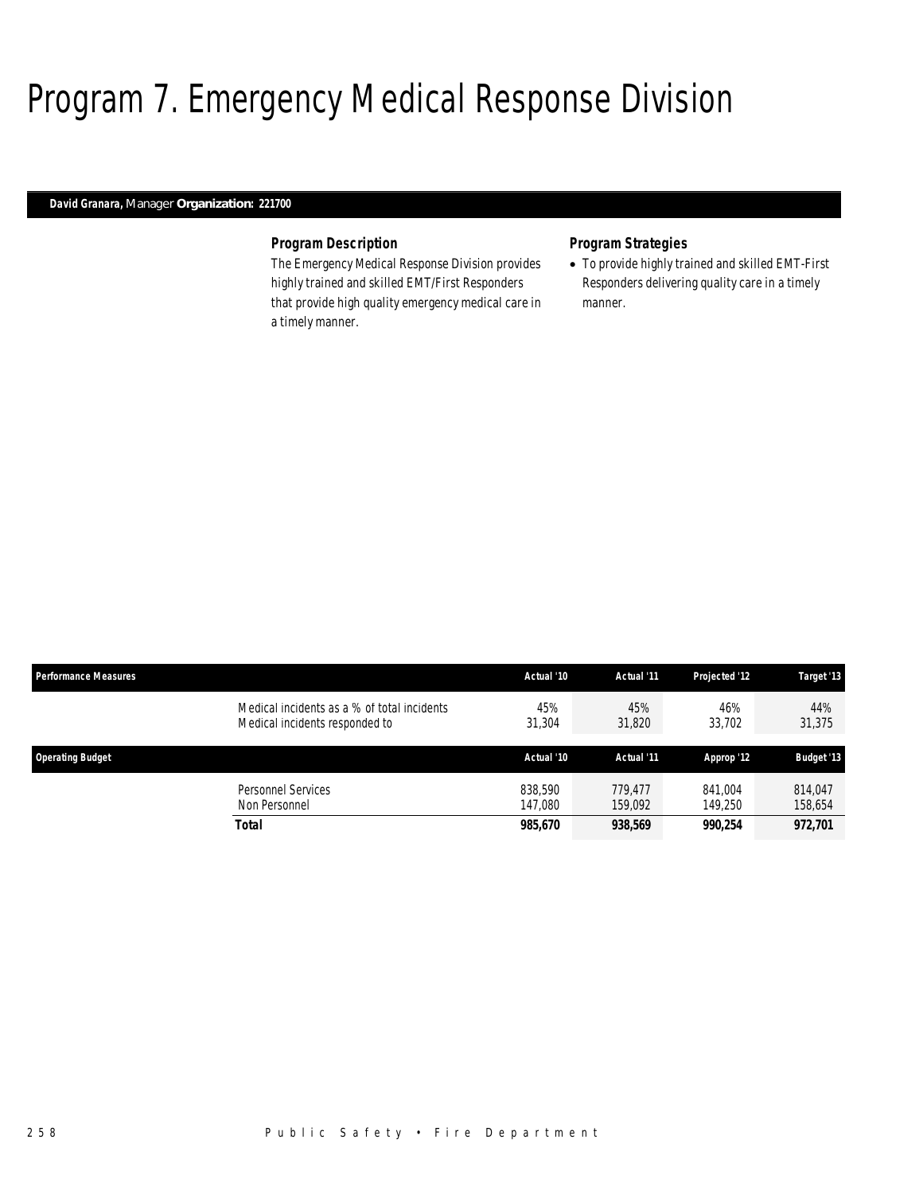# Program 7. Emergency Medical Response Division

**David Granara,** Manager **Organization: 221700**

### Program Description

The Emergency Medical Response Division provides highly trained and skilled EMT/First Responders that provide high quality emergency medical care in a timely manner.

### Program Strategies

- To provide highly trained and skilled EMT-First Responders delivering quality care in a timely manner.

| Performance Measures | Actual '10 | Actual '11 | Projected '12 | Target '13 |
|---|---|---|---|---|
| Medical incidents as a % of total incidents | 45% | 45% | 46% | 44% |
| Medical incidents responded to | 31,304 | 31,820 | 33,702 | 31,375 |

| Operating Budget | Actual '10 | Actual '11 | Approp '12 | Budget '13 |
|---|---|---|---|---|
| Personnel Services | 838,590 | 779,477 | 841,004 | 814,047 |
| Non Personnel | 147,080 | 159,092 | 149,250 | 158,654 |
| **Total** | **985,670** | **938,569** | **990,254** | **972,701** |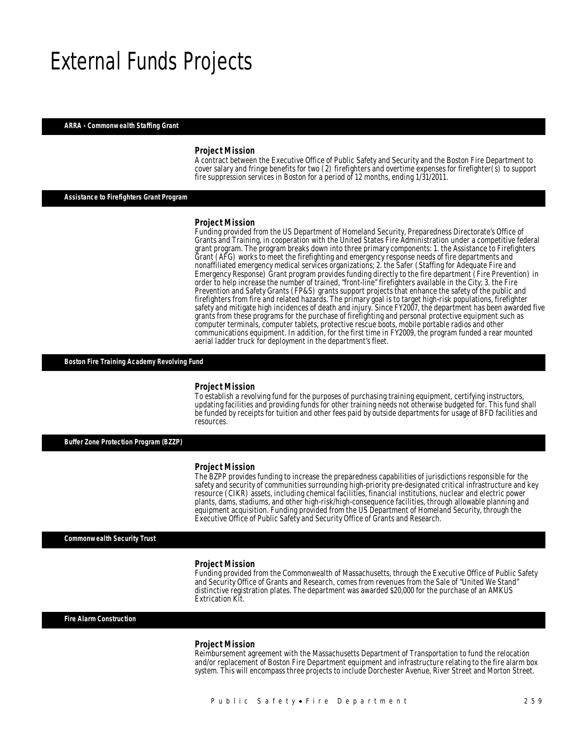# External Funds Projects

## ARRA - Commonwealth Staffing Grant

### Project Mission

A contract between the Executive Office of Public Safety and Security and the Boston Fire Department to cover salary and fringe benefits for two (2) firefighters and overtime expenses for firefighter(s) to support fire suppression services in Boston for a period of 12 months, ending 1/31/2011.

## Assistance to Firefighters Grant Program

### Project Mission

Funding provided from the US Department of Homeland Security, Preparedness Directorate's Office of Grants and Training, in cooperation with the United States Fire Administration under a competitive federal grant program. The program breaks down into three primary components: 1. the Assistance to Firefighters Grant (AFG) works to meet the firefighting and emergency response needs of fire departments and nonaffiliated emergency medical services organizations; 2. the Safer (Staffing for Adequate Fire and Emergency Response) Grant program provides funding directly to the fire department (Fire Prevention) in order to help increase the number of trained, "front-line" firefighters available in the City; 3. the Fire Prevention and Safety Grants (FP&S) grants support projects that enhance the safety of the public and firefighters from fire and related hazards. The primary goal is to target high-risk populations, firefighter safety and mitigate high incidences of death and injury. Since FY2007, the department has been awarded five grants from these programs for the purchase of firefighting and personal protective equipment such as computer terminals, computer tablets, protective rescue boots, mobile portable radios and other communications equipment. In addition, for the first time in FY2009, the program funded a rear mounted aerial ladder truck for deployment in the department's fleet.

## Boston Fire Training Academy Revolving Fund

### Project Mission

To establish a revolving fund for the purposes of purchasing training equipment, certifying instructors, updating facilities and providing funds for other training needs not otherwise budgeted for. This fund shall be funded by receipts for tuition and other fees paid by outside departments for usage of BFD facilities and resources.

## Buffer Zone Protection Program (BZZP)

### Project Mission

The BZPP provides funding to increase the preparedness capabilities of jurisdictions responsible for the safety and security of communities surrounding high-priority pre-designated critical infrastructure and key resource (CIKR) assets, including chemical facilities, financial institutions, nuclear and electric power plants, dams, stadiums, and other high-risk/high-consequence facilities, through allowable planning and equipment acquisition. Funding provided from the US Department of Homeland Security, through the Executive Office of Public Safety and Security Office of Grants and Research.

## Commonwealth Security Trust

### Project Mission

Funding provided from the Commonwealth of Massachusetts, through the Executive Office of Public Safety and Security Office of Grants and Research, comes from revenues from the Sale of "United We Stand" distinctive registration plates. The department was awarded $20,000 for the purchase of an AMKUS Extrication Kit.

## Fire Alarm Construction

### Project Mission

Reimbursement agreement with the Massachusetts Department of Transportation to fund the relocation and/or replacement of Boston Fire Department equipment and infrastructure relating to the fire alarm box system. This will encompass three projects to include Dorchester Avenue, River Street and Morton Street.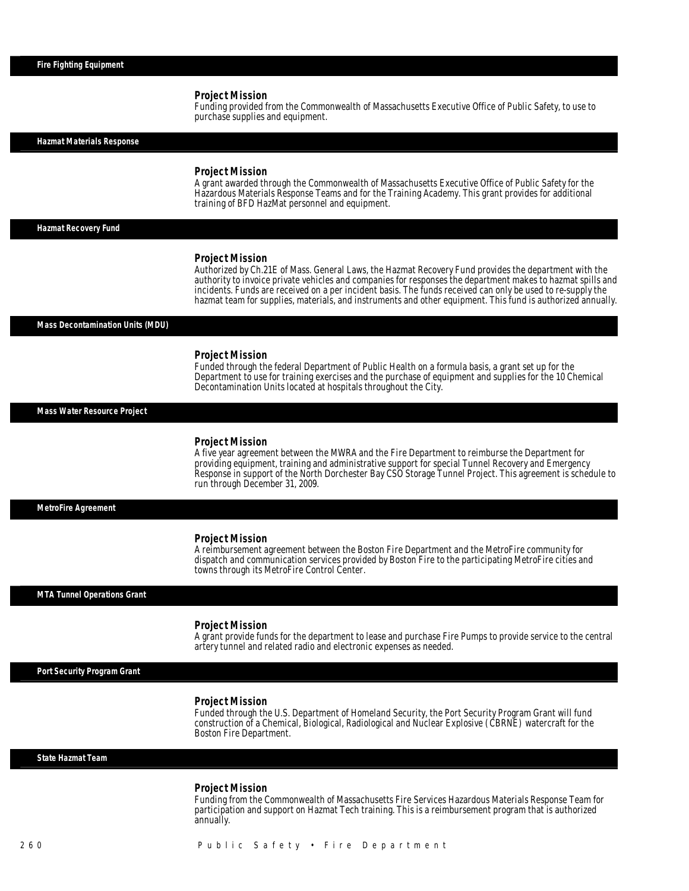## Fire Fighting Equipment

### Project Mission

Funding provided from the Commonwealth of Massachusetts Executive Office of Public Safety, to use to purchase supplies and equipment.

## Hazmat Materials Response

### Project Mission

A grant awarded through the Commonwealth of Massachusetts Executive Office of Public Safety for the Hazardous Materials Response Teams and for the Training Academy. This grant provides for additional training of BFD HazMat personnel and equipment.

## Hazmat Recovery Fund

### Project Mission

Authorized by Ch.21E of Mass. General Laws, the Hazmat Recovery Fund provides the department with the authority to invoice private vehicles and companies for responses the department makes to hazmat spills and incidents. Funds are received on a per incident basis. The funds received can only be used to re-supply the hazmat team for supplies, materials, and instruments and other equipment. This fund is authorized annually.

## Mass Decontamination Units (MDU)

### Project Mission

Funded through the federal Department of Public Health on a formula basis, a grant set up for the Department to use for training exercises and the purchase of equipment and supplies for the 10 Chemical Decontamination Units located at hospitals throughout the City.

## Mass Water Resource Project

### Project Mission

A five year agreement between the MWRA and the Fire Department to reimburse the Department for providing equipment, training and administrative support for special Tunnel Recovery and Emergency Response in support of the North Dorchester Bay CSO Storage Tunnel Project. This agreement is schedule to run through December 31, 2009.

## MetroFire Agreement

### Project Mission

A reimbursement agreement between the Boston Fire Department and the MetroFire community for dispatch and communication services provided by Boston Fire to the participating MetroFire cities and towns through its MetroFire Control Center.

## MTA Tunnel Operations Grant

### Project Mission

A grant provide funds for the department to lease and purchase Fire Pumps to provide service to the central artery tunnel and related radio and electronic expenses as needed.

## Port Security Program Grant

### Project Mission

Funded through the U.S. Department of Homeland Security, the Port Security Program Grant will fund construction of a Chemical, Biological, Radiological and Nuclear Explosive (CBRNE) watercraft for the Boston Fire Department.

## State Hazmat Team

### Project Mission

Funding from the Commonwealth of Massachusetts Fire Services Hazardous Materials Response Team for participation and support on Hazmat Tech training. This is a reimbursement program that is authorized annually.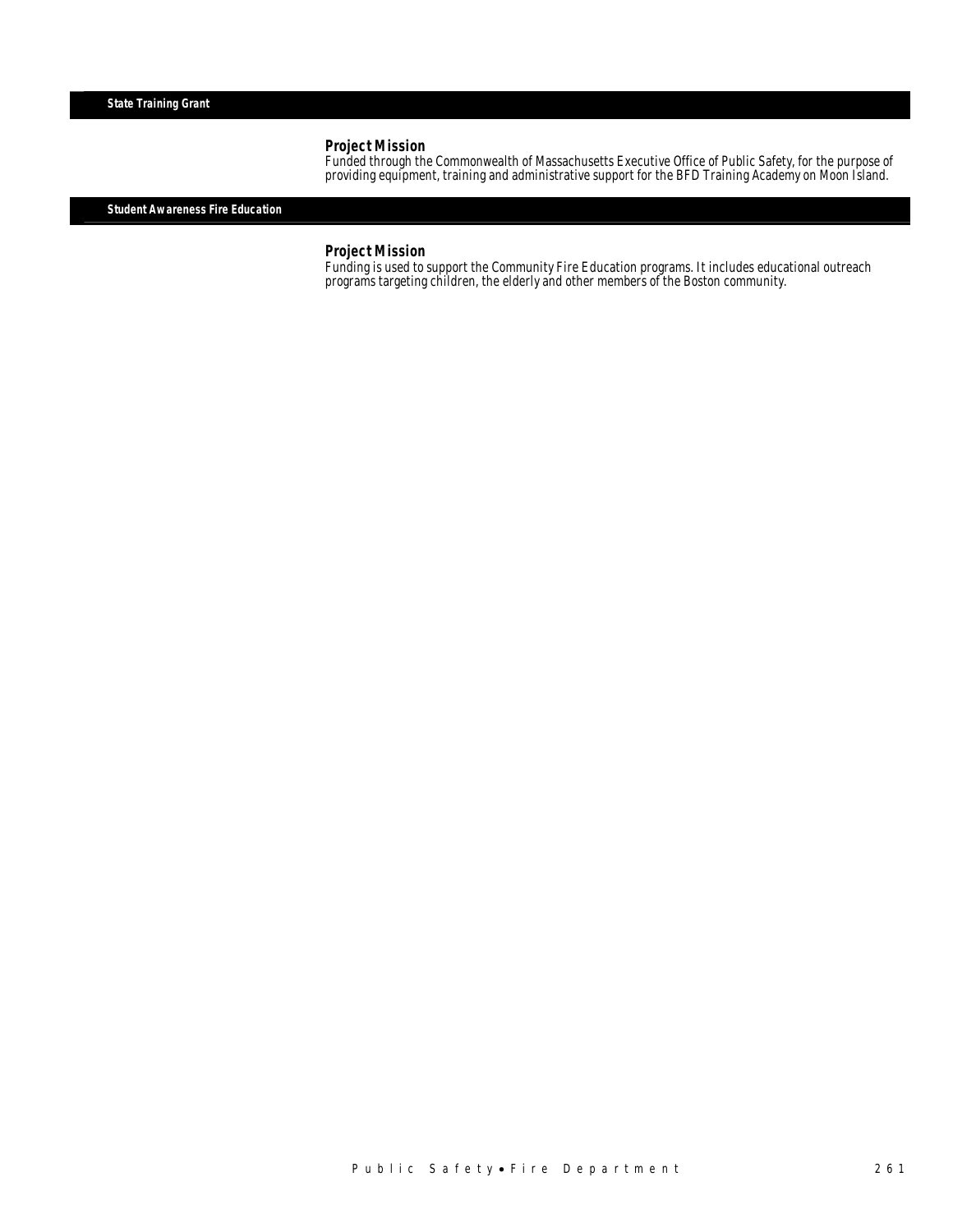## State Training Grant

### Project Mission

Funded through the Commonwealth of Massachusetts Executive Office of Public Safety, for the purpose of providing equipment, training and administrative support for the BFD Training Academy on Moon Island.

## Student Awareness Fire Education

### Project Mission

Funding is used to support the Community Fire Education programs. It includes educational outreach programs targeting children, the elderly and other members of the Boston community.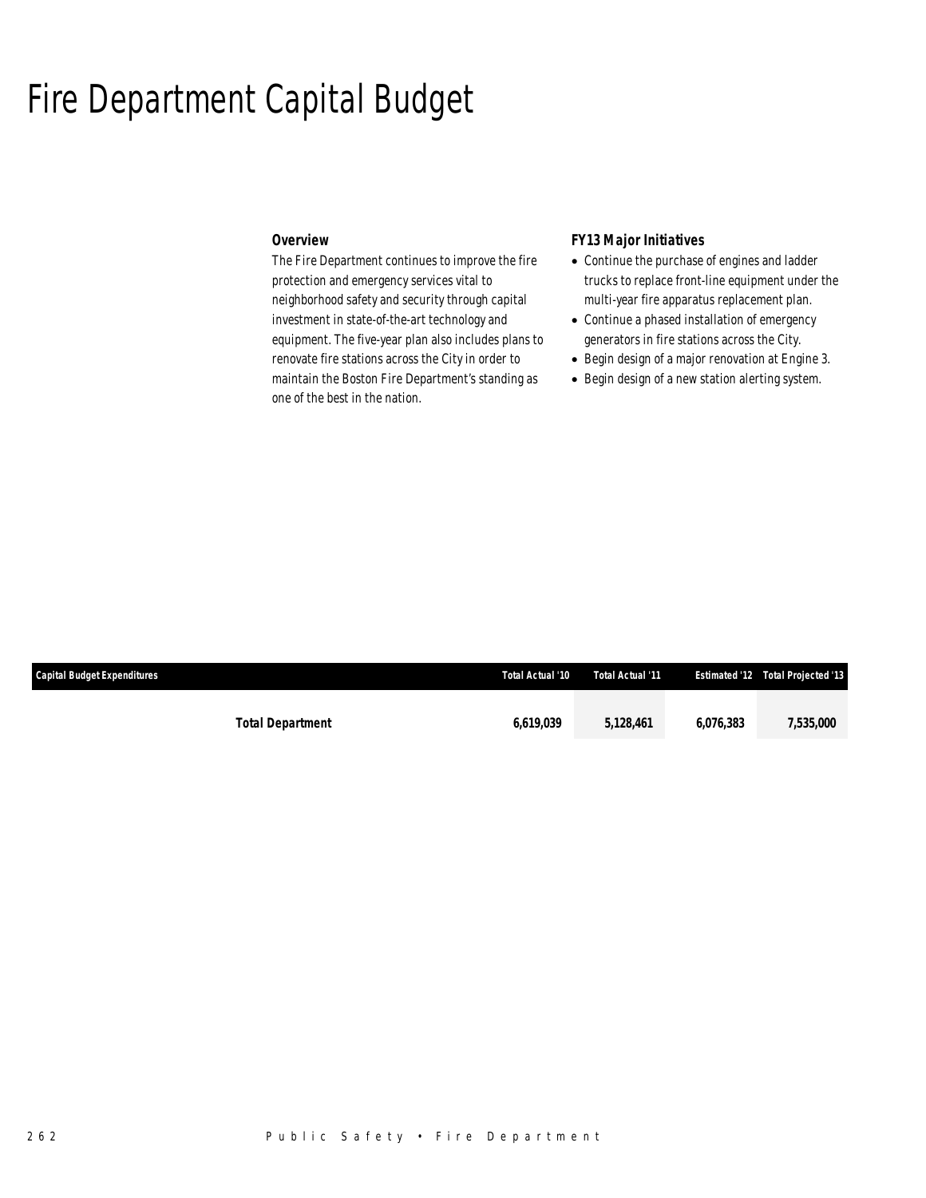# Fire Department Capital Budget

### Overview

The Fire Department continues to improve the fire protection and emergency services vital to neighborhood safety and security through capital investment in state-of-the-art technology and equipment. The five-year plan also includes plans to renovate fire stations across the City in order to maintain the Boston Fire Department's standing as one of the best in the nation.

### FY13 Major Initiatives

- Continue the purchase of engines and ladder trucks to replace front-line equipment under the multi-year fire apparatus replacement plan.
- Continue a phased installation of emergency generators in fire stations across the City.
- Begin design of a major renovation at Engine 3.
- Begin design of a new station alerting system.

| Capital Budget Expenditures | Total Actual '10 | Total Actual '11 | Estimated '12 | Total Projected '13 |
|---|---|---|---|---|
| **Total Department** | **6,619,039** | **5,128,461** | **6,076,383** | **7,535,000** |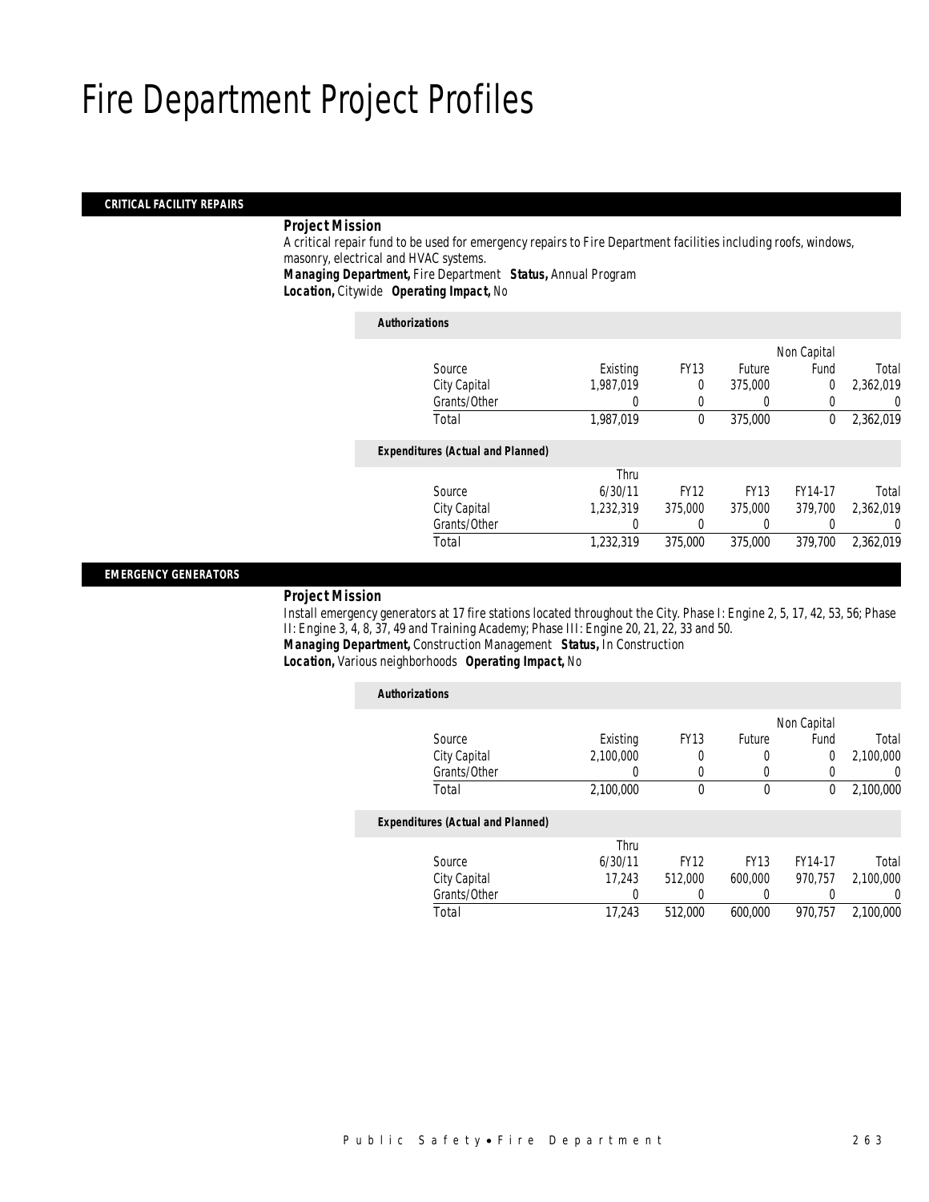# Fire Department Project Profiles

## CRITICAL FACILITY REPAIRS

### Project Mission

A critical repair fund to be used for emergency repairs to Fire Department facilities including roofs, windows, masonry, electrical and HVAC systems.

***Managing Department,*** Fire Department ***Status,*** Annual Program
***Location,*** Citywide ***Operating Impact,*** No

***Authorizations***

| Source | Existing | FY13 | Future | Non Capital Fund | Total |
|---|---|---|---|---|---|
| City Capital | 1,987,019 | 0 | 375,000 | 0 | 2,362,019 |
| Grants/Other | 0 | 0 | 0 | 0 | 0 |
| Total | 1,987,019 | 0 | 375,000 | 0 | 2,362,019 |

***Expenditures (Actual and Planned)***

| Source | Thru 6/30/11 | FY12 | FY13 | FY14-17 | Total |
|---|---|---|---|---|---|
| City Capital | 1,232,319 | 375,000 | 375,000 | 379,700 | 2,362,019 |
| Grants/Other | 0 | 0 | 0 | 0 | 0 |
| Total | 1,232,319 | 375,000 | 375,000 | 379,700 | 2,362,019 |

## EMERGENCY GENERATORS

### Project Mission

Install emergency generators at 17 fire stations located throughout the City. Phase I: Engine 2, 5, 17, 42, 53, 56; Phase II: Engine 3, 4, 8, 37, 49 and Training Academy; Phase III: Engine 20, 21, 22, 33 and 50.

***Managing Department,*** Construction Management ***Status,*** In Construction
***Location,*** Various neighborhoods ***Operating Impact,*** No

***Authorizations***

| Source | Existing | FY13 | Future | Non Capital Fund | Total |
|---|---|---|---|---|---|
| City Capital | 2,100,000 | 0 | 0 | 0 | 2,100,000 |
| Grants/Other | 0 | 0 | 0 | 0 | 0 |
| Total | 2,100,000 | 0 | 0 | 0 | 2,100,000 |

***Expenditures (Actual and Planned)***

| Source | Thru 6/30/11 | FY12 | FY13 | FY14-17 | Total |
|---|---|---|---|---|---|
| City Capital | 17,243 | 512,000 | 600,000 | 970,757 | 2,100,000 |
| Grants/Other | 0 | 0 | 0 | 0 | 0 |
| Total | 17,243 | 512,000 | 600,000 | 970,757 | 2,100,000 |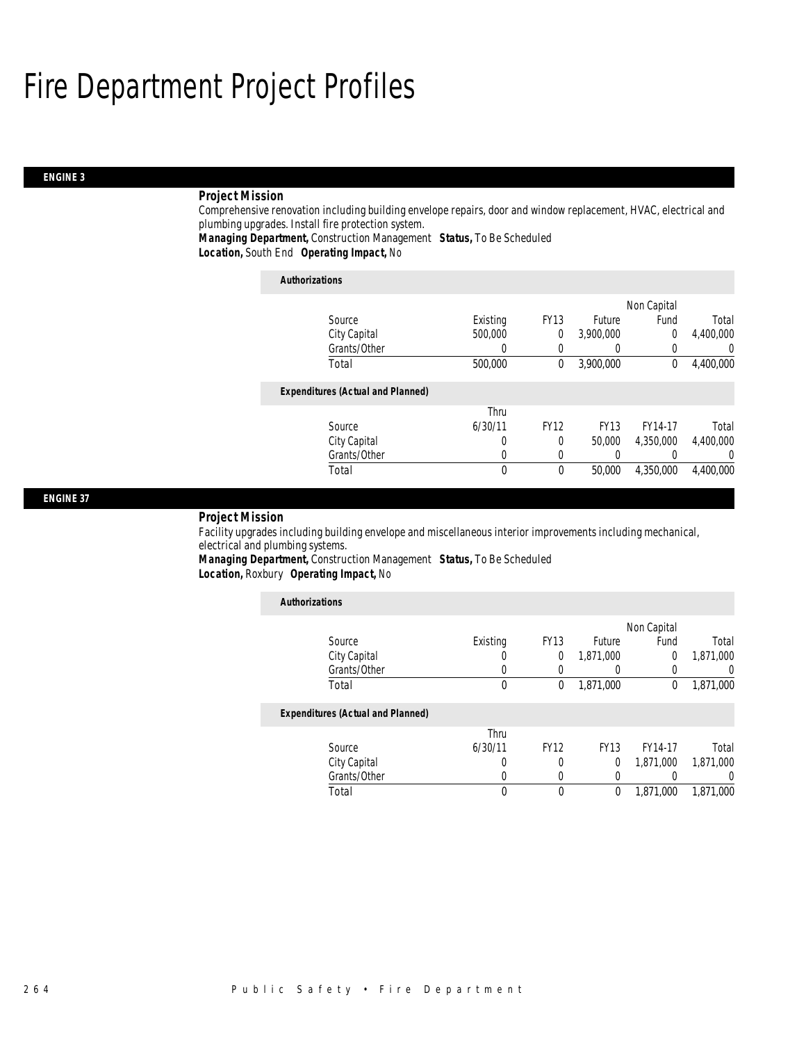# Fire Department Project Profiles

## ENGINE 3

### Project Mission

Comprehensive renovation including building envelope repairs, door and window replacement, HVAC, electrical and plumbing upgrades. Install fire protection system.

***Managing Department,*** Construction Management ***Status,*** To Be Scheduled
***Location,*** South End ***Operating Impact,*** No

**Authorizations**

| Source | Existing | FY13 | Future | Non Capital Fund | Total |
|---|---|---|---|---|---|
| City Capital | 500,000 | 0 | 3,900,000 | 0 | 4,400,000 |
| Grants/Other | 0 | 0 | 0 | 0 | 0 |
| Total | 500,000 | 0 | 3,900,000 | 0 | 4,400,000 |

**Expenditures (Actual and Planned)**

| Source | Thru 6/30/11 | FY12 | FY13 | FY14-17 | Total |
|---|---|---|---|---|---|
| City Capital | 0 | 0 | 50,000 | 4,350,000 | 4,400,000 |
| Grants/Other | 0 | 0 | 0 | 0 | 0 |
| Total | 0 | 0 | 50,000 | 4,350,000 | 4,400,000 |

## ENGINE 37

### Project Mission

Facility upgrades including building envelope and miscellaneous interior improvements including mechanical, electrical and plumbing systems.

***Managing Department,*** Construction Management ***Status,*** To Be Scheduled
***Location,*** Roxbury ***Operating Impact,*** No

**Authorizations**

| Source | Existing | FY13 | Future | Non Capital Fund | Total |
|---|---|---|---|---|---|
| City Capital | 0 | 0 | 1,871,000 | 0 | 1,871,000 |
| Grants/Other | 0 | 0 | 0 | 0 | 0 |
| Total | 0 | 0 | 1,871,000 | 0 | 1,871,000 |

**Expenditures (Actual and Planned)**

| Source | Thru 6/30/11 | FY12 | FY13 | FY14-17 | Total |
|---|---|---|---|---|---|
| City Capital | 0 | 0 | 0 | 1,871,000 | 1,871,000 |
| Grants/Other | 0 | 0 | 0 | 0 | 0 |
| Total | 0 | 0 | 0 | 1,871,000 | 1,871,000 |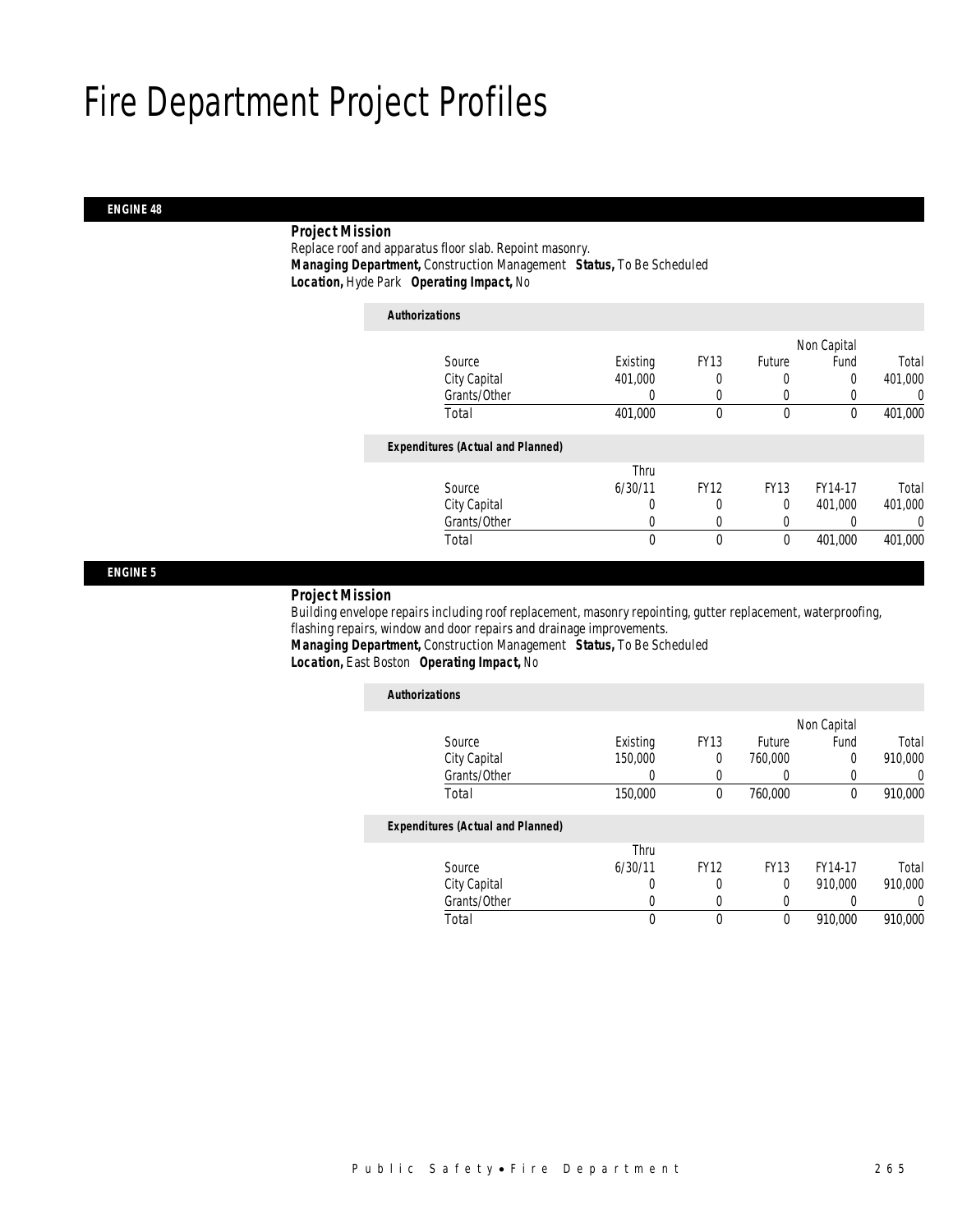# Fire Department Project Profiles

## ENGINE 48

***Project Mission***

Replace roof and apparatus floor slab. Repoint masonry.

***Managing Department,*** Construction Management ***Status,*** To Be Scheduled

***Location,*** Hyde Park ***Operating Impact,*** No

***Authorizations***

| Source | Existing | FY13 | Future | Non Capital Fund | Total |
|---|---|---|---|---|---|
| City Capital | 401,000 | 0 | 0 | 0 | 401,000 |
| Grants/Other | 0 | 0 | 0 | 0 | 0 |
| Total | 401,000 | 0 | 0 | 0 | 401,000 |

***Expenditures (Actual and Planned)***

| Source | Thru 6/30/11 | FY12 | FY13 | FY14-17 | Total |
|---|---|---|---|---|---|
| City Capital | 0 | 0 | 0 | 401,000 | 401,000 |
| Grants/Other | 0 | 0 | 0 | 0 | 0 |
| Total | 0 | 0 | 0 | 401,000 | 401,000 |

## ENGINE 5

***Project Mission***

Building envelope repairs including roof replacement, masonry repointing, gutter replacement, waterproofing, flashing repairs, window and door repairs and drainage improvements.

***Managing Department,*** Construction Management ***Status,*** To Be Scheduled

***Location,*** East Boston ***Operating Impact,*** No

***Authorizations***

| Source | Existing | FY13 | Future | Non Capital Fund | Total |
|---|---|---|---|---|---|
| City Capital | 150,000 | 0 | 760,000 | 0 | 910,000 |
| Grants/Other | 0 | 0 | 0 | 0 | 0 |
| Total | 150,000 | 0 | 760,000 | 0 | 910,000 |

***Expenditures (Actual and Planned)***

| Source | Thru 6/30/11 | FY12 | FY13 | FY14-17 | Total |
|---|---|---|---|---|---|
| City Capital | 0 | 0 | 0 | 910,000 | 910,000 |
| Grants/Other | 0 | 0 | 0 | 0 | 0 |
| Total | 0 | 0 | 0 | 910,000 | 910,000 |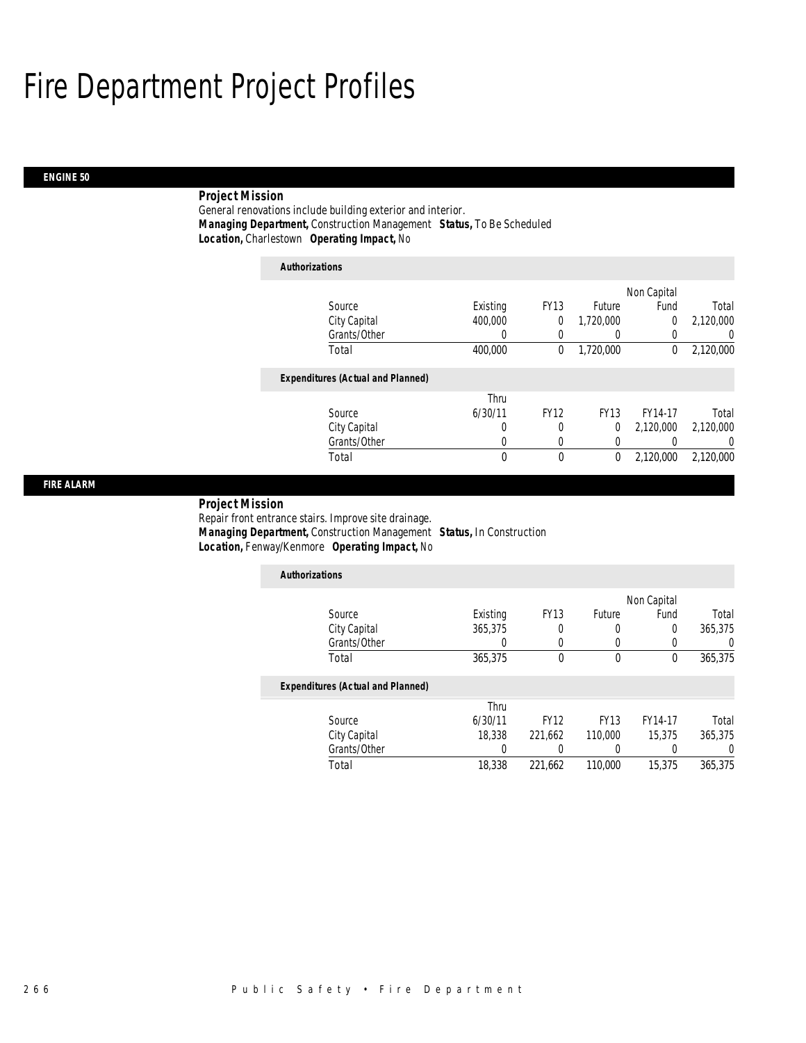# Fire Department Project Profiles

## ENGINE 50

**Project Mission**

General renovations include building exterior and interior.

***Managing Department,*** Construction Management ***Status,*** To Be Scheduled

***Location,*** Charlestown ***Operating Impact,*** No

***Authorizations***

| Source | Existing | FY13 | Future | Non Capital Fund | Total |
|---|---|---|---|---|---|
| City Capital | 400,000 | 0 | 1,720,000 | 0 | 2,120,000 |
| Grants/Other | 0 | 0 | 0 | 0 | 0 |
| Total | 400,000 | 0 | 1,720,000 | 0 | 2,120,000 |

***Expenditures (Actual and Planned)***

| Source | Thru 6/30/11 | FY12 | FY13 | FY14-17 | Total |
|---|---|---|---|---|---|
| City Capital | 0 | 0 | 0 | 2,120,000 | 2,120,000 |
| Grants/Other | 0 | 0 | 0 | 0 | 0 |
| Total | 0 | 0 | 0 | 2,120,000 | 2,120,000 |

## FIRE ALARM

**Project Mission**

Repair front entrance stairs. Improve site drainage.

***Managing Department,*** Construction Management ***Status,*** In Construction

***Location,*** Fenway/Kenmore ***Operating Impact,*** No

***Authorizations***

| Source | Existing | FY13 | Future | Non Capital Fund | Total |
|---|---|---|---|---|---|
| City Capital | 365,375 | 0 | 0 | 0 | 365,375 |
| Grants/Other | 0 | 0 | 0 | 0 | 0 |
| Total | 365,375 | 0 | 0 | 0 | 365,375 |

***Expenditures (Actual and Planned)***

| Source | Thru 6/30/11 | FY12 | FY13 | FY14-17 | Total |
|---|---|---|---|---|---|
| City Capital | 18,338 | 221,662 | 110,000 | 15,375 | 365,375 |
| Grants/Other | 0 | 0 | 0 | 0 | 0 |
| Total | 18,338 | 221,662 | 110,000 | 15,375 | 365,375 |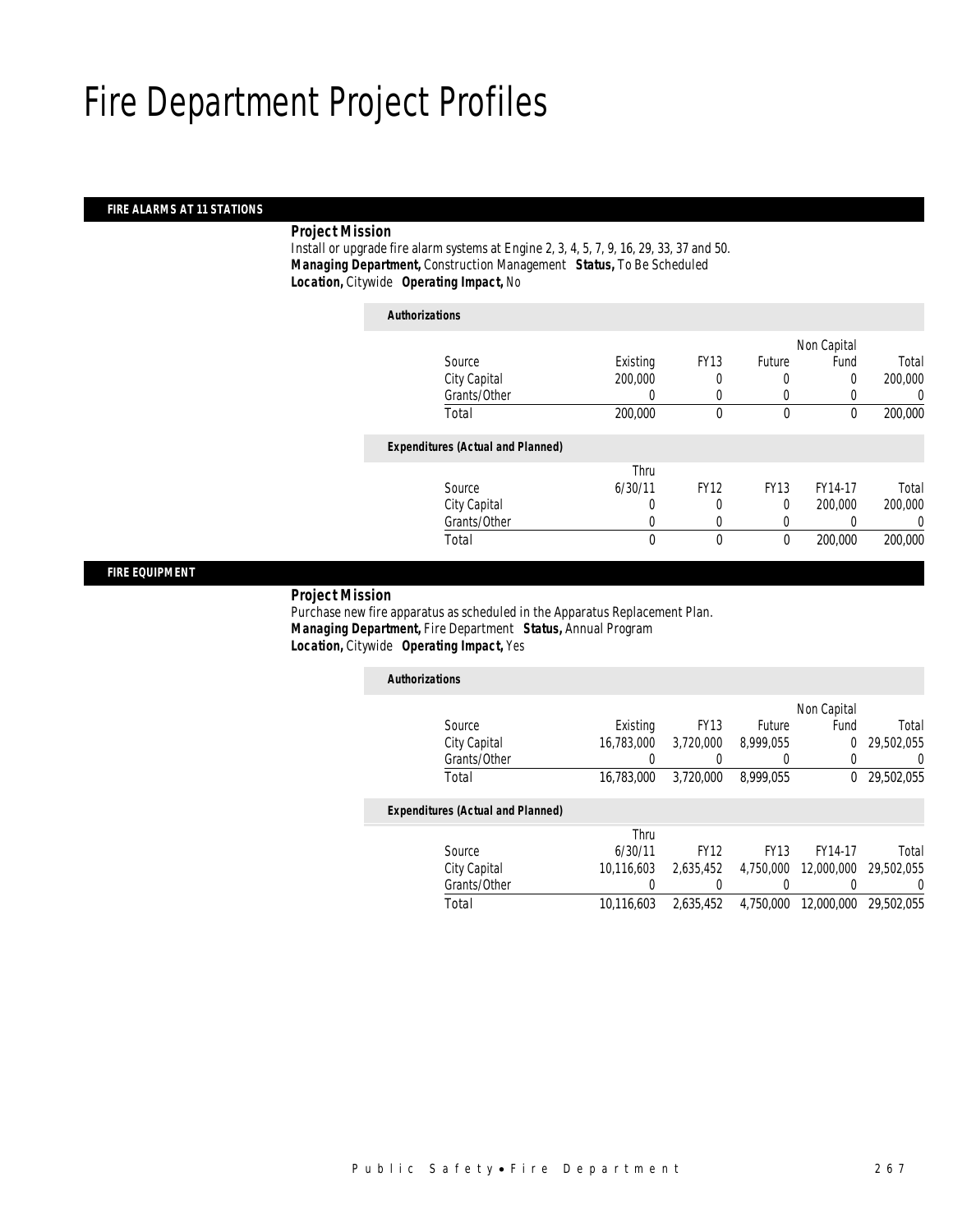# Fire Department Project Profiles

## FIRE ALARMS AT 11 STATIONS

***Project Mission***

Install or upgrade fire alarm systems at Engine 2, 3, 4, 5, 7, 9, 16, 29, 33, 37 and 50.

***Managing Department,*** Construction Management ***Status,*** To Be Scheduled

***Location,*** Citywide ***Operating Impact,*** No

***Authorizations***

| Source | Existing | FY13 | Future | Non Capital Fund | Total |
|---|---|---|---|---|---|
| City Capital | 200,000 | 0 | 0 | 0 | 200,000 |
| Grants/Other | 0 | 0 | 0 | 0 | 0 |
| Total | 200,000 | 0 | 0 | 0 | 200,000 |

***Expenditures (Actual and Planned)***

| Source | Thru 6/30/11 | FY12 | FY13 | FY14-17 | Total |
|---|---|---|---|---|---|
| City Capital | 0 | 0 | 0 | 200,000 | 200,000 |
| Grants/Other | 0 | 0 | 0 | 0 | 0 |
| Total | 0 | 0 | 0 | 200,000 | 200,000 |

## FIRE EQUIPMENT

***Project Mission***

Purchase new fire apparatus as scheduled in the Apparatus Replacement Plan.

***Managing Department,*** Fire Department ***Status,*** Annual Program

***Location,*** Citywide ***Operating Impact,*** Yes

***Authorizations***

| Source | Existing | FY13 | Future | Non Capital Fund | Total |
|---|---|---|---|---|---|
| City Capital | 16,783,000 | 3,720,000 | 8,999,055 | 0 | 29,502,055 |
| Grants/Other | 0 | 0 | 0 | 0 | 0 |
| Total | 16,783,000 | 3,720,000 | 8,999,055 | 0 | 29,502,055 |

***Expenditures (Actual and Planned)***

| Source | Thru 6/30/11 | FY12 | FY13 | FY14-17 | Total |
|---|---|---|---|---|---|
| City Capital | 10,116,603 | 2,635,452 | 4,750,000 | 12,000,000 | 29,502,055 |
| Grants/Other | 0 | 0 | 0 | 0 | 0 |
| Total | 10,116,603 | 2,635,452 | 4,750,000 | 12,000,000 | 29,502,055 |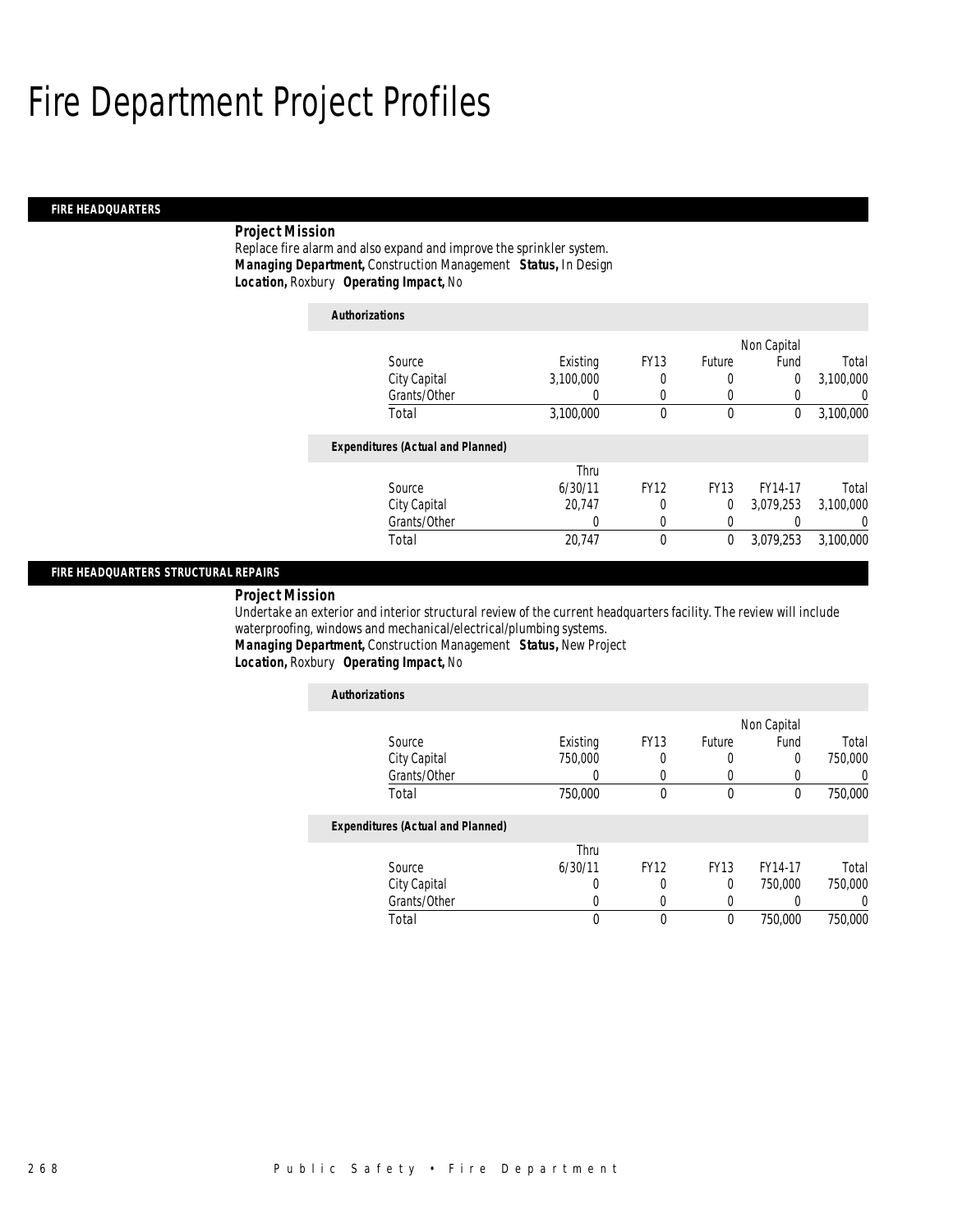# Fire Department Project Profiles

## FIRE HEADQUARTERS

**Project Mission**

Replace fire alarm and also expand and improve the sprinkler system.

***Managing Department,*** Construction Management ***Status,*** In Design

***Location,*** Roxbury ***Operating Impact,*** No

**Authorizations**

| Source | Existing | FY13 | Future | Non Capital Fund | Total |
|---|---|---|---|---|---|
| City Capital | 3,100,000 | 0 | 0 | 0 | 3,100,000 |
| Grants/Other | 0 | 0 | 0 | 0 | 0 |
| Total | 3,100,000 | 0 | 0 | 0 | 3,100,000 |

**Expenditures (Actual and Planned)**

| Source | Thru 6/30/11 | FY12 | FY13 | FY14-17 | Total |
|---|---|---|---|---|---|
| City Capital | 20,747 | 0 | 0 | 3,079,253 | 3,100,000 |
| Grants/Other | 0 | 0 | 0 | 0 | 0 |
| Total | 20,747 | 0 | 0 | 3,079,253 | 3,100,000 |

## FIRE HEADQUARTERS STRUCTURAL REPAIRS

**Project Mission**

Undertake an exterior and interior structural review of the current headquarters facility. The review will include waterproofing, windows and mechanical/electrical/plumbing systems.

***Managing Department,*** Construction Management ***Status,*** New Project

***Location,*** Roxbury ***Operating Impact,*** No

**Authorizations**

| Source | Existing | FY13 | Future | Non Capital Fund | Total |
|---|---|---|---|---|---|
| City Capital | 750,000 | 0 | 0 | 0 | 750,000 |
| Grants/Other | 0 | 0 | 0 | 0 | 0 |
| Total | 750,000 | 0 | 0 | 0 | 750,000 |

**Expenditures (Actual and Planned)**

| Source | Thru 6/30/11 | FY12 | FY13 | FY14-17 | Total |
|---|---|---|---|---|---|
| City Capital | 0 | 0 | 0 | 750,000 | 750,000 |
| Grants/Other | 0 | 0 | 0 | 0 | 0 |
| Total | 0 | 0 | 0 | 750,000 | 750,000 |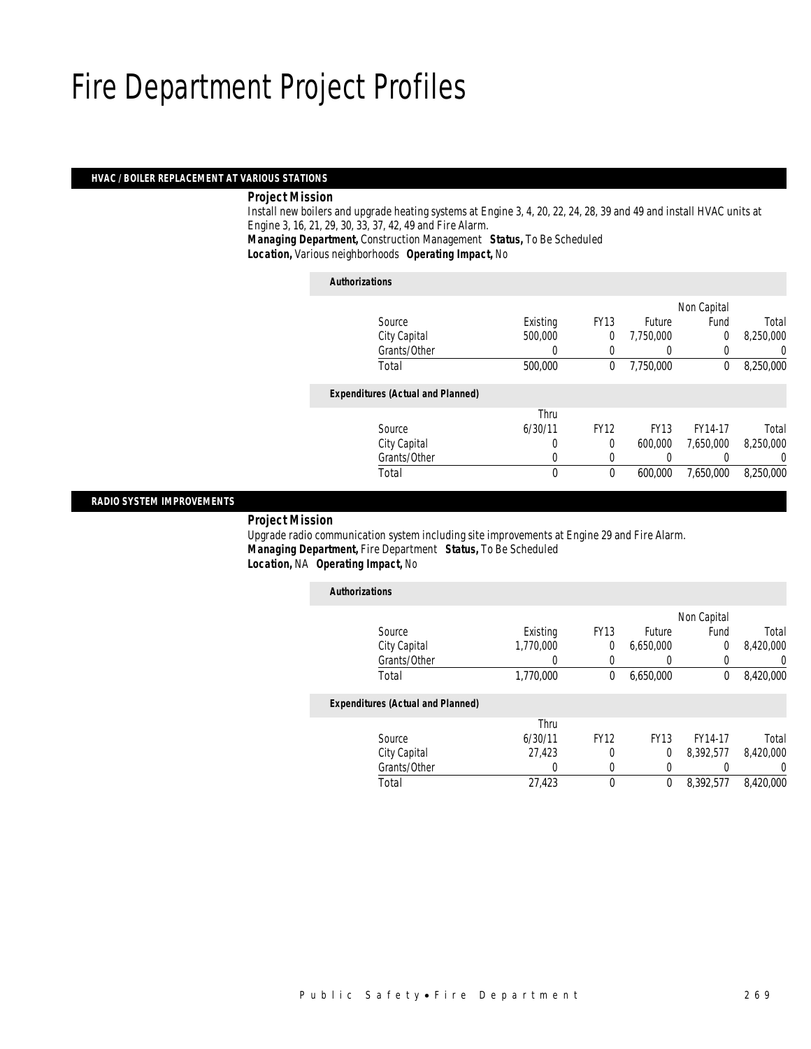# Fire Department Project Profiles

### HVAC / BOILER REPLACEMENT AT VARIOUS STATIONS

***Project Mission***

Install new boilers and upgrade heating systems at Engine 3, 4, 20, 22, 24, 28, 39 and 49 and install HVAC units at Engine 3, 16, 21, 29, 30, 33, 37, 42, 49 and Fire Alarm.

***Managing Department,*** Construction Management ***Status,*** To Be Scheduled

***Location,*** Various neighborhoods ***Operating Impact,*** No

***Authorizations***

| Source | Existing | FY13 | Future | Non Capital Fund | Total |
|---|---|---|---|---|---|
| City Capital | 500,000 | 0 | 7,750,000 | 0 | 8,250,000 |
| Grants/Other | 0 | 0 | 0 | 0 | 0 |
| Total | 500,000 | 0 | 7,750,000 | 0 | 8,250,000 |

***Expenditures (Actual and Planned)***

| Source | Thru 6/30/11 | FY12 | FY13 | FY14-17 | Total |
|---|---|---|---|---|---|
| City Capital | 0 | 0 | 600,000 | 7,650,000 | 8,250,000 |
| Grants/Other | 0 | 0 | 0 | 0 | 0 |
| Total | 0 | 0 | 600,000 | 7,650,000 | 8,250,000 |

### RADIO SYSTEM IMPROVEMENTS

***Project Mission***

Upgrade radio communication system including site improvements at Engine 29 and Fire Alarm.

***Managing Department,*** Fire Department ***Status,*** To Be Scheduled

***Location,*** NA ***Operating Impact,*** No

***Authorizations***

| Source | Existing | FY13 | Future | Non Capital Fund | Total |
|---|---|---|---|---|---|
| City Capital | 1,770,000 | 0 | 6,650,000 | 0 | 8,420,000 |
| Grants/Other | 0 | 0 | 0 | 0 | 0 |
| Total | 1,770,000 | 0 | 6,650,000 | 0 | 8,420,000 |

***Expenditures (Actual and Planned)***

| Source | Thru 6/30/11 | FY12 | FY13 | FY14-17 | Total |
|---|---|---|---|---|---|
| City Capital | 27,423 | 0 | 0 | 8,392,577 | 8,420,000 |
| Grants/Other | 0 | 0 | 0 | 0 | 0 |
| Total | 27,423 | 0 | 0 | 8,392,577 | 8,420,000 |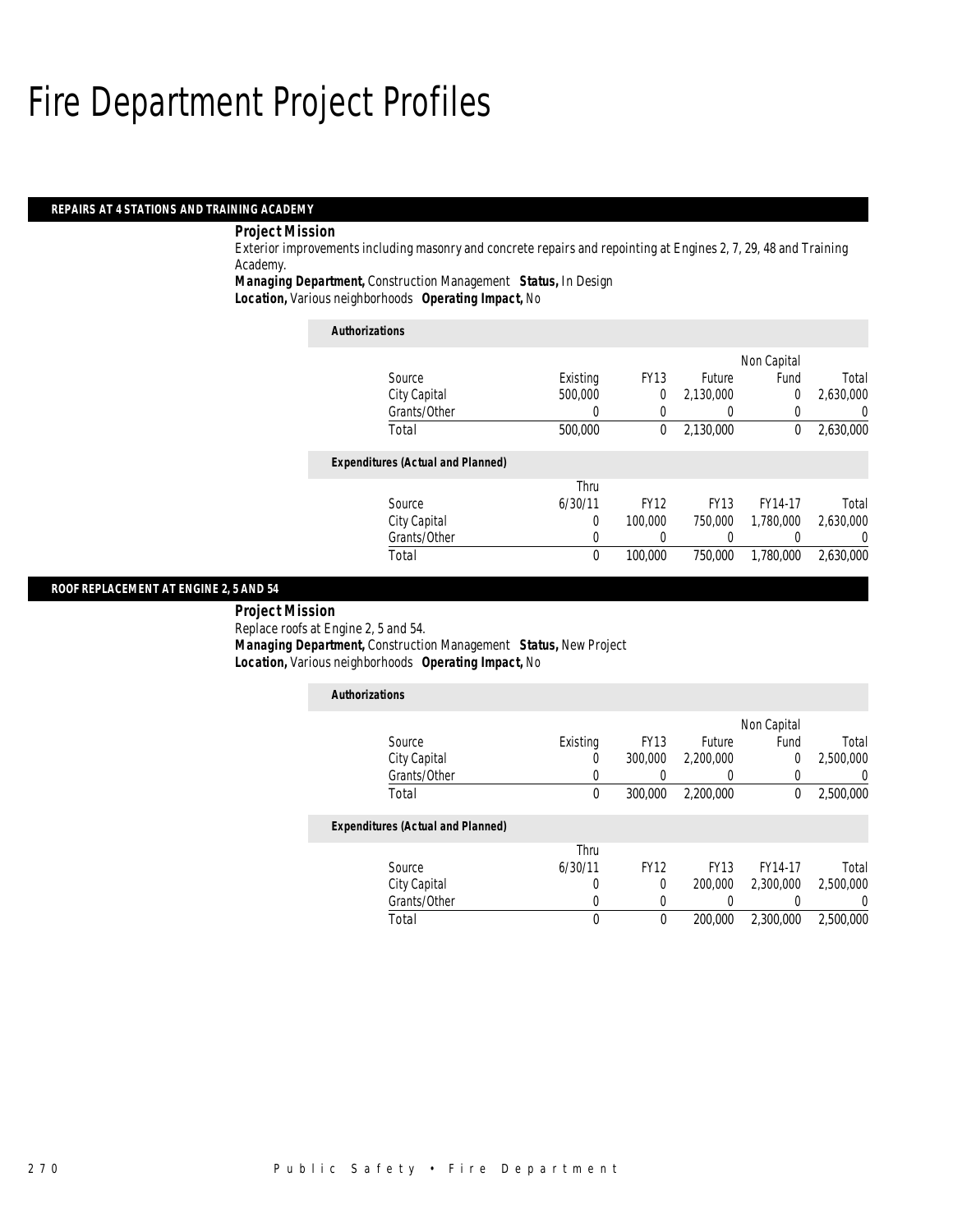# Fire Department Project Profiles

## REPAIRS AT 4 STATIONS AND TRAINING ACADEMY

**Project Mission**

Exterior improvements including masonry and concrete repairs and repointing at Engines 2, 7, 29, 48 and Training Academy.

**Managing Department,** Construction Management **Status,** In Design

**Location,** Various neighborhoods **Operating Impact,** No

**Authorizations**

| Source | Existing | FY13 | Future | Non Capital Fund | Total |
|---|---|---|---|---|---|
| City Capital | 500,000 | 0 | 2,130,000 | 0 | 2,630,000 |
| Grants/Other | 0 | 0 | 0 | 0 | 0 |
| Total | 500,000 | 0 | 2,130,000 | 0 | 2,630,000 |

**Expenditures (Actual and Planned)**

| Source | Thru 6/30/11 | FY12 | FY13 | FY14-17 | Total |
|---|---|---|---|---|---|
| City Capital | 0 | 100,000 | 750,000 | 1,780,000 | 2,630,000 |
| Grants/Other | 0 | 0 | 0 | 0 | 0 |
| Total | 0 | 100,000 | 750,000 | 1,780,000 | 2,630,000 |

## ROOF REPLACEMENT AT ENGINE 2, 5 AND 54

**Project Mission**

Replace roofs at Engine 2, 5 and 54.

**Managing Department,** Construction Management **Status,** New Project

**Location,** Various neighborhoods **Operating Impact,** No

**Authorizations**

| Source | Existing | FY13 | Future | Non Capital Fund | Total |
|---|---|---|---|---|---|
| City Capital | 0 | 300,000 | 2,200,000 | 0 | 2,500,000 |
| Grants/Other | 0 | 0 | 0 | 0 | 0 |
| Total | 0 | 300,000 | 2,200,000 | 0 | 2,500,000 |

**Expenditures (Actual and Planned)**

| Source | Thru 6/30/11 | FY12 | FY13 | FY14-17 | Total |
|---|---|---|---|---|---|
| City Capital | 0 | 0 | 200,000 | 2,300,000 | 2,500,000 |
| Grants/Other | 0 | 0 | 0 | 0 | 0 |
| Total | 0 | 0 | 200,000 | 2,300,000 | 2,500,000 |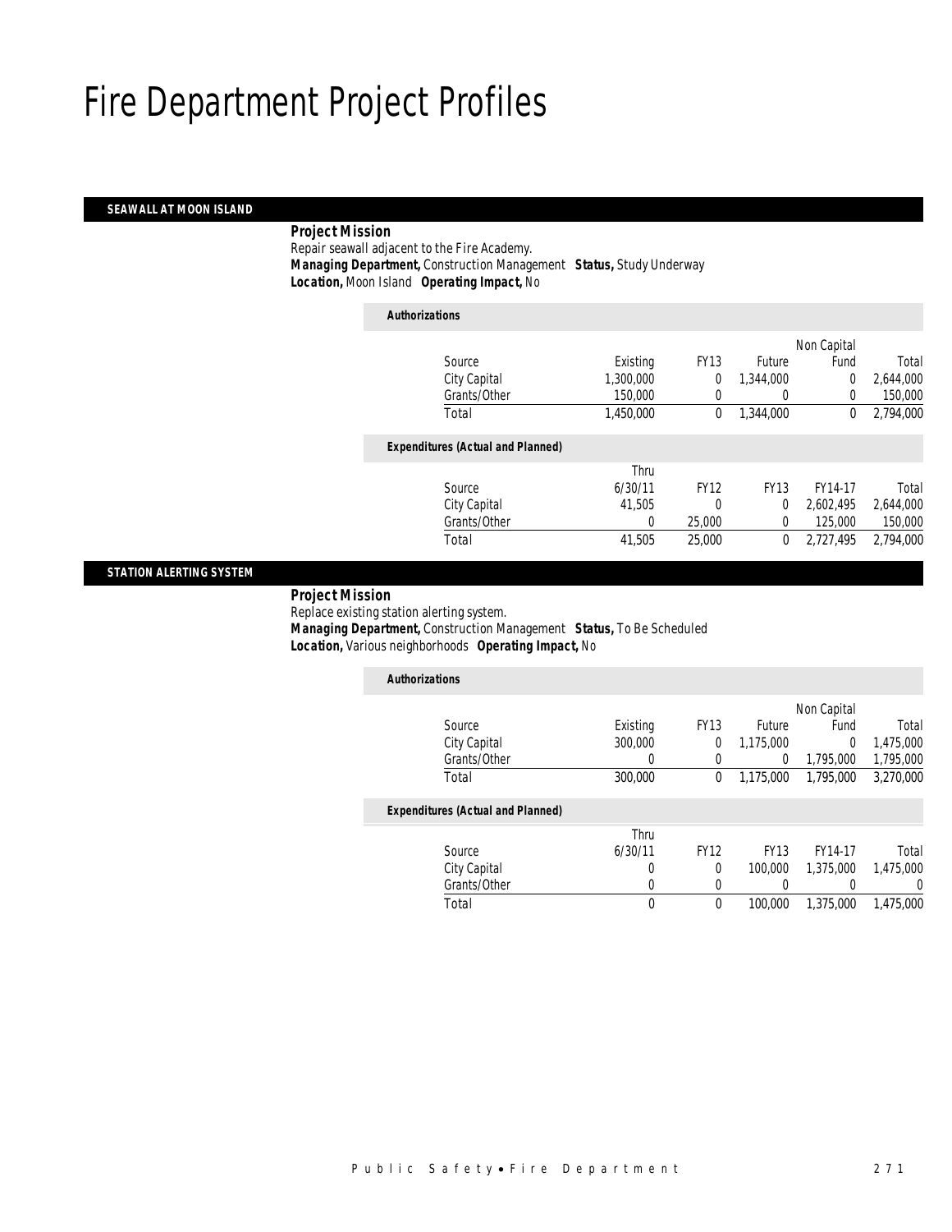# Fire Department Project Profiles

## SEAWALL AT MOON ISLAND

***Project Mission***

Repair seawall adjacent to the Fire Academy.

***Managing Department,*** Construction Management ***Status,*** Study Underway

***Location,*** Moon Island ***Operating Impact,*** No

***Authorizations***

| Source | Existing | FY13 | Future | Non Capital Fund | Total |
|---|---|---|---|---|---|
| City Capital | 1,300,000 | 0 | 1,344,000 | 0 | 2,644,000 |
| Grants/Other | 150,000 | 0 | 0 | 0 | 150,000 |
| Total | 1,450,000 | 0 | 1,344,000 | 0 | 2,794,000 |

***Expenditures (Actual and Planned)***

| Source | Thru 6/30/11 | FY12 | FY13 | FY14-17 | Total |
|---|---|---|---|---|---|
| City Capital | 41,505 | 0 | 0 | 2,602,495 | 2,644,000 |
| Grants/Other | 0 | 25,000 | 0 | 125,000 | 150,000 |
| Total | 41,505 | 25,000 | 0 | 2,727,495 | 2,794,000 |

## STATION ALERTING SYSTEM

***Project Mission***

Replace existing station alerting system.

***Managing Department,*** Construction Management ***Status,*** To Be Scheduled

***Location,*** Various neighborhoods ***Operating Impact,*** No

***Authorizations***

| Source | Existing | FY13 | Future | Non Capital Fund | Total |
|---|---|---|---|---|---|
| City Capital | 300,000 | 0 | 1,175,000 | 0 | 1,475,000 |
| Grants/Other | 0 | 0 | 0 | 1,795,000 | 1,795,000 |
| Total | 300,000 | 0 | 1,175,000 | 1,795,000 | 3,270,000 |

***Expenditures (Actual and Planned)***

| Source | Thru 6/30/11 | FY12 | FY13 | FY14-17 | Total |
|---|---|---|---|---|---|
| City Capital | 0 | 0 | 100,000 | 1,375,000 | 1,475,000 |
| Grants/Other | 0 | 0 | 0 | 0 | 0 |
| Total | 0 | 0 | 100,000 | 1,375,000 | 1,475,000 |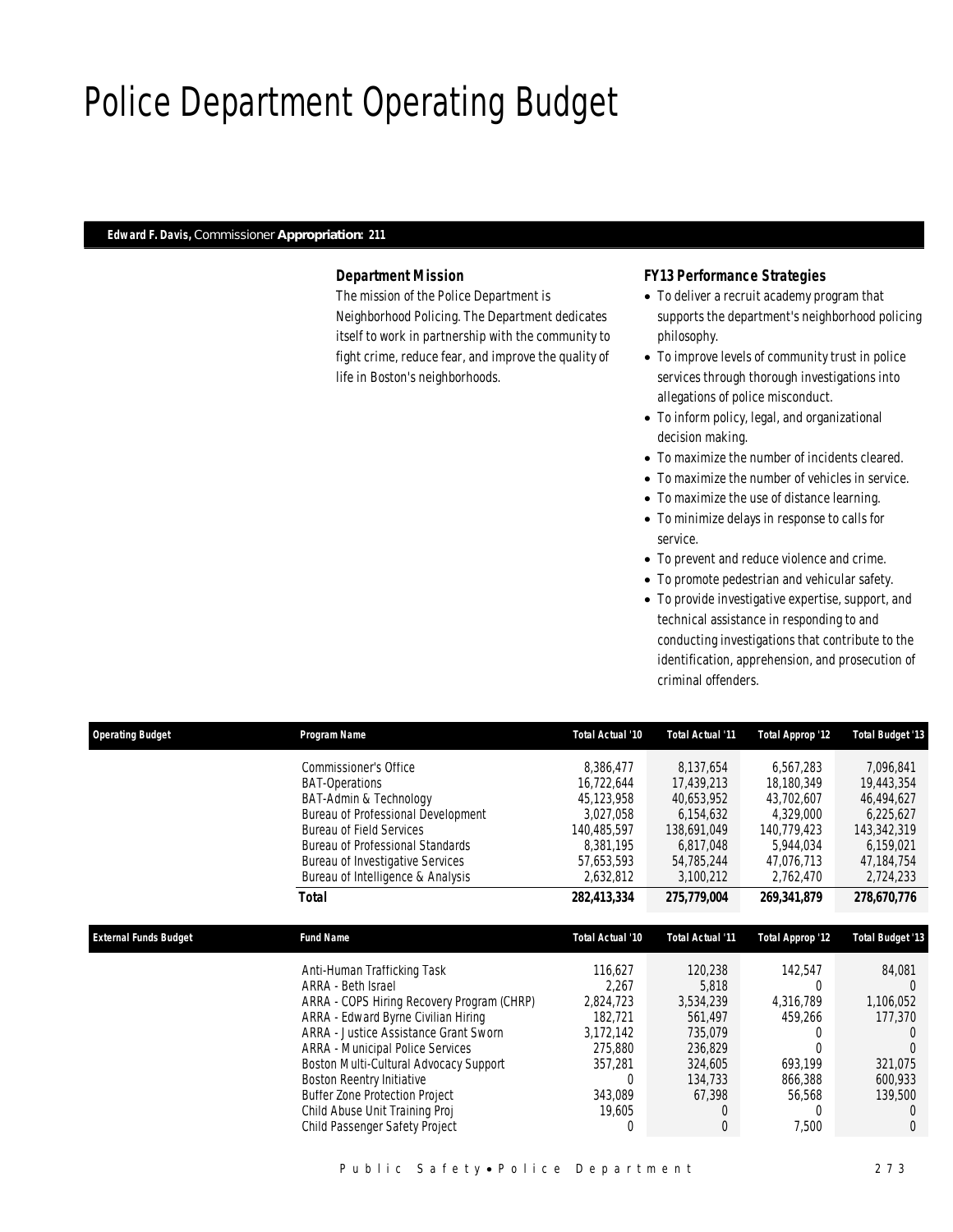# Police Department Operating Budget

**Edward F. Davis,** Commissioner **Appropriation: 211**

### *Department Mission*

*The mission of the Police Department is Neighborhood Policing. The Department dedicates itself to work in partnership with the community to fight crime, reduce fear, and improve the quality of life in Boston's neighborhoods.*

### *FY13 Performance Strategies*

- *To deliver a recruit academy program that supports the department's neighborhood policing philosophy.*
- *To improve levels of community trust in police services through thorough investigations into allegations of police misconduct.*
- *To inform policy, legal, and organizational decision making.*
- *To maximize the number of incidents cleared.*
- *To maximize the number of vehicles in service.*
- *To maximize the use of distance learning.*
- *To minimize delays in response to calls for service.*
- *To prevent and reduce violence and crime.*
- *To promote pedestrian and vehicular safety.*
- *To provide investigative expertise, support, and technical assistance in responding to and conducting investigations that contribute to the identification, apprehension, and prosecution of criminal offenders.*

| Operating Budget | Program Name | Total Actual '10 | Total Actual '11 | Total Approp '12 | Total Budget '13 |
|---|---|---|---|---|---|
| | Commissioner's Office | 8,386,477 | 8,137,654 | 6,567,283 | 7,096,841 |
| | BAT-Operations | 16,722,644 | 17,439,213 | 18,180,349 | 19,443,354 |
| | BAT-Admin & Technology | 45,123,958 | 40,653,952 | 43,702,607 | 46,494,627 |
| | Bureau of Professional Development | 3,027,058 | 6,154,632 | 4,329,000 | 6,225,627 |
| | Bureau of Field Services | 140,485,597 | 138,691,049 | 140,779,423 | 143,342,319 |
| | Bureau of Professional Standards | 8,381,195 | 6,817,048 | 5,944,034 | 6,159,021 |
| | Bureau of Investigative Services | 57,653,593 | 54,785,244 | 47,076,713 | 47,184,754 |
| | Bureau of Intelligence & Analysis | 2,632,812 | 3,100,212 | 2,762,470 | 2,724,233 |
| | ***Total*** | ***282,413,334*** | ***275,779,004*** | ***269,341,879*** | ***278,670,776*** |

| External Funds Budget | Fund Name | Total Actual '10 | Total Actual '11 | Total Approp '12 | Total Budget '13 |
|---|---|---|---|---|---|
| | Anti-Human Trafficking Task | 116,627 | 120,238 | 142,547 | 84,081 |
| | ARRA - Beth Israel | 2,267 | 5,818 | 0 | 0 |
| | ARRA - COPS Hiring Recovery Program (CHRP) | 2,824,723 | 3,534,239 | 4,316,789 | 1,106,052 |
| | ARRA - Edward Byrne Civilian Hiring | 182,721 | 561,497 | 459,266 | 177,370 |
| | ARRA - Justice Assistance Grant Sworn | 3,172,142 | 735,079 | 0 | 0 |
| | ARRA - Municipal Police Services | 275,880 | 236,829 | 0 | 0 |
| | Boston Multi-Cultural Advocacy Support | 357,281 | 324,605 | 693,199 | 321,075 |
| | Boston Reentry Initiative | 0 | 134,733 | 866,388 | 600,933 |
| | Buffer Zone Protection Project | 343,089 | 67,398 | 56,568 | 139,500 |
| | Child Abuse Unit Training Proj | 19,605 | 0 | 0 | 0 |
| | Child Passenger Safety Project | 0 | 0 | 7,500 | 0 |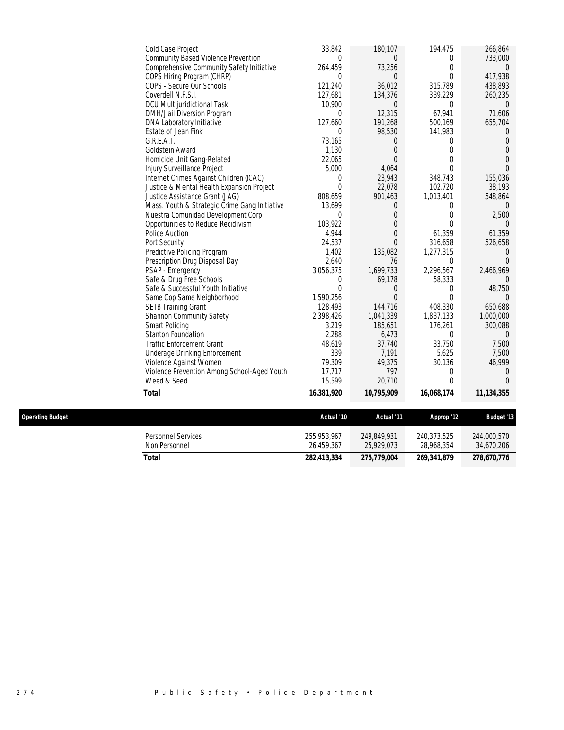| | | | | |
|---|---|---|---|---|
| Cold Case Project | 33,842 | 180,107 | 194,475 | 266,864 |
| Community Based Violence Prevention | 0 | 0 | 0 | 733,000 |
| Comprehensive Community Safety Initiative | 264,459 | 73,256 | 0 | 0 |
| COPS Hiring Program (CHRP) | 0 | 0 | 0 | 417,938 |
| COPS - Secure Our Schools | 121,240 | 36,012 | 315,789 | 438,893 |
| Coverdell N.F.S.I. | 127,681 | 134,376 | 339,229 | 260,235 |
| DCU Multijuridictional Task | 10,900 | 0 | 0 | 0 |
| DMH/Jail Diversion Program | 0 | 12,315 | 67,941 | 71,606 |
| DNA Laboratory Initiative | 127,660 | 191,268 | 500,169 | 655,704 |
| Estate of Jean Fink | 0 | 98,530 | 141,983 | 0 |
| G.R.E.A.T. | 73,165 | 0 | 0 | 0 |
| Goldstein Award | 1,130 | 0 | 0 | 0 |
| Homicide Unit Gang-Related | 22,065 | 0 | 0 | 0 |
| Injury Surveillance Project | 5,000 | 4,064 | 0 | 0 |
| Internet Crimes Against Children (ICAC) | 0 | 23,943 | 348,743 | 155,036 |
| Justice & Mental Health Expansion Project | 0 | 22,078 | 102,720 | 38,193 |
| Justice Assistance Grant (JAG) | 808,659 | 901,463 | 1,013,401 | 548,864 |
| Mass. Youth & Strategic Crime Gang Initiative | 13,699 | 0 | 0 | 0 |
| Nuestra Comunidad Development Corp | 0 | 0 | 0 | 2,500 |
| Opportunities to Reduce Recidivism | 103,922 | 0 | 0 | 0 |
| Police Auction | 4,944 | 0 | 61,359 | 61,359 |
| Port Security | 24,537 | 0 | 316,658 | 526,658 |
| Predictive Policing Program | 1,402 | 135,082 | 1,277,315 | 0 |
| Prescription Drug Disposal Day | 2,640 | 76 | 0 | 0 |
| PSAP - Emergency | 3,056,375 | 1,699,733 | 2,296,567 | 2,466,969 |
| Safe & Drug Free Schools | 0 | 69,178 | 58,333 | 0 |
| Safe & Successful Youth Initiative | 0 | 0 | 0 | 48,750 |
| Same Cop Same Neighborhood | 1,590,256 | 0 | 0 | 0 |
| SETB Training Grant | 128,493 | 144,716 | 408,330 | 650,688 |
| Shannon Community Safety | 2,398,426 | 1,041,339 | 1,837,133 | 1,000,000 |
| Smart Policing | 3,219 | 185,651 | 176,261 | 300,088 |
| Stanton Foundation | 2,288 | 6,473 | 0 | 0 |
| Traffic Enforcement Grant | 48,619 | 37,740 | 33,750 | 7,500 |
| Underage Drinking Enforcement | 339 | 7,191 | 5,625 | 7,500 |
| Violence Against Women | 79,309 | 49,375 | 30,136 | 46,999 |
| Violence Prevention Among School-Aged Youth | 17,717 | 797 | 0 | 0 |
| Weed & Seed | 15,599 | 20,710 | 0 | 0 |
| ***Total*** | ***16,381,920*** | ***10,795,909*** | ***16,068,174*** | ***11,134,355*** |

## Operating Budget

| | Actual '10 | Actual '11 | Approp '12 | Budget '13 |
|---|---|---|---|---|
| Personnel Services | 255,953,967 | 249,849,931 | 240,373,525 | 244,000,570 |
| Non Personnel | 26,459,367 | 25,929,073 | 28,968,354 | 34,670,206 |
| ***Total*** | ***282,413,334*** | ***275,779,004*** | ***269,341,879*** | ***278,670,776*** |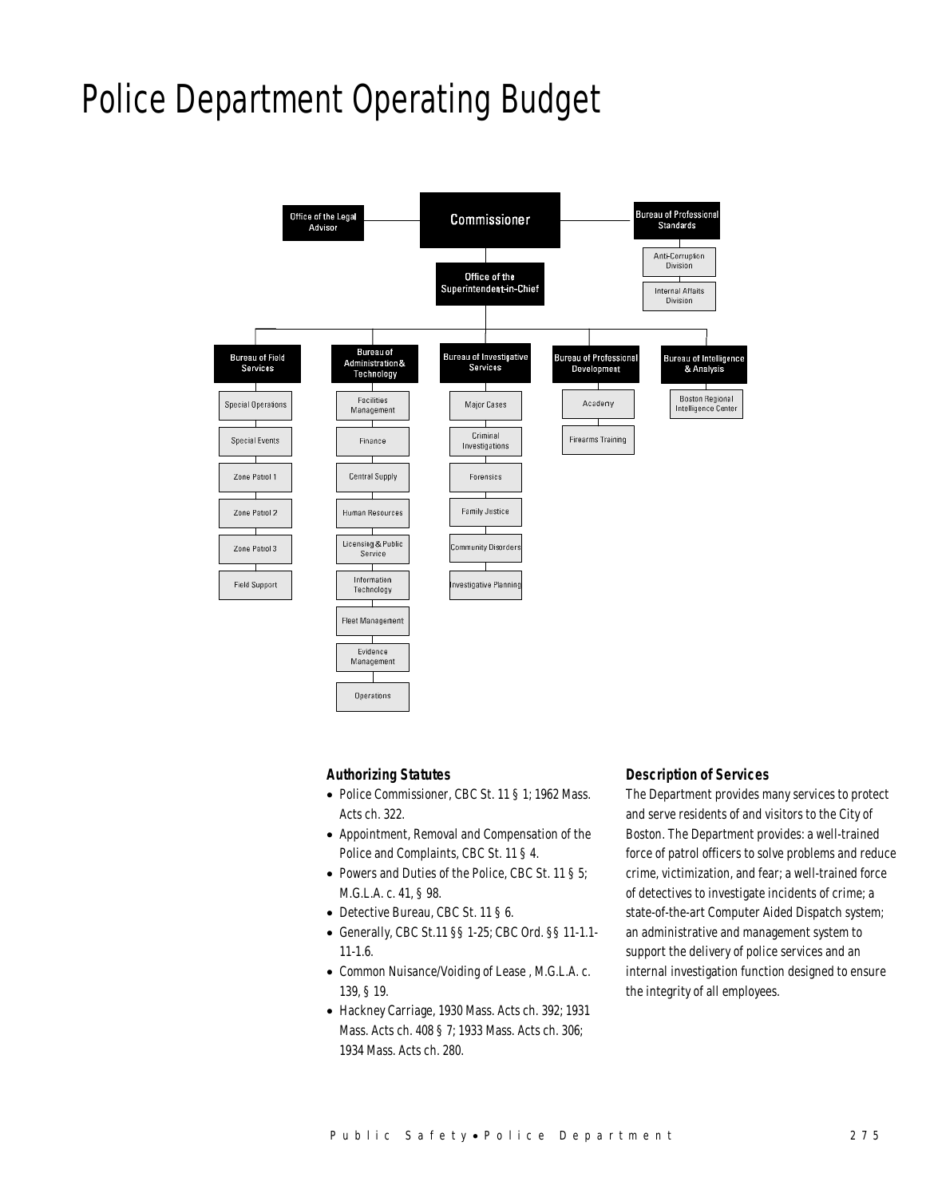# Police Department Operating Budget

- Commissioner
  - Office of the Legal Advisor
  - Bureau of Professional Standards
    - Anti-Corruption Division
    - Internal Affairs Division
  - Office of the Superintendent-in-Chief
    - Bureau of Field Services
      - Special Operations
      - Special Events
      - Zone Patrol 1
      - Zone Patrol 2
      - Zone Patrol 3
      - Field Support
    - Bureau of Administration & Technology
      - Facilities Management
      - Finance
      - Central Supply
      - Human Resources
      - Licensing & Public Service
      - Information Technology
      - Fleet Management
      - Evidence Management
      - Operations
    - Bureau of Investigative Services
      - Major Cases
      - Criminal Investigations
      - Forensics
      - Family Justice
      - Community Disorders
      - Investigative Planning
    - Bureau of Professional Development
      - Academy
      - Firearms Training
    - Bureau of Intelligence & Analysis
      - Boston Regional Intelligence Center

### Authorizing Statutes

- Police Commissioner, CBC St. 11 § 1; 1962 Mass. Acts ch. 322.
- Appointment, Removal and Compensation of the Police and Complaints, CBC St. 11 § 4.
- Powers and Duties of the Police, CBC St. 11 § 5; M.G.L.A. c. 41, § 98.
- Detective Bureau, CBC St. 11 § 6.
- Generally, CBC St.11 §§ 1-25; CBC Ord. §§ 11-1.1-11-1.6.
- Common Nuisance/Voiding of Lease , M.G.L.A. c. 139, § 19.
- Hackney Carriage, 1930 Mass. Acts ch. 392; 1931 Mass. Acts ch. 408 § 7; 1933 Mass. Acts ch. 306; 1934 Mass. Acts ch. 280.

### Description of Services

The Department provides many services to protect and serve residents of and visitors to the City of Boston. The Department provides: a well-trained force of patrol officers to solve problems and reduce crime, victimization, and fear; a well-trained force of detectives to investigate incidents of crime; a state-of-the-art Computer Aided Dispatch system; an administrative and management system to support the delivery of police services and an internal investigation function designed to ensure the integrity of all employees.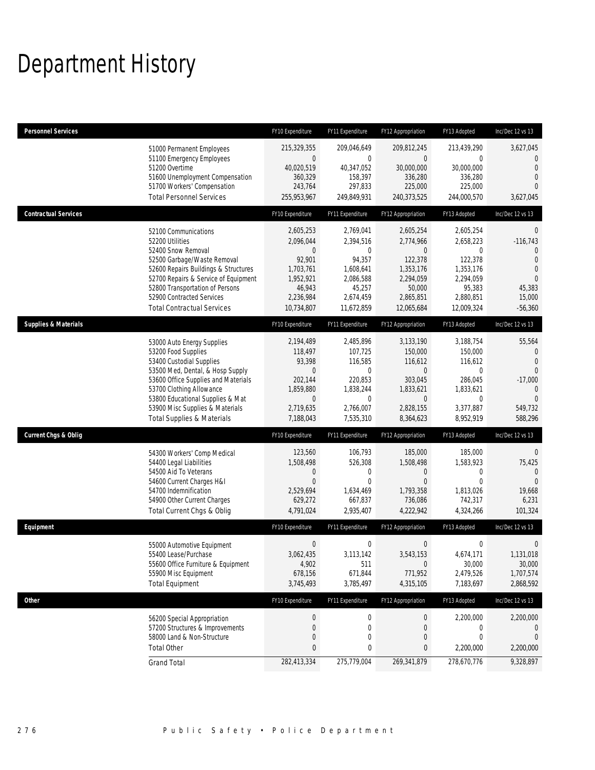# Department History

| Personnel Services | FY10 Expenditure | FY11 Expenditure | FY12 Appropriation | FY13 Adopted | Inc/Dec 12 vs 13 |
|---|---|---|---|---|---|
| 51000 Permanent Employees | 215,329,355 | 209,046,649 | 209,812,245 | 213,439,290 | 3,627,045 |
| 51100 Emergency Employees | 0 | 0 | 0 | 0 | 0 |
| 51200 Overtime | 40,020,519 | 40,347,052 | 30,000,000 | 30,000,000 | 0 |
| 51600 Unemployment Compensation | 360,329 | 158,397 | 336,280 | 336,280 | 0 |
| 51700 Workers' Compensation | 243,764 | 297,833 | 225,000 | 225,000 | 0 |
| Total Personnel Services | 255,953,967 | 249,849,931 | 240,373,525 | 244,000,570 | 3,627,045 |

| Contractual Services | FY10 Expenditure | FY11 Expenditure | FY12 Appropriation | FY13 Adopted | Inc/Dec 12 vs 13 |
|---|---|---|---|---|---|
| 52100 Communications | 2,605,253 | 2,769,041 | 2,605,254 | 2,605,254 | 0 |
| 52200 Utilities | 2,096,044 | 2,394,516 | 2,774,966 | 2,658,223 | -116,743 |
| 52400 Snow Removal | 0 | 0 | 0 | 0 | 0 |
| 52500 Garbage/Waste Removal | 92,901 | 94,357 | 122,378 | 122,378 | 0 |
| 52600 Repairs Buildings & Structures | 1,703,761 | 1,608,641 | 1,353,176 | 1,353,176 | 0 |
| 52700 Repairs & Service of Equipment | 1,952,921 | 2,086,588 | 2,294,059 | 2,294,059 | 0 |
| 52800 Transportation of Persons | 46,943 | 45,257 | 50,000 | 95,383 | 45,383 |
| 52900 Contracted Services | 2,236,984 | 2,674,459 | 2,865,851 | 2,880,851 | 15,000 |
| Total Contractual Services | 10,734,807 | 11,672,859 | 12,065,684 | 12,009,324 | -56,360 |

| Supplies & Materials | FY10 Expenditure | FY11 Expenditure | FY12 Appropriation | FY13 Adopted | Inc/Dec 12 vs 13 |
|---|---|---|---|---|---|
| 53000 Auto Energy Supplies | 2,194,489 | 2,485,896 | 3,133,190 | 3,188,754 | 55,564 |
| 53200 Food Supplies | 118,497 | 107,725 | 150,000 | 150,000 | 0 |
| 53400 Custodial Supplies | 93,398 | 116,585 | 116,612 | 116,612 | 0 |
| 53500 Med, Dental, & Hosp Supply | 0 | 0 | 0 | 0 | 0 |
| 53600 Office Supplies and Materials | 202,144 | 220,853 | 303,045 | 286,045 | -17,000 |
| 53700 Clothing Allowance | 1,859,880 | 1,838,244 | 1,833,621 | 1,833,621 | 0 |
| 53800 Educational Supplies & Mat | 0 | 0 | 0 | 0 | 0 |
| 53900 Misc Supplies & Materials | 2,719,635 | 2,766,007 | 2,828,155 | 3,377,887 | 549,732 |
| Total Supplies & Materials | 7,188,043 | 7,535,310 | 8,364,623 | 8,952,919 | 588,296 |

| Current Chgs & Oblig | FY10 Expenditure | FY11 Expenditure | FY12 Appropriation | FY13 Adopted | Inc/Dec 12 vs 13 |
|---|---|---|---|---|---|
| 54300 Workers' Comp Medical | 123,560 | 106,793 | 185,000 | 185,000 | 0 |
| 54400 Legal Liabilities | 1,508,498 | 526,308 | 1,508,498 | 1,583,923 | 75,425 |
| 54500 Aid To Veterans | 0 | 0 | 0 | 0 | 0 |
| 54600 Current Charges H&I | 0 | 0 | 0 | 0 | 0 |
| 54700 Indemnification | 2,529,694 | 1,634,469 | 1,793,358 | 1,813,026 | 19,668 |
| 54900 Other Current Charges | 629,272 | 667,837 | 736,086 | 742,317 | 6,231 |
| Total Current Chgs & Oblig | 4,791,024 | 2,935,407 | 4,222,942 | 4,324,266 | 101,324 |

| Equipment | FY10 Expenditure | FY11 Expenditure | FY12 Appropriation | FY13 Adopted | Inc/Dec 12 vs 13 |
|---|---|---|---|---|---|
| 55000 Automotive Equipment | 0 | 0 | 0 | 0 | 0 |
| 55400 Lease/Purchase | 3,062,435 | 3,113,142 | 3,543,153 | 4,674,171 | 1,131,018 |
| 55600 Office Furniture & Equipment | 4,902 | 511 | 0 | 30,000 | 30,000 |
| 55900 Misc Equipment | 678,156 | 671,844 | 771,952 | 2,479,526 | 1,707,574 |
| Total Equipment | 3,745,493 | 3,785,497 | 4,315,105 | 7,183,697 | 2,868,592 |

| Other | FY10 Expenditure | FY11 Expenditure | FY12 Appropriation | FY13 Adopted | Inc/Dec 12 vs 13 |
|---|---|---|---|---|---|
| 56200 Special Appropriation | 0 | 0 | 0 | 2,200,000 | 2,200,000 |
| 57200 Structures & Improvements | 0 | 0 | 0 | 0 | 0 |
| 58000 Land & Non-Structure | 0 | 0 | 0 | 0 | 0 |
| Total Other | 0 | 0 | 0 | 2,200,000 | 2,200,000 |
| Grand Total | 282,413,334 | 275,779,004 | 269,341,879 | 278,670,776 | 9,328,897 |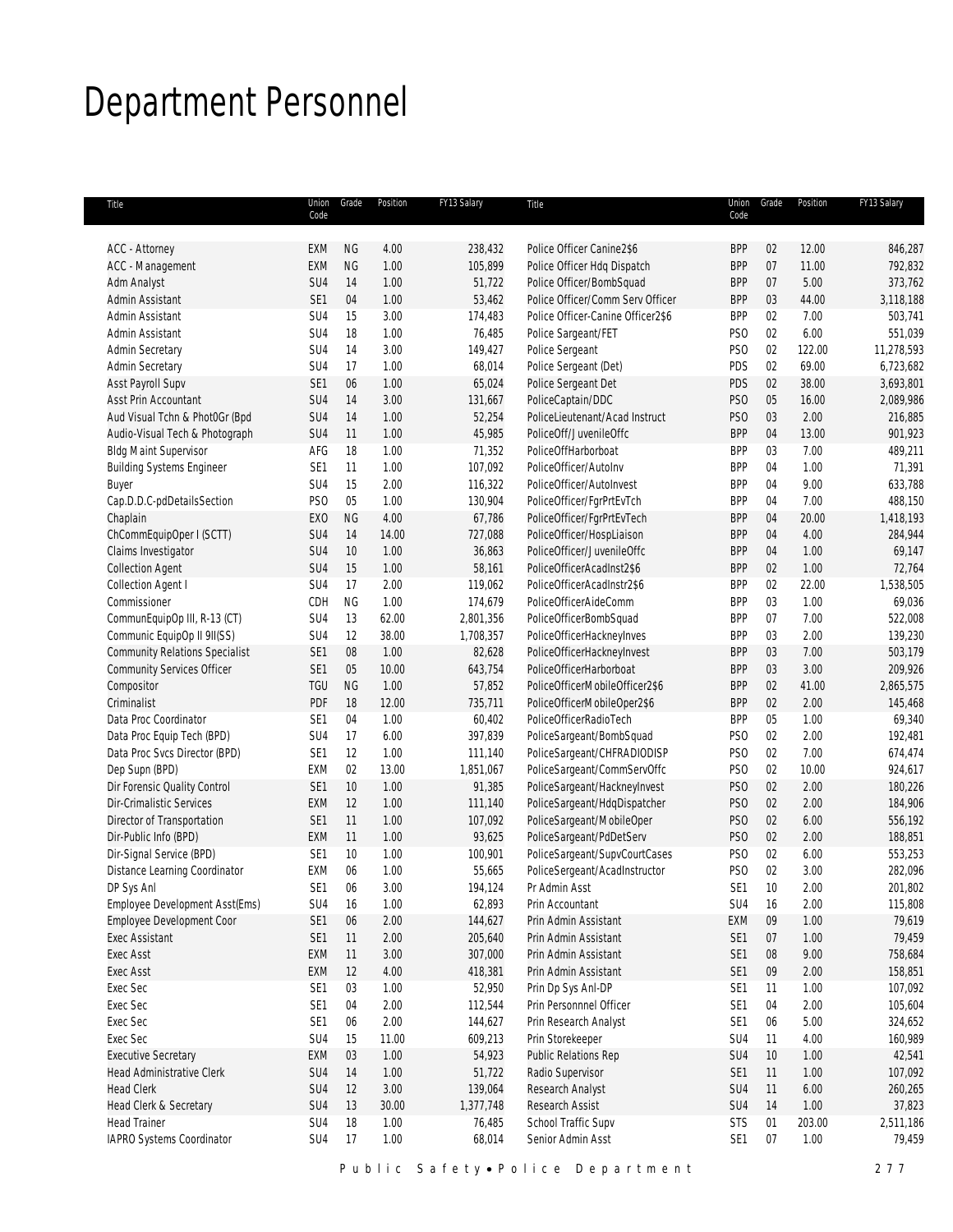# Department Personnel

| Title | Union Code | Grade | Position | FY13 Salary | Title | Union Code | Grade | Position | FY13 Salary |
|---|---|---|---|---|---|---|---|---|---|
| ACC - Attorney | EXM | NG | 4.00 | 238,432 | Police Officer Canine2$6 | BPP | 02 | 12.00 | 846,287 |
| ACC - Management | EXM | NG | 1.00 | 105,899 | Police Officer Hdq Dispatch | BPP | 07 | 11.00 | 792,832 |
| Adm Analyst | SU4 | 14 | 1.00 | 51,722 | Police Officer/BombSquad | BPP | 07 | 5.00 | 373,762 |
| Admin Assistant | SE1 | 04 | 1.00 | 53,462 | Police Officer/Comm Serv Officer | BPP | 03 | 44.00 | 3,118,188 |
| Admin Assistant | SU4 | 15 | 3.00 | 174,483 | Police Officer-Canine Officer2$6 | BPP | 02 | 7.00 | 503,741 |
| Admin Assistant | SU4 | 18 | 1.00 | 76,485 | Police Sargeant/FET | PSO | 02 | 6.00 | 551,039 |
| Admin Secretary | SU4 | 14 | 3.00 | 149,427 | Police Sergeant | PSO | 02 | 122.00 | 11,278,593 |
| Admin Secretary | SU4 | 17 | 1.00 | 68,014 | Police Sergeant (Det) | PDS | 02 | 69.00 | 6,723,682 |
| Asst Payroll Supv | SE1 | 06 | 1.00 | 65,024 | Police Sergeant Det | PDS | 02 | 38.00 | 3,693,801 |
| Asst Prin Accountant | SU4 | 14 | 3.00 | 131,667 | PoliceCaptain/DDC | PSO | 05 | 16.00 | 2,089,986 |
| Aud Visual Tchn & Phot0Gr (Bpd | SU4 | 14 | 1.00 | 52,254 | PoliceLieutenant/Acad Instruct | PSO | 03 | 2.00 | 216,885 |
| Audio-Visual Tech & Photograph | SU4 | 11 | 1.00 | 45,985 | PoliceOff/JuvenileOffc | BPP | 04 | 13.00 | 901,923 |
| Bldg Maint Supervisor | AFG | 18 | 1.00 | 71,352 | PoliceOffHarborboat | BPP | 03 | 7.00 | 489,211 |
| Building Systems Engineer | SE1 | 11 | 1.00 | 107,092 | PoliceOfficer/AutoInv | BPP | 04 | 1.00 | 71,391 |
| Buyer | SU4 | 15 | 2.00 | 116,322 | PoliceOfficer/AutoInvest | BPP | 04 | 9.00 | 633,788 |
| Cap.D.D.C-pdDetailsSection | PSO | 05 | 1.00 | 130,904 | PoliceOfficer/FgrPrtEvTch | BPP | 04 | 7.00 | 488,150 |
| Chaplain | EXO | NG | 4.00 | 67,786 | PoliceOfficer/FgrPrtEvTech | BPP | 04 | 20.00 | 1,418,193 |
| ChCommEquipOper I (SCTT) | SU4 | 14 | 14.00 | 727,088 | PoliceOfficer/HospLiaison | BPP | 04 | 4.00 | 284,944 |
| Claims Investigator | SU4 | 10 | 1.00 | 36,863 | PoliceOfficer/JuvenileOffc | BPP | 04 | 1.00 | 69,147 |
| Collection Agent | SU4 | 15 | 1.00 | 58,161 | PoliceOfficerAcadInst2$6 | BPP | 02 | 1.00 | 72,764 |
| Collection Agent I | SU4 | 17 | 2.00 | 119,062 | PoliceOfficerAcadInstr2$6 | BPP | 02 | 22.00 | 1,538,505 |
| Commissioner | CDH | NG | 1.00 | 174,679 | PoliceOfficerAideComm | BPP | 03 | 1.00 | 69,036 |
| CommunEquipOp III, R-13 (CT) | SU4 | 13 | 62.00 | 2,801,356 | PoliceOfficerBombSquad | BPP | 07 | 7.00 | 522,008 |
| Communic EquipOp II 9II(SS) | SU4 | 12 | 38.00 | 1,708,357 | PoliceOfficerHackneyInves | BPP | 03 | 2.00 | 139,230 |
| Community Relations Specialist | SE1 | 08 | 1.00 | 82,628 | PoliceOfficerHackneyInvest | BPP | 03 | 7.00 | 503,179 |
| Community Services Officer | SE1 | 05 | 10.00 | 643,754 | PoliceOfficerHarborboat | BPP | 03 | 3.00 | 209,926 |
| Compositor | TGU | NG | 1.00 | 57,852 | PoliceOfficerMobileOfficer2$6 | BPP | 02 | 41.00 | 2,865,575 |
| Criminalist | PDF | 18 | 12.00 | 735,711 | PoliceOfficerMobileOper2$6 | BPP | 02 | 2.00 | 145,468 |
| Data Proc Coordinator | SE1 | 04 | 1.00 | 60,402 | PoliceOfficerRadioTech | BPP | 05 | 1.00 | 69,340 |
| Data Proc Equip Tech (BPD) | SU4 | 17 | 6.00 | 397,839 | PoliceSargeant/BombSquad | PSO | 02 | 2.00 | 192,481 |
| Data Proc Svcs Director (BPD) | SE1 | 12 | 1.00 | 111,140 | PoliceSargeant/CHFRADIODISP | PSO | 02 | 7.00 | 674,474 |
| Dep Supn (BPD) | EXM | 02 | 13.00 | 1,851,067 | PoliceSargeant/CommServOffc | PSO | 02 | 10.00 | 924,617 |
| Dir Forensic Quality Control | SE1 | 10 | 1.00 | 91,385 | PoliceSargeant/HackneyInvest | PSO | 02 | 2.00 | 180,226 |
| Dir-Crimalistic Services | EXM | 12 | 1.00 | 111,140 | PoliceSargeant/HdqDispatcher | PSO | 02 | 2.00 | 184,906 |
| Director of Transportation | SE1 | 11 | 1.00 | 107,092 | PoliceSargeant/MobileOper | PSO | 02 | 6.00 | 556,192 |
| Dir-Public Info (BPD) | EXM | 11 | 1.00 | 93,625 | PoliceSargeant/PdDetServ | PSO | 02 | 2.00 | 188,851 |
| Dir-Signal Service (BPD) | SE1 | 10 | 1.00 | 100,901 | PoliceSargeant/SupvCourtCases | PSO | 02 | 6.00 | 553,253 |
| Distance Learning Coordinator | EXM | 06 | 1.00 | 55,665 | PoliceSergeant/AcadInstructor | PSO | 02 | 3.00 | 282,096 |
| DP Sys Anl | SE1 | 06 | 3.00 | 194,124 | Pr Admin Asst | SE1 | 10 | 2.00 | 201,802 |
| Employee Development Asst(Ems) | SU4 | 16 | 1.00 | 62,893 | Prin Accountant | SU4 | 16 | 2.00 | 115,808 |
| Employee Development Coor | SE1 | 06 | 2.00 | 144,627 | Prin Admin Assistant | EXM | 09 | 1.00 | 79,619 |
| Exec Assistant | SE1 | 11 | 2.00 | 205,640 | Prin Admin Assistant | SE1 | 07 | 1.00 | 79,459 |
| Exec Asst | EXM | 11 | 3.00 | 307,000 | Prin Admin Assistant | SE1 | 08 | 9.00 | 758,684 |
| Exec Asst | EXM | 12 | 4.00 | 418,381 | Prin Admin Assistant | SE1 | 09 | 2.00 | 158,851 |
| Exec Sec | SE1 | 03 | 1.00 | 52,950 | Prin Dp Sys Anl-DP | SE1 | 11 | 1.00 | 107,092 |
| Exec Sec | SE1 | 04 | 2.00 | 112,544 | Prin Personnnel Officer | SE1 | 04 | 2.00 | 105,604 |
| Exec Sec | SE1 | 06 | 2.00 | 144,627 | Prin Research Analyst | SE1 | 06 | 5.00 | 324,652 |
| Exec Sec | SU4 | 15 | 11.00 | 609,213 | Prin Storekeeper | SU4 | 11 | 4.00 | 160,989 |
| Executive Secretary | EXM | 03 | 1.00 | 54,923 | Public Relations Rep | SU4 | 10 | 1.00 | 42,541 |
| Head Administrative Clerk | SU4 | 14 | 1.00 | 51,722 | Radio Supervisor | SE1 | 11 | 1.00 | 107,092 |
| Head Clerk | SU4 | 12 | 3.00 | 139,064 | Research Analyst | SU4 | 11 | 6.00 | 260,265 |
| Head Clerk & Secretary | SU4 | 13 | 30.00 | 1,377,748 | Research Assist | SU4 | 14 | 1.00 | 37,823 |
| Head Trainer | SU4 | 18 | 1.00 | 76,485 | School Traffic Supv | STS | 01 | 203.00 | 2,511,186 |
| IAPRO Systems Coordinator | SU4 | 17 | 1.00 | 68,014 | Senior Admin Asst | SE1 | 07 | 1.00 | 79,459 |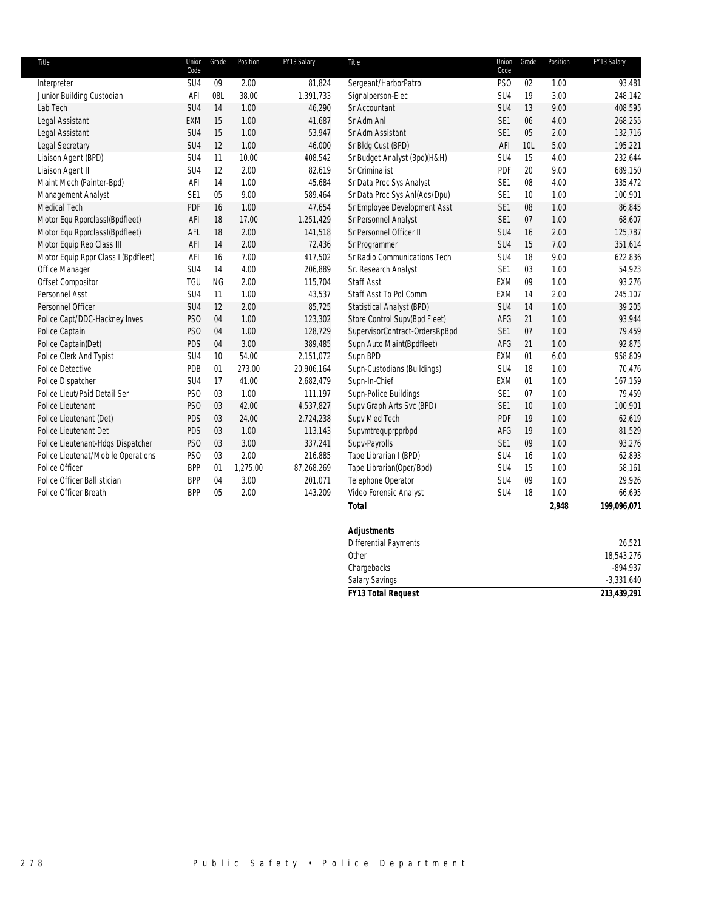| Title | Union Code | Grade | Position | FY13 Salary |
|---|---|---|---|---|
| Interpreter | SU4 | 09 | 2.00 | 81,824 |
| Junior Building Custodian | AFI | 08L | 38.00 | 1,391,733 |
| Lab Tech | SU4 | 14 | 1.00 | 46,290 |
| Legal Assistant | EXM | 15 | 1.00 | 41,687 |
| Legal Assistant | SU4 | 15 | 1.00 | 53,947 |
| Legal Secretary | SU4 | 12 | 1.00 | 46,000 |
| Liaison Agent (BPD) | SU4 | 11 | 10.00 | 408,542 |
| Liaison Agent II | SU4 | 12 | 2.00 | 82,619 |
| Maint Mech (Painter-Bpd) | AFI | 14 | 1.00 | 45,684 |
| Management Analyst | SE1 | 05 | 9.00 | 589,464 |
| Medical Tech | PDF | 16 | 1.00 | 47,654 |
| Motor Equ RpprclassI(Bpdfleet) | AFI | 18 | 17.00 | 1,251,429 |
| Motor Equ RpprclassI(Bpdfleet) | AFL | 18 | 2.00 | 141,518 |
| Motor Equip Rep Class III | AFI | 14 | 2.00 | 72,436 |
| Motor Equip Rppr ClassII (Bpdfleet) | AFI | 16 | 7.00 | 417,502 |
| Office Manager | SU4 | 14 | 4.00 | 206,889 |
| Offset Compositor | TGU | NG | 2.00 | 115,704 |
| Personnel Asst | SU4 | 11 | 1.00 | 43,537 |
| Personnel Officer | SU4 | 12 | 2.00 | 85,725 |
| Police Capt/DDC-Hackney Inves | PSO | 04 | 1.00 | 123,302 |
| Police Captain | PSO | 04 | 1.00 | 128,729 |
| Police Captain(Det) | PDS | 04 | 3.00 | 389,485 |
| Police Clerk And Typist | SU4 | 10 | 54.00 | 2,151,072 |
| Police Detective | PDB | 01 | 273.00 | 20,906,164 |
| Police Dispatcher | SU4 | 17 | 41.00 | 2,682,479 |
| Police Lieut/Paid Detail Ser | PSO | 03 | 1.00 | 111,197 |
| Police Lieutenant | PSO | 03 | 42.00 | 4,537,827 |
| Police Lieutenant (Det) | PDS | 03 | 24.00 | 2,724,238 |
| Police Lieutenant Det | PDS | 03 | 1.00 | 113,143 |
| Police Lieutenant-Hdqs Dispatcher | PSO | 03 | 3.00 | 337,241 |
| Police Lieutenat/Mobile Operations | PSO | 03 | 2.00 | 216,885 |
| Police Officer | BPP | 01 | 1,275.00 | 87,268,269 |
| Police Officer Ballistician | BPP | 04 | 3.00 | 201,071 |
| Police Officer Breath | BPP | 05 | 2.00 | 143,209 |
| Sergeant/HarborPatrol | PSO | 02 | 1.00 | 93,481 |
| Signalperson-Elec | SU4 | 19 | 3.00 | 248,142 |
| Sr Accountant | SU4 | 13 | 9.00 | 408,595 |
| Sr Adm Anl | SE1 | 06 | 4.00 | 268,255 |
| Sr Adm Assistant | SE1 | 05 | 2.00 | 132,716 |
| Sr Bldg Cust (BPD) | AFI | 10L | 5.00 | 195,221 |
| Sr Budget Analyst (Bpd)(H&H) | SU4 | 15 | 4.00 | 232,644 |
| Sr Criminalist | PDF | 20 | 9.00 | 689,150 |
| Sr Data Proc Sys Analyst | SE1 | 08 | 4.00 | 335,472 |
| Sr Data Proc Sys Anl(Ads/Dpu) | SE1 | 10 | 1.00 | 100,901 |
| Sr Employee Development Asst | SE1 | 08 | 1.00 | 86,845 |
| Sr Personnel Analyst | SE1 | 07 | 1.00 | 68,607 |
| Sr Personnel Officer II | SU4 | 16 | 2.00 | 125,787 |
| Sr Programmer | SU4 | 15 | 7.00 | 351,614 |
| Sr Radio Communications Tech | SU4 | 18 | 9.00 | 622,836 |
| Sr. Research Analyst | SE1 | 03 | 1.00 | 54,923 |
| Staff Asst | EXM | 09 | 1.00 | 93,276 |
| Staff Asst To Pol Comm | EXM | 14 | 2.00 | 245,107 |
| Statistical Analyst (BPD) | SU4 | 14 | 1.00 | 39,205 |
| Store Control Supv(Bpd Fleet) | AFG | 21 | 1.00 | 93,944 |
| SupervisorContract-OrdersRpBpd | SE1 | 07 | 1.00 | 79,459 |
| Supn Auto Maint(Bpdfleet) | AFG | 21 | 1.00 | 92,875 |
| Supn BPD | EXM | 01 | 6.00 | 958,809 |
| Supn-Custodians (Buildings) | SU4 | 18 | 1.00 | 70,476 |
| Supn-In-Chief | EXM | 01 | 1.00 | 167,159 |
| Supn-Police Buildings | SE1 | 07 | 1.00 | 79,459 |
| Supv Graph Arts Svc (BPD) | SE1 | 10 | 1.00 | 100,901 |
| Supv Med Tech | PDF | 19 | 1.00 | 62,619 |
| Supvmtrequprpprbpd | AFG | 19 | 1.00 | 81,529 |
| Supv-Payrolls | SE1 | 09 | 1.00 | 93,276 |
| Tape Librarian I (BPD) | SU4 | 16 | 1.00 | 62,893 |
| Tape Librarian(Oper/Bpd) | SU4 | 15 | 1.00 | 58,161 |
| Telephone Operator | SU4 | 09 | 1.00 | 29,926 |
| Video Forensic Analyst | SU4 | 18 | 1.00 | 66,695 |
| **Total** | | | **2,948** | **199,096,071** |

| **Adjustments** | |
|---|---|
| Differential Payments | 26,521 |
| Other | 18,543,276 |
| Chargebacks | -894,937 |
| Salary Savings | -3,331,640 |
| **FY13 Total Request** | **213,439,291** |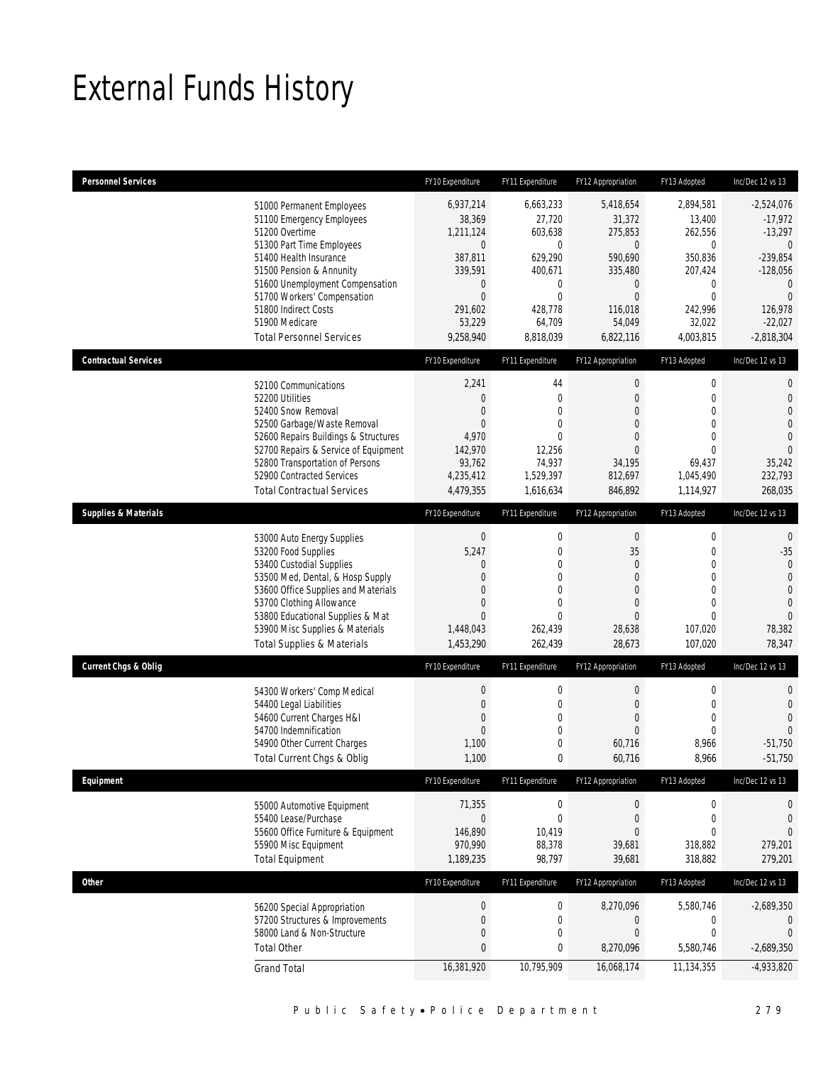# External Funds History

| Personnel Services | FY10 Expenditure | FY11 Expenditure | FY12 Appropriation | FY13 Adopted | Inc/Dec 12 vs 13 |
|---|---|---|---|---|---|
| 51000 Permanent Employees | 6,937,214 | 6,663,233 | 5,418,654 | 2,894,581 | -2,524,076 |
| 51100 Emergency Employees | 38,369 | 27,720 | 31,372 | 13,400 | -17,972 |
| 51200 Overtime | 1,211,124 | 603,638 | 275,853 | 262,556 | -13,297 |
| 51300 Part Time Employees | 0 | 0 | 0 | 0 | 0 |
| 51400 Health Insurance | 387,811 | 629,290 | 590,690 | 350,836 | -239,854 |
| 51500 Pension & Annunity | 339,591 | 400,671 | 335,480 | 207,424 | -128,056 |
| 51600 Unemployment Compensation | 0 | 0 | 0 | 0 | 0 |
| 51700 Workers' Compensation | 0 | 0 | 0 | 0 | 0 |
| 51800 Indirect Costs | 291,602 | 428,778 | 116,018 | 242,996 | 126,978 |
| 51900 Medicare | 53,229 | 64,709 | 54,049 | 32,022 | -22,027 |
| Total Personnel Services | 9,258,940 | 8,818,039 | 6,822,116 | 4,003,815 | -2,818,304 |

| Contractual Services | FY10 Expenditure | FY11 Expenditure | FY12 Appropriation | FY13 Adopted | Inc/Dec 12 vs 13 |
|---|---|---|---|---|---|
| 52100 Communications | 2,241 | 44 | 0 | 0 | 0 |
| 52200 Utilities | 0 | 0 | 0 | 0 | 0 |
| 52400 Snow Removal | 0 | 0 | 0 | 0 | 0 |
| 52500 Garbage/Waste Removal | 0 | 0 | 0 | 0 | 0 |
| 52600 Repairs Buildings & Structures | 4,970 | 0 | 0 | 0 | 0 |
| 52700 Repairs & Service of Equipment | 142,970 | 12,256 | 0 | 0 | 0 |
| 52800 Transportation of Persons | 93,762 | 74,937 | 34,195 | 69,437 | 35,242 |
| 52900 Contracted Services | 4,235,412 | 1,529,397 | 812,697 | 1,045,490 | 232,793 |
| Total Contractual Services | 4,479,355 | 1,616,634 | 846,892 | 1,114,927 | 268,035 |

| Supplies & Materials | FY10 Expenditure | FY11 Expenditure | FY12 Appropriation | FY13 Adopted | Inc/Dec 12 vs 13 |
|---|---|---|---|---|---|
| 53000 Auto Energy Supplies | 0 | 0 | 0 | 0 | 0 |
| 53200 Food Supplies | 5,247 | 0 | 35 | 0 | -35 |
| 53400 Custodial Supplies | 0 | 0 | 0 | 0 | 0 |
| 53500 Med, Dental, & Hosp Supply | 0 | 0 | 0 | 0 | 0 |
| 53600 Office Supplies and Materials | 0 | 0 | 0 | 0 | 0 |
| 53700 Clothing Allowance | 0 | 0 | 0 | 0 | 0 |
| 53800 Educational Supplies & Mat | 0 | 0 | 0 | 0 | 0 |
| 53900 Misc Supplies & Materials | 1,448,043 | 262,439 | 28,638 | 107,020 | 78,382 |
| Total Supplies & Materials | 1,453,290 | 262,439 | 28,673 | 107,020 | 78,347 |

| Current Chgs & Oblig | FY10 Expenditure | FY11 Expenditure | FY12 Appropriation | FY13 Adopted | Inc/Dec 12 vs 13 |
|---|---|---|---|---|---|
| 54300 Workers' Comp Medical | 0 | 0 | 0 | 0 | 0 |
| 54400 Legal Liabilities | 0 | 0 | 0 | 0 | 0 |
| 54600 Current Charges H&I | 0 | 0 | 0 | 0 | 0 |
| 54700 Indemnification | 0 | 0 | 0 | 0 | 0 |
| 54900 Other Current Charges | 1,100 | 0 | 60,716 | 8,966 | -51,750 |
| Total Current Chgs & Oblig | 1,100 | 0 | 60,716 | 8,966 | -51,750 |

| Equipment | FY10 Expenditure | FY11 Expenditure | FY12 Appropriation | FY13 Adopted | Inc/Dec 12 vs 13 |
|---|---|---|---|---|---|
| 55000 Automotive Equipment | 71,355 | 0 | 0 | 0 | 0 |
| 55400 Lease/Purchase | 0 | 0 | 0 | 0 | 0 |
| 55600 Office Furniture & Equipment | 146,890 | 10,419 | 0 | 0 | 0 |
| 55900 Misc Equipment | 970,990 | 88,378 | 39,681 | 318,882 | 279,201 |
| Total Equipment | 1,189,235 | 98,797 | 39,681 | 318,882 | 279,201 |

| Other | FY10 Expenditure | FY11 Expenditure | FY12 Appropriation | FY13 Adopted | Inc/Dec 12 vs 13 |
|---|---|---|---|---|---|
| 56200 Special Appropriation | 0 | 0 | 8,270,096 | 5,580,746 | -2,689,350 |
| 57200 Structures & Improvements | 0 | 0 | 0 | 0 | 0 |
| 58000 Land & Non-Structure | 0 | 0 | 0 | 0 | 0 |
| Total Other | 0 | 0 | 8,270,096 | 5,580,746 | -2,689,350 |
| Grand Total | 16,381,920 | 10,795,909 | 16,068,174 | 11,134,355 | -4,933,820 |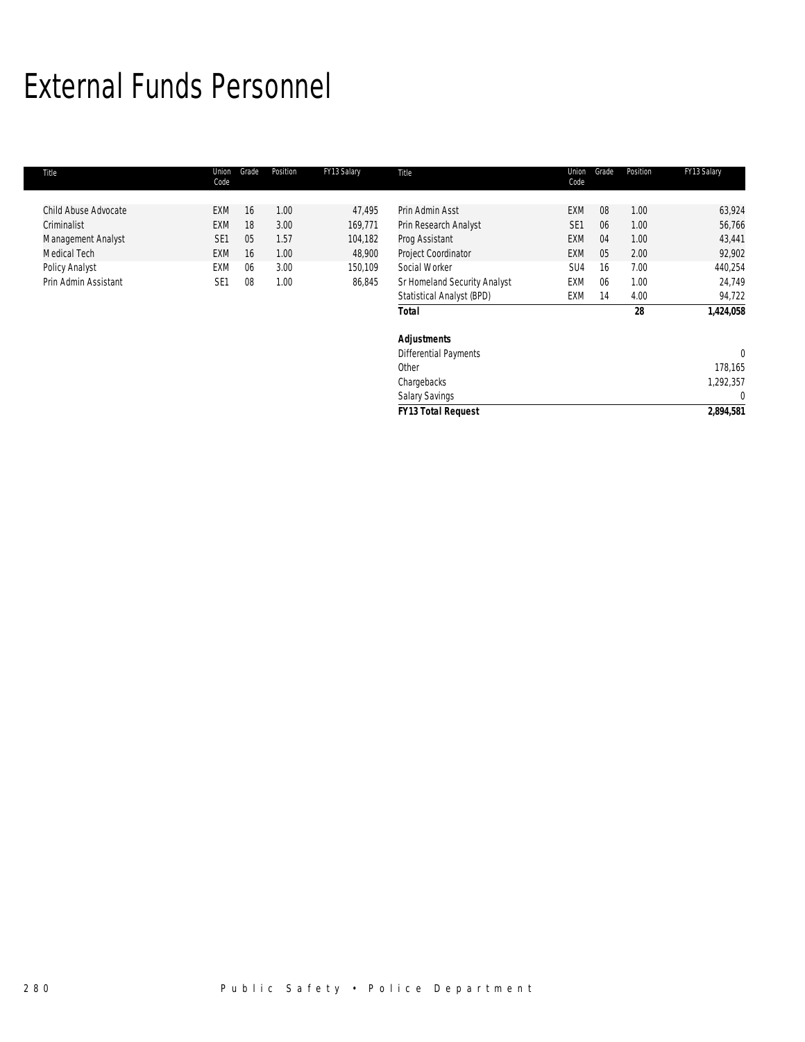# External Funds Personnel

| Title | Union Code | Grade | Position | FY13 Salary |
|---|---|---|---|---|
| Child Abuse Advocate | EXM | 16 | 1.00 | 47,495 |
| Criminalist | EXM | 18 | 3.00 | 169,771 |
| Management Analyst | SE1 | 05 | 1.57 | 104,182 |
| Medical Tech | EXM | 16 | 1.00 | 48,900 |
| Policy Analyst | EXM | 06 | 3.00 | 150,109 |
| Prin Admin Assistant | SE1 | 08 | 1.00 | 86,845 |
| Prin Admin Asst | EXM | 08 | 1.00 | 63,924 |
| Prin Research Analyst | SE1 | 06 | 1.00 | 56,766 |
| Prog Assistant | EXM | 04 | 1.00 | 43,441 |
| Project Coordinator | EXM | 05 | 2.00 | 92,902 |
| Social Worker | SU4 | 16 | 7.00 | 440,254 |
| Sr Homeland Security Analyst | EXM | 06 | 1.00 | 24,749 |
| Statistical Analyst (BPD) | EXM | 14 | 4.00 | 94,722 |
| **Total** | | | **28** | **1,424,058** |
| | | | | |
| ***Adjustments*** | | | | |
| Differential Payments | | | | 0 |
| Other | | | | 178,165 |
| Chargebacks | | | | 1,292,357 |
| Salary Savings | | | | 0 |
| ***FY13 Total Request*** | | | | ***2,894,581*** |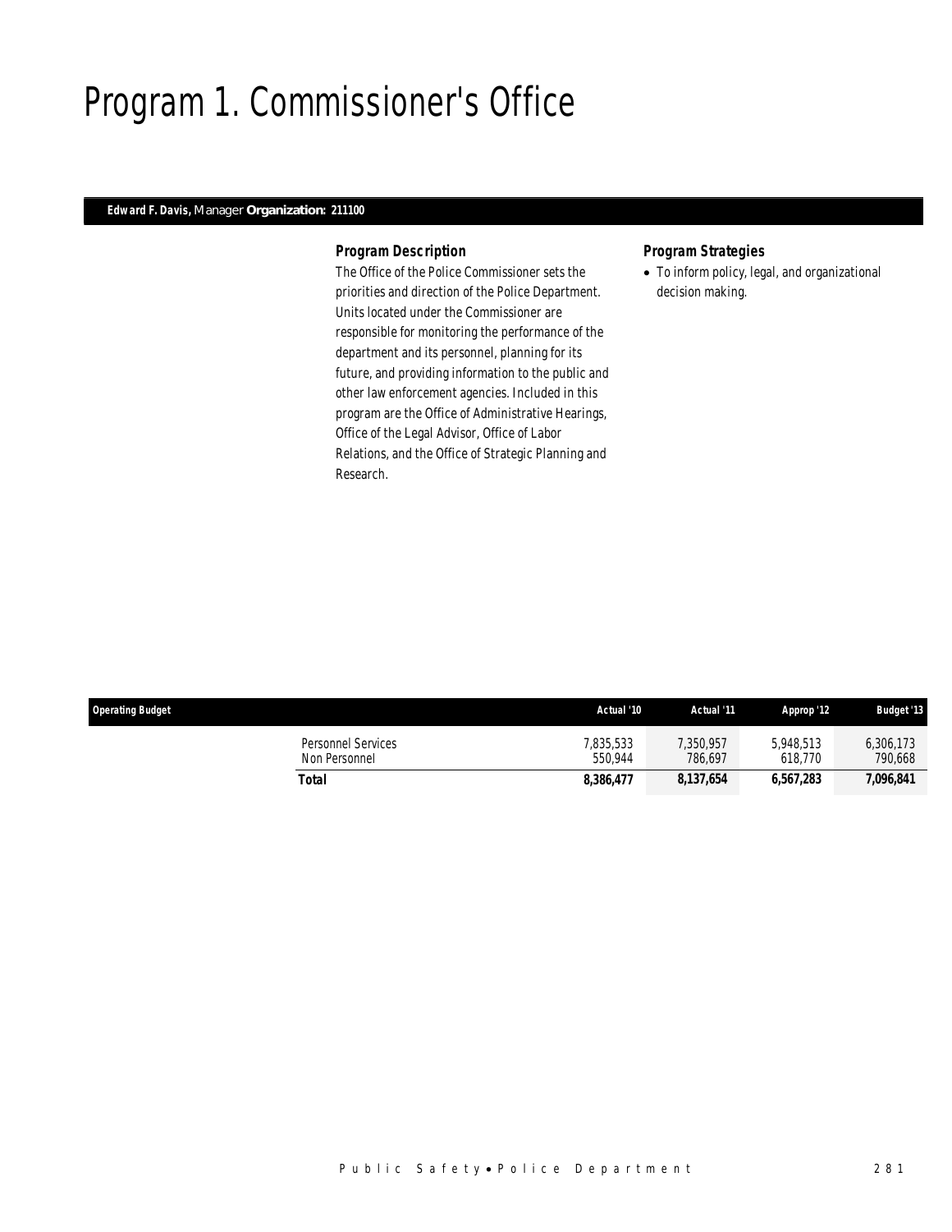# Program 1. Commissioner's Office

**Edward F. Davis,** Manager **Organization: 211100**

### *Program Description*

The Office of the Police Commissioner sets the priorities and direction of the Police Department. Units located under the Commissioner are responsible for monitoring the performance of the department and its personnel, planning for its future, and providing information to the public and other law enforcement agencies. Included in this program are the Office of Administrative Hearings, Office of the Legal Advisor, Office of Labor Relations, and the Office of Strategic Planning and Research.

### *Program Strategies*

- To inform policy, legal, and organizational decision making.

| Operating Budget | Actual '10 | Actual '11 | Approp '12 | Budget '13 |
|---|---|---|---|---|
| Personnel Services | 7,835,533 | 7,350,957 | 5,948,513 | 6,306,173 |
| Non Personnel | 550,944 | 786,697 | 618,770 | 790,668 |
| **Total** | **8,386,477** | **8,137,654** | **6,567,283** | **7,096,841** |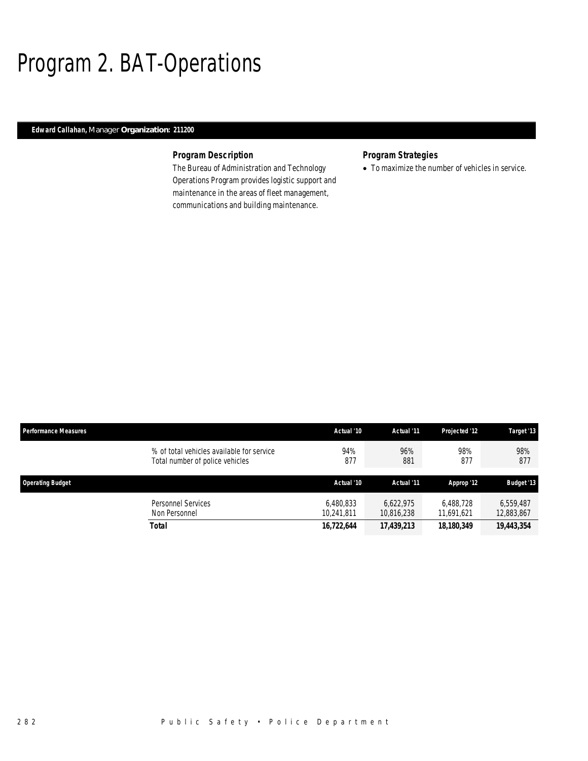# Program 2. BAT-Operations

**Edward Callahan,** Manager **Organization: 211200**

### Program Description

The Bureau of Administration and Technology Operations Program provides logistic support and maintenance in the areas of fleet management, communications and building maintenance.

### Program Strategies

- To maximize the number of vehicles in service.

| Performance Measures | Actual '10 | Actual '11 | Projected '12 | Target '13 |
|---|---|---|---|---|
| % of total vehicles available for service | 94% | 96% | 98% | 98% |
| Total number of police vehicles | 877 | 881 | 877 | 877 |

| Operating Budget | Actual '10 | Actual '11 | Approp '12 | Budget '13 |
|---|---|---|---|---|
| Personnel Services | 6,480,833 | 6,622,975 | 6,488,728 | 6,559,487 |
| Non Personnel | 10,241,811 | 10,816,238 | 11,691,621 | 12,883,867 |
| **Total** | **16,722,644** | **17,439,213** | **18,180,349** | **19,443,354** |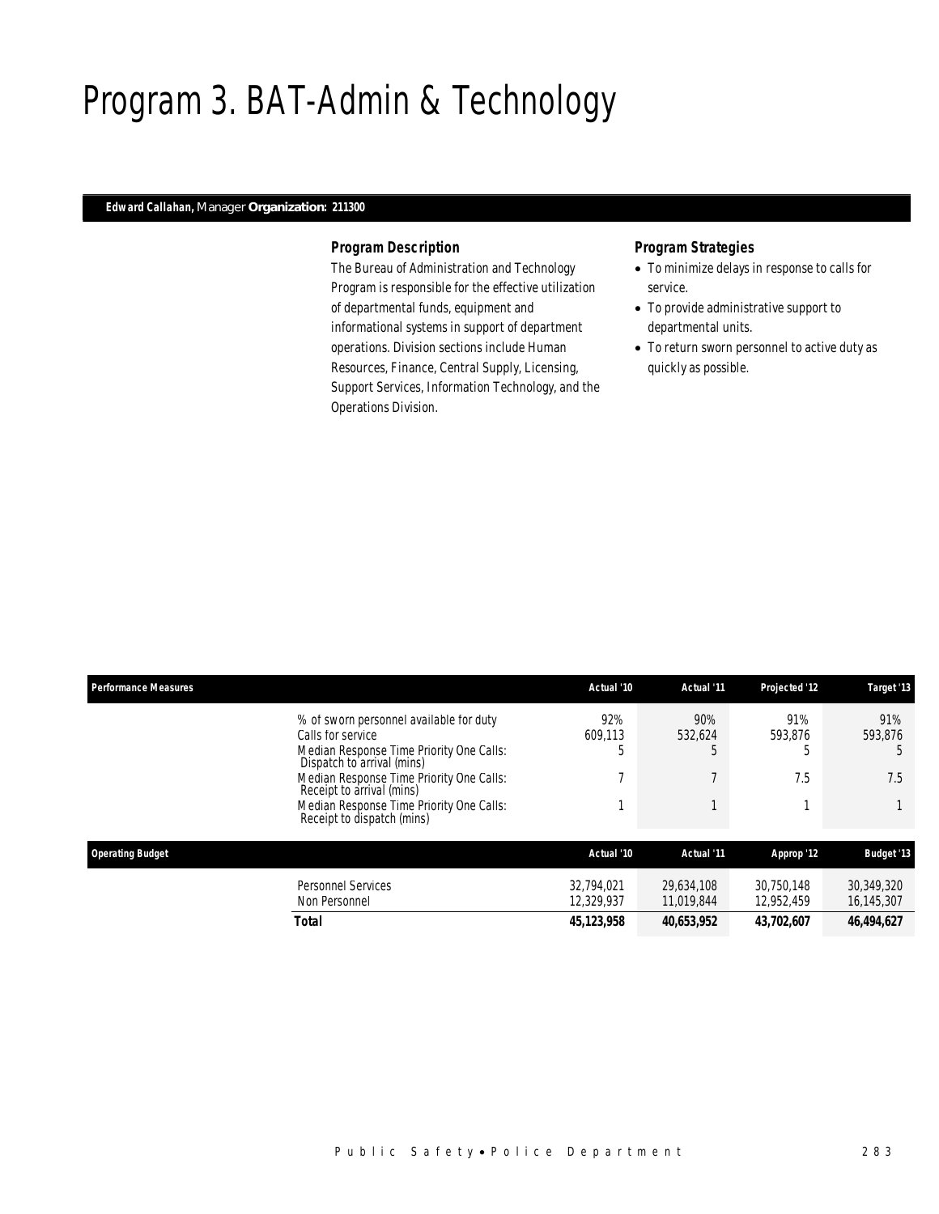# Program 3. BAT-Admin & Technology

**Edward Callahan,** Manager **Organization: 211300**

### Program Description

The Bureau of Administration and Technology Program is responsible for the effective utilization of departmental funds, equipment and informational systems in support of department operations. Division sections include Human Resources, Finance, Central Supply, Licensing, Support Services, Information Technology, and the Operations Division.

### Program Strategies

- To minimize delays in response to calls for service.
- To provide administrative support to departmental units.
- To return sworn personnel to active duty as quickly as possible.

| Performance Measures | Actual '10 | Actual '11 | Projected '12 | Target '13 |
|---|---|---|---|---|
| % of sworn personnel available for duty | 92% | 90% | 91% | 91% |
| Calls for service | 609,113 | 532,624 | 593,876 | 593,876 |
| Median Response Time Priority One Calls: Dispatch to arrival (mins) | 5 | 5 | 5 | 5 |
| Median Response Time Priority One Calls: Receipt to arrival (mins) | 7 | 7 | 7.5 | 7.5 |
| Median Response Time Priority One Calls: Receipt to dispatch (mins) | 1 | 1 | 1 | 1 |

| Operating Budget | Actual '10 | Actual '11 | Approp '12 | Budget '13 |
|---|---|---|---|---|
| Personnel Services | 32,794,021 | 29,634,108 | 30,750,148 | 30,349,320 |
| Non Personnel | 12,329,937 | 11,019,844 | 12,952,459 | 16,145,307 |
| **Total** | **45,123,958** | **40,653,952** | **43,702,607** | **46,494,627** |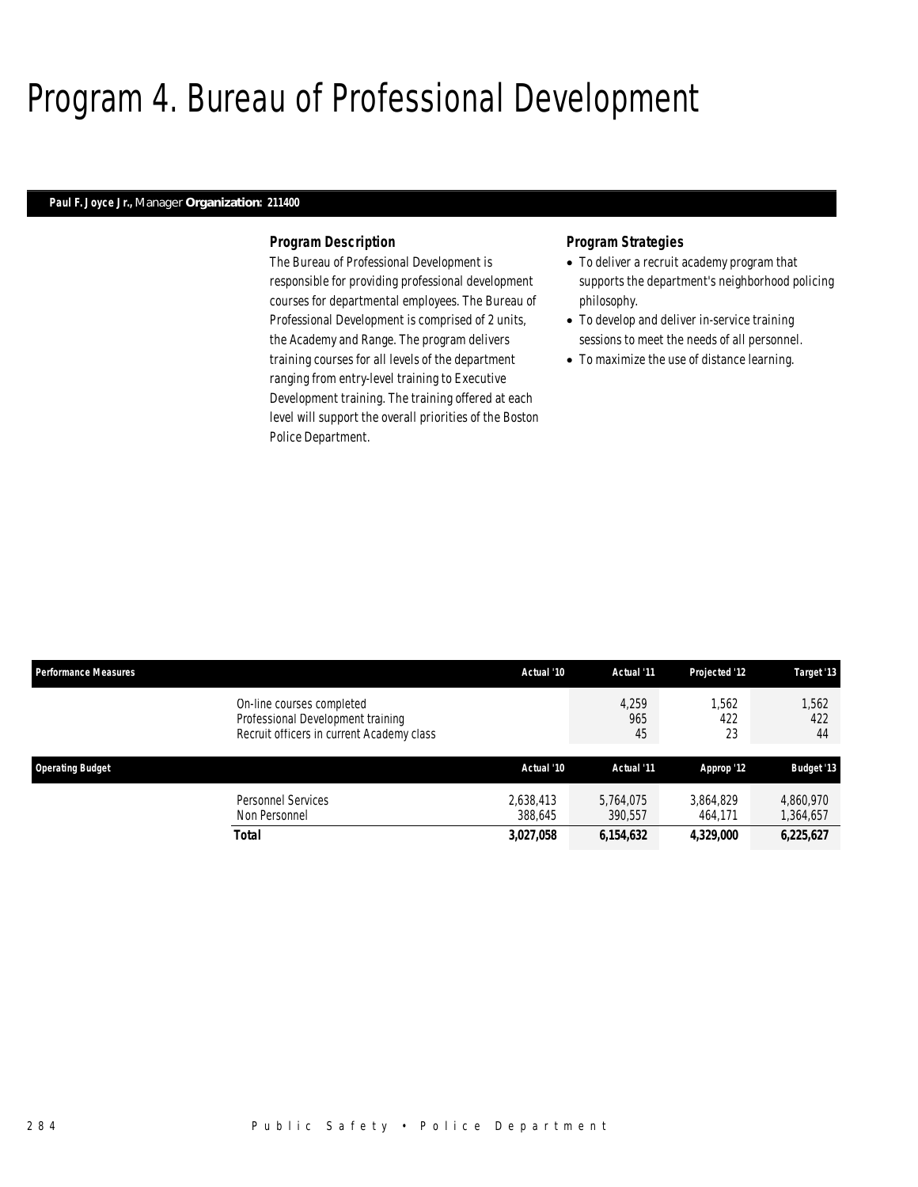# Program 4. Bureau of Professional Development

**Paul F. Joyce Jr.,** Manager **Organization: 211400**

### Program Description

The Bureau of Professional Development is responsible for providing professional development courses for departmental employees. The Bureau of Professional Development is comprised of 2 units, the Academy and Range. The program delivers training courses for all levels of the department ranging from entry-level training to Executive Development training. The training offered at each level will support the overall priorities of the Boston Police Department.

### Program Strategies

- To deliver a recruit academy program that supports the department's neighborhood policing philosophy.
- To develop and deliver in-service training sessions to meet the needs of all personnel.
- To maximize the use of distance learning.

| Performance Measures | Actual '10 | Actual '11 | Projected '12 | Target '13 |
|---|---|---|---|---|
| On-line courses completed | | 4,259 | 1,562 | 1,562 |
| Professional Development training | | 965 | 422 | 422 |
| Recruit officers in current Academy class | | 45 | 23 | 44 |

| Operating Budget | Actual '10 | Actual '11 | Approp '12 | Budget '13 |
|---|---|---|---|---|
| Personnel Services | 2,638,413 | 5,764,075 | 3,864,829 | 4,860,970 |
| Non Personnel | 388,645 | 390,557 | 464,171 | 1,364,657 |
| **Total** | **3,027,058** | **6,154,632** | **4,329,000** | **6,225,627** |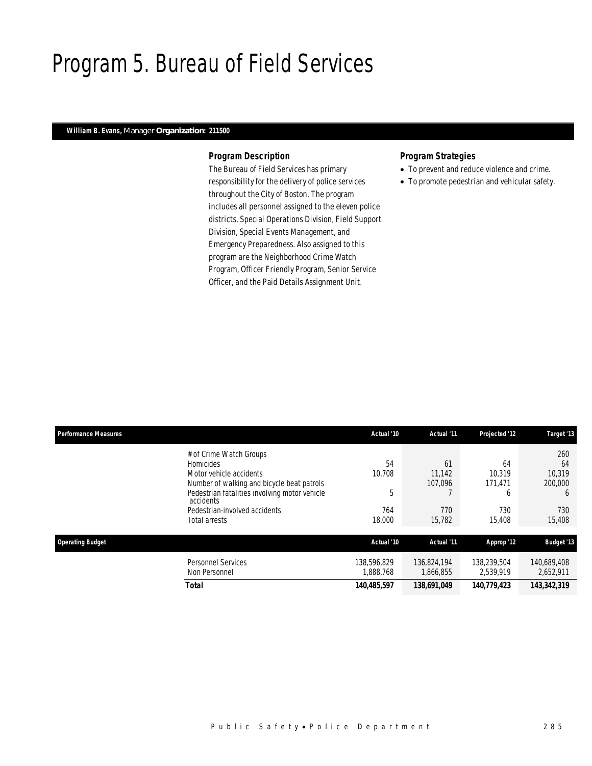# Program 5. Bureau of Field Services

**William B. Evans,** Manager **Organization: 211500**

### *Program Description*

The Bureau of Field Services has primary responsibility for the delivery of police services throughout the City of Boston. The program includes all personnel assigned to the eleven police districts, Special Operations Division, Field Support Division, Special Events Management, and Emergency Preparedness. Also assigned to this program are the Neighborhood Crime Watch Program, Officer Friendly Program, Senior Service Officer, and the Paid Details Assignment Unit.

### *Program Strategies*

- To prevent and reduce violence and crime.
- To promote pedestrian and vehicular safety.

| Performance Measures | Actual '10 | Actual '11 | Projected '12 | Target '13 |
|---|---|---|---|---|
| # of Crime Watch Groups | | | | 260 |
| Homicides | 54 | 61 | 64 | 64 |
| Motor vehicle accidents | 10,708 | 11,142 | 10,319 | 10,319 |
| Number of walking and bicycle beat patrols | | 107,096 | 171,471 | 200,000 |
| Pedestrian fatalities involving motor vehicle accidents | 5 | 7 | 6 | 6 |
| Pedestrian-involved accidents | 764 | 770 | 730 | 730 |
| Total arrests | 18,000 | 15,782 | 15,408 | 15,408 |

| Operating Budget | Actual '10 | Actual '11 | Approp '12 | Budget '13 |
|---|---|---|---|---|
| Personnel Services | 138,596,829 | 136,824,194 | 138,239,504 | 140,689,408 |
| Non Personnel | 1,888,768 | 1,866,855 | 2,539,919 | 2,652,911 |
| **Total** | **140,485,597** | **138,691,049** | **140,779,423** | **143,342,319** |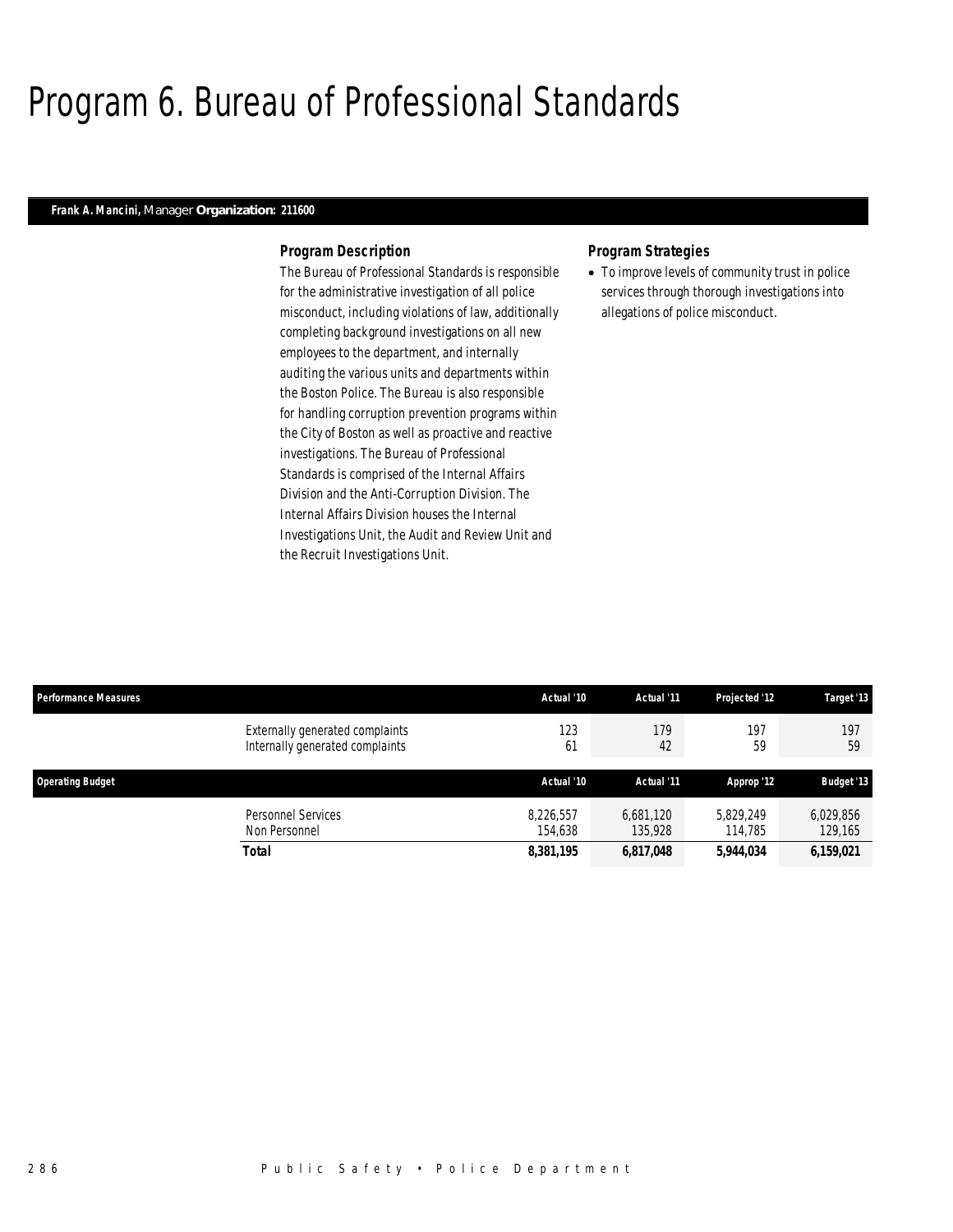# Program 6. Bureau of Professional Standards

***Frank A. Mancini,*** *Manager* ***Organization: 211600***

### *Program Description*

The Bureau of Professional Standards is responsible for the administrative investigation of all police misconduct, including violations of law, additionally completing background investigations on all new employees to the department, and internally auditing the various units and departments within the Boston Police. The Bureau is also responsible for handling corruption prevention programs within the City of Boston as well as proactive and reactive investigations. The Bureau of Professional Standards is comprised of the Internal Affairs Division and the Anti-Corruption Division. The Internal Affairs Division houses the Internal Investigations Unit, the Audit and Review Unit and the Recruit Investigations Unit.

### *Program Strategies*

- To improve levels of community trust in police services through thorough investigations into allegations of police misconduct.

| Performance Measures | Actual '10 | Actual '11 | Projected '12 | Target '13 |
|---|---|---|---|---|
| Externally generated complaints | 123 | 179 | 197 | 197 |
| Internally generated complaints | 61 | 42 | 59 | 59 |

| Operating Budget | Actual '10 | Actual '11 | Approp '12 | Budget '13 |
|---|---|---|---|---|
| Personnel Services | 8,226,557 | 6,681,120 | 5,829,249 | 6,029,856 |
| Non Personnel | 154,638 | 135,928 | 114,785 | 129,165 |
| **Total** | **8,381,195** | **6,817,048** | **5,944,034** | **6,159,021** |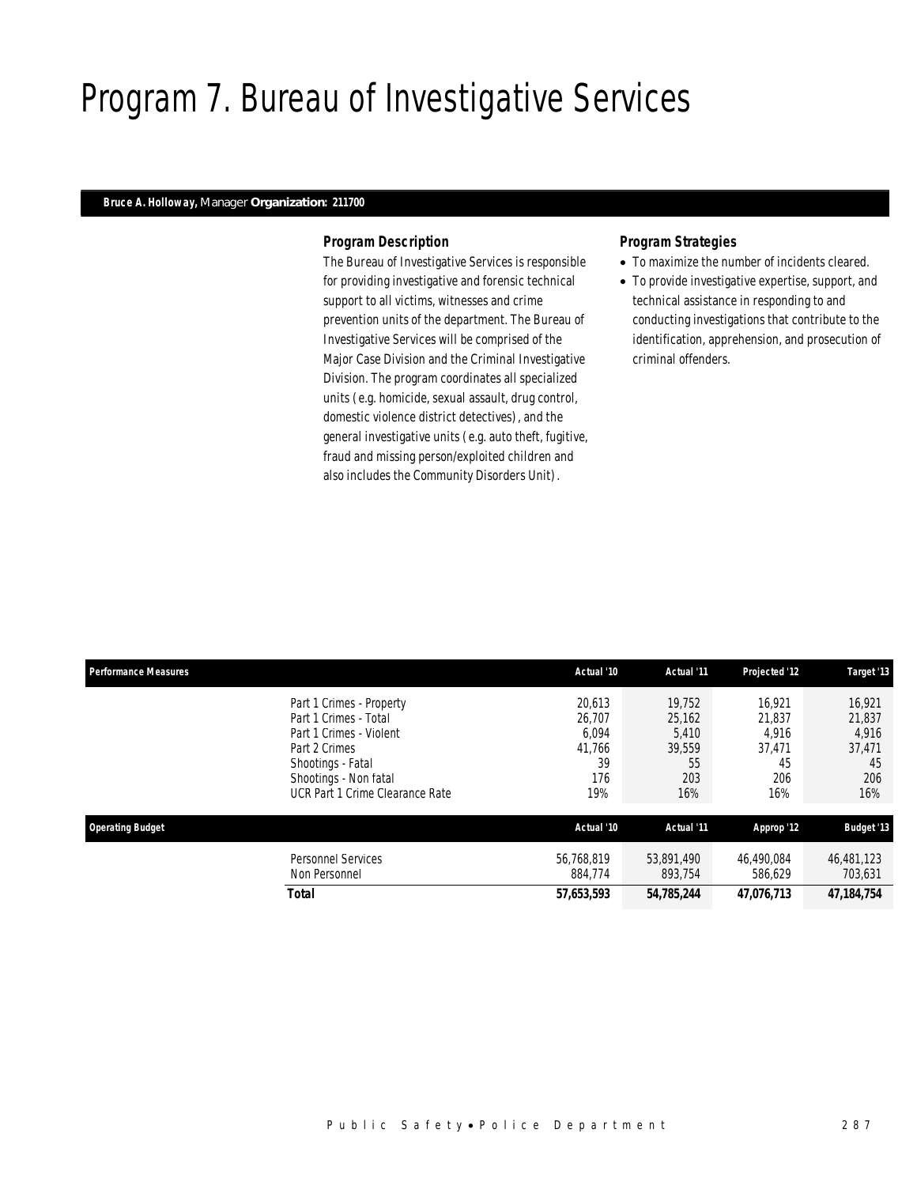# Program 7. Bureau of Investigative Services

***Bruce A. Holloway,*** *Manager* ***Organization: 211700***

### *Program Description*

The Bureau of Investigative Services is responsible for providing investigative and forensic technical support to all victims, witnesses and crime prevention units of the department. The Bureau of Investigative Services will be comprised of the Major Case Division and the Criminal Investigative Division. The program coordinates all specialized units (e.g. homicide, sexual assault, drug control, domestic violence district detectives), and the general investigative units (e.g. auto theft, fugitive, fraud and missing person/exploited children and also includes the Community Disorders Unit).

### *Program Strategies*

- To maximize the number of incidents cleared.
- To provide investigative expertise, support, and technical assistance in responding to and conducting investigations that contribute to the identification, apprehension, and prosecution of criminal offenders.

| Performance Measures | Actual '10 | Actual '11 | Projected '12 | Target '13 |
|---|---|---|---|---|
| Part 1 Crimes - Property | 20,613 | 19,752 | 16,921 | 16,921 |
| Part 1 Crimes - Total | 26,707 | 25,162 | 21,837 | 21,837 |
| Part 1 Crimes - Violent | 6,094 | 5,410 | 4,916 | 4,916 |
| Part 2 Crimes | 41,766 | 39,559 | 37,471 | 37,471 |
| Shootings - Fatal | 39 | 55 | 45 | 45 |
| Shootings - Non fatal | 176 | 203 | 206 | 206 |
| UCR Part 1 Crime Clearance Rate | 19% | 16% | 16% | 16% |

| Operating Budget | Actual '10 | Actual '11 | Approp '12 | Budget '13 |
|---|---|---|---|---|
| Personnel Services | 56,768,819 | 53,891,490 | 46,490,084 | 46,481,123 |
| Non Personnel | 884,774 | 893,754 | 586,629 | 703,631 |
| **Total** | **57,653,593** | **54,785,244** | **47,076,713** | **47,184,754** |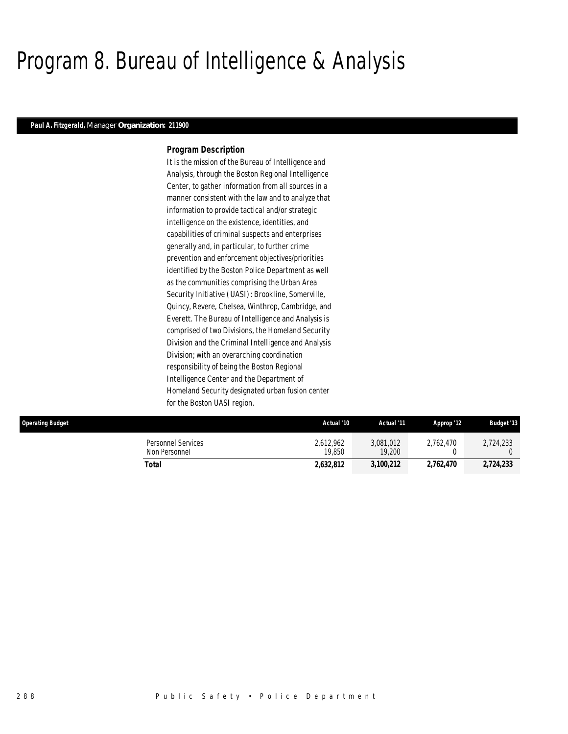# Program 8. Bureau of Intelligence & Analysis

***Paul A. Fitzgerald,*** *Manager* ***Organization: 211900***

### *Program Description*

*It is the mission of the Bureau of Intelligence and Analysis, through the Boston Regional Intelligence Center, to gather information from all sources in a manner consistent with the law and to analyze that information to provide tactical and/or strategic intelligence on the existence, identities, and capabilities of criminal suspects and enterprises generally and, in particular, to further crime prevention and enforcement objectives/priorities identified by the Boston Police Department as well as the communities comprising the Urban Area Security Initiative (UASI): Brookline, Somerville, Quincy, Revere, Chelsea, Winthrop, Cambridge, and Everett. The Bureau of Intelligence and Analysis is comprised of two Divisions, the Homeland Security Division and the Criminal Intelligence and Analysis Division; with an overarching coordination responsibility of being the Boston Regional Intelligence Center and the Department of Homeland Security designated urban fusion center for the Boston UASI region.*

| Operating Budget | Actual '10 | Actual '11 | Approp '12 | Budget '13 |
|---|---|---|---|---|
| Personnel Services | 2,612,962 | 3,081,012 | 2,762,470 | 2,724,233 |
| Non Personnel | 19,850 | 19,200 | 0 | 0 |
| **Total** | **2,632,812** | **3,100,212** | **2,762,470** | **2,724,233** |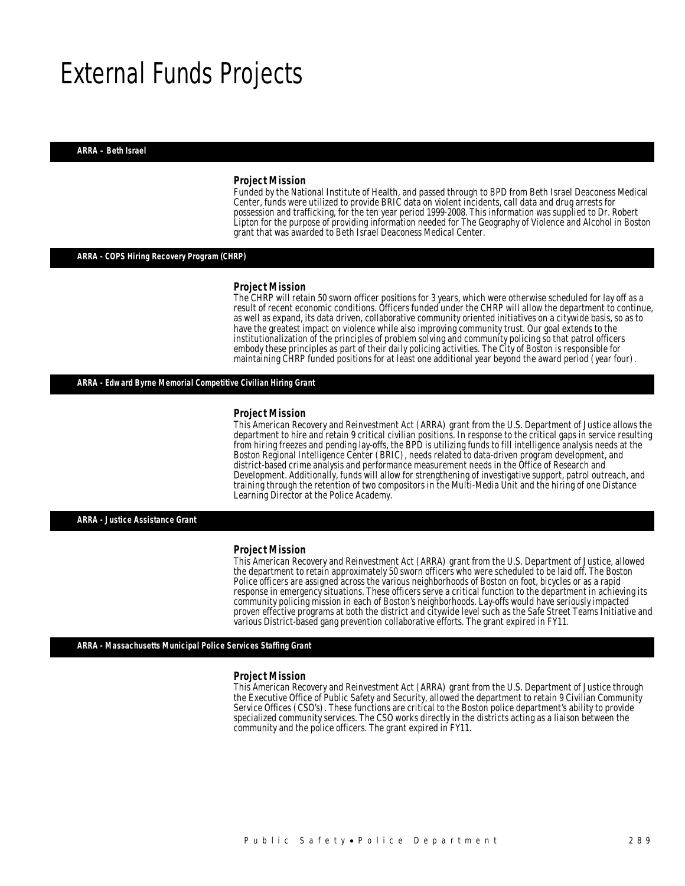# External Funds Projects

## ARRA – Beth Israel

### Project Mission

Funded by the National Institute of Health, and passed through to BPD from Beth Israel Deaconess Medical Center, funds were utilized to provide BRIC data on violent incidents, call data and drug arrests for possession and trafficking, for the ten year period 1999-2008. This information was supplied to Dr. Robert Lipton for the purpose of providing information needed for The Geography of Violence and Alcohol in Boston grant that was awarded to Beth Israel Deaconess Medical Center.

## ARRA - COPS Hiring Recovery Program (CHRP)

### Project Mission

The CHRP will retain 50 sworn officer positions for 3 years, which were otherwise scheduled for lay off as a result of recent economic conditions. Officers funded under the CHRP will allow the department to continue, as well as expand, its data driven, collaborative community oriented initiatives on a citywide basis, so as to have the greatest impact on violence while also improving community trust. Our goal extends to the institutionalization of the principles of problem solving and community policing so that patrol officers embody these principles as part of their daily policing activities. The City of Boston is responsible for maintaining CHRP funded positions for at least one additional year beyond the award period (year four).

## ARRA - Edward Byrne Memorial Competitive Civilian Hiring Grant

### Project Mission

This American Recovery and Reinvestment Act (ARRA) grant from the U.S. Department of Justice allows the department to hire and retain 9 critical civilian positions. In response to the critical gaps in service resulting from hiring freezes and pending lay-offs, the BPD is utilizing funds to fill intelligence analysis needs at the Boston Regional Intelligence Center (BRIC), needs related to data-driven program development, and district-based crime analysis and performance measurement needs in the Office of Research and Development. Additionally, funds will allow for strengthening of investigative support, patrol outreach, and training through the retention of two compositors in the Multi-Media Unit and the hiring of one Distance Learning Director at the Police Academy.

## ARRA - Justice Assistance Grant

### Project Mission

This American Recovery and Reinvestment Act (ARRA) grant from the U.S. Department of Justice, allowed the department to retain approximately 50 sworn officers who were scheduled to be laid off. The Boston Police officers are assigned across the various neighborhoods of Boston on foot, bicycles or as a rapid response in emergency situations. These officers serve a critical function to the department in achieving its community policing mission in each of Boston's neighborhoods. Lay-offs would have seriously impacted proven effective programs at both the district and citywide level such as the Safe Street Teams Initiative and various District-based gang prevention collaborative efforts. The grant expired in FY11.

## ARRA - Massachusetts Municipal Police Services Staffing Grant

### Project Mission

This American Recovery and Reinvestment Act (ARRA) grant from the U.S. Department of Justice through the Executive Office of Public Safety and Security, allowed the department to retain 9 Civilian Community Service Offices (CSO's). These functions are critical to the Boston police department's ability to provide specialized community services. The CSO works directly in the districts acting as a liaison between the community and the police officers. The grant expired in FY11.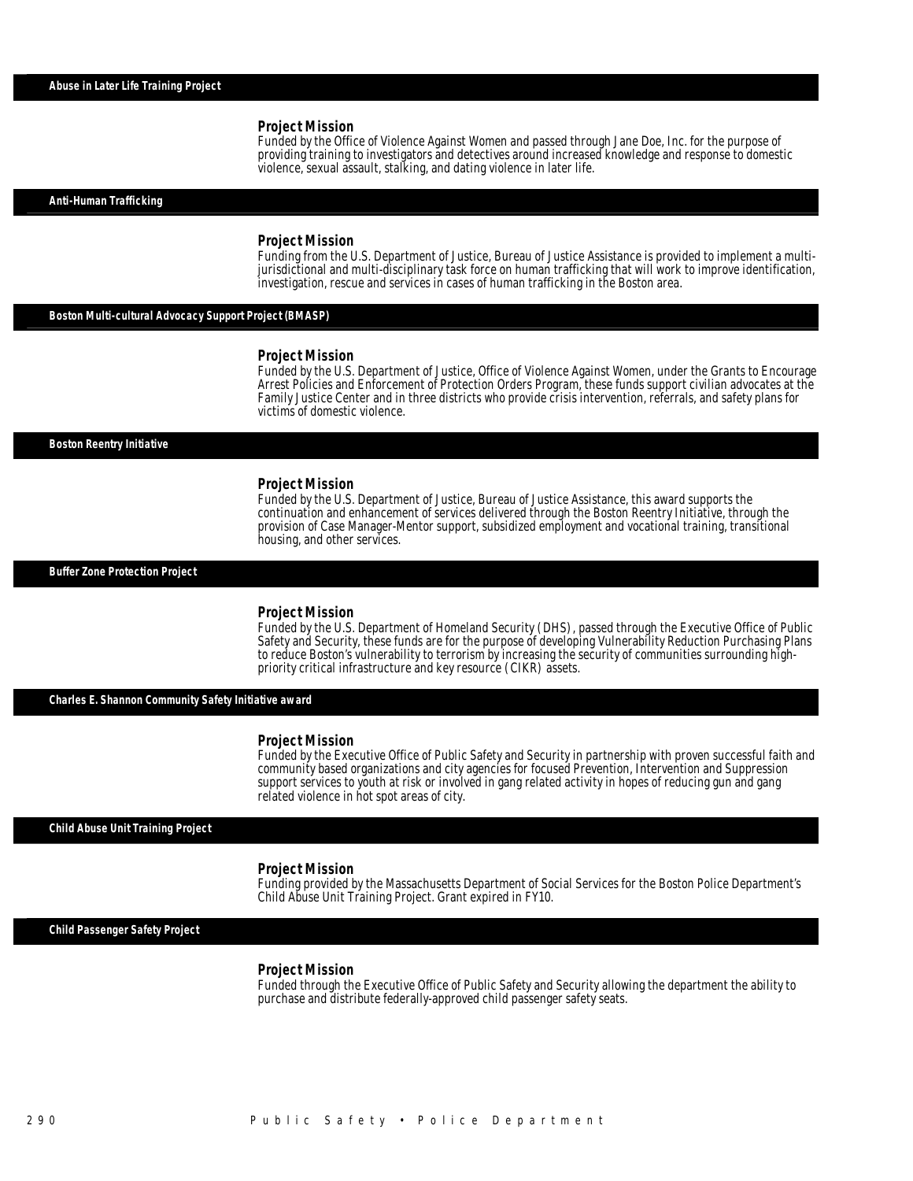## Abuse in Later Life Training Project

### Project Mission

Funded by the Office of Violence Against Women and passed through Jane Doe, Inc. for the purpose of providing training to investigators and detectives around increased knowledge and response to domestic violence, sexual assault, stalking, and dating violence in later life.

## Anti-Human Trafficking

### Project Mission

Funding from the U.S. Department of Justice, Bureau of Justice Assistance is provided to implement a multi-jurisdictional and multi-disciplinary task force on human trafficking that will work to improve identification, investigation, rescue and services in cases of human trafficking in the Boston area.

## Boston Multi-cultural Advocacy Support Project (BMASP)

### Project Mission

Funded by the U.S. Department of Justice, Office of Violence Against Women, under the Grants to Encourage Arrest Policies and Enforcement of Protection Orders Program, these funds support civilian advocates at the Family Justice Center and in three districts who provide crisis intervention, referrals, and safety plans for victims of domestic violence.

## Boston Reentry Initiative

### Project Mission

Funded by the U.S. Department of Justice, Bureau of Justice Assistance, this award supports the continuation and enhancement of services delivered through the Boston Reentry Initiative, through the provision of Case Manager-Mentor support, subsidized employment and vocational training, transitional housing, and other services.

## Buffer Zone Protection Project

### Project Mission

Funded by the U.S. Department of Homeland Security (DHS), passed through the Executive Office of Public Safety and Security, these funds are for the purpose of developing Vulnerability Reduction Purchasing Plans to reduce Boston's vulnerability to terrorism by increasing the security of communities surrounding high-priority critical infrastructure and key resource (CIKR) assets.

## Charles E. Shannon Community Safety Initiative award

### Project Mission

Funded by the Executive Office of Public Safety and Security in partnership with proven successful faith and community based organizations and city agencies for focused Prevention, Intervention and Suppression support services to youth at risk or involved in gang related activity in hopes of reducing gun and gang related violence in hot spot areas of city.

## Child Abuse Unit Training Project

### Project Mission

Funding provided by the Massachusetts Department of Social Services for the Boston Police Department's Child Abuse Unit Training Project. Grant expired in FY10.

## Child Passenger Safety Project

### Project Mission

Funded through the Executive Office of Public Safety and Security allowing the department the ability to purchase and distribute federally-approved child passenger safety seats.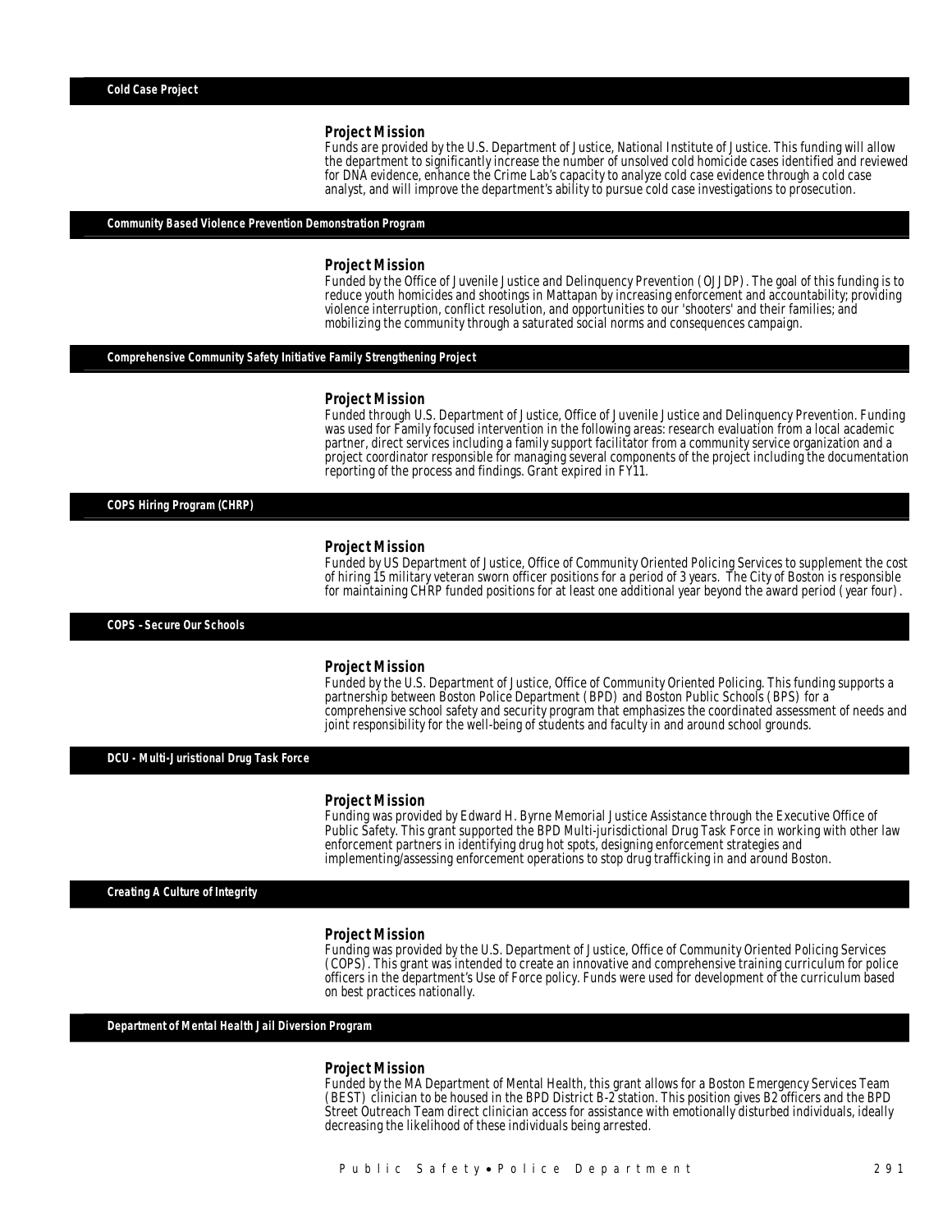## Cold Case Project

### Project Mission

Funds are provided by the U.S. Department of Justice, National Institute of Justice. This funding will allow the department to significantly increase the number of unsolved cold homicide cases identified and reviewed for DNA evidence, enhance the Crime Lab's capacity to analyze cold case evidence through a cold case analyst, and will improve the department's ability to pursue cold case investigations to prosecution.

## Community Based Violence Prevention Demonstration Program

### Project Mission

Funded by the Office of Juvenile Justice and Delinquency Prevention (OJJDP). The goal of this funding is to reduce youth homicides and shootings in Mattapan by increasing enforcement and accountability; providing violence interruption, conflict resolution, and opportunities to our 'shooters' and their families; and mobilizing the community through a saturated social norms and consequences campaign.

## Comprehensive Community Safety Initiative Family Strengthening Project

### Project Mission

Funded through U.S. Department of Justice, Office of Juvenile Justice and Delinquency Prevention. Funding was used for Family focused intervention in the following areas: research evaluation from a local academic partner, direct services including a family support facilitator from a community service organization and a project coordinator responsible for managing several components of the project including the documentation reporting of the process and findings. Grant expired in FY11.

## COPS Hiring Program (CHRP)

### Project Mission

Funded by US Department of Justice, Office of Community Oriented Policing Services to supplement the cost of hiring 15 military veteran sworn officer positions for a period of 3 years. The City of Boston is responsible for maintaining CHRP funded positions for at least one additional year beyond the award period (year four).

## COPS - Secure Our Schools

### Project Mission

Funded by the U.S. Department of Justice, Office of Community Oriented Policing. This funding supports a partnership between Boston Police Department (BPD) and Boston Public Schools (BPS) for a comprehensive school safety and security program that emphasizes the coordinated assessment of needs and joint responsibility for the well-being of students and faculty in and around school grounds.

## DCU - Multi-Juristional Drug Task Force

### Project Mission

Funding was provided by Edward H. Byrne Memorial Justice Assistance through the Executive Office of Public Safety. This grant supported the BPD Multi-jurisdictional Drug Task Force in working with other law enforcement partners in identifying drug hot spots, designing enforcement strategies and implementing/assessing enforcement operations to stop drug trafficking in and around Boston.

## Creating A Culture of Integrity

### Project Mission

Funding was provided by the U.S. Department of Justice, Office of Community Oriented Policing Services (COPS). This grant was intended to create an innovative and comprehensive training curriculum for police officers in the department's Use of Force policy. Funds were used for development of the curriculum based on best practices nationally.

## Department of Mental Health Jail Diversion Program

### Project Mission

Funded by the MA Department of Mental Health, this grant allows for a Boston Emergency Services Team (BEST) clinician to be housed in the BPD District B-2 station. This position gives B2 officers and the BPD Street Outreach Team direct clinician access for assistance with emotionally disturbed individuals, ideally decreasing the likelihood of these individuals being arrested.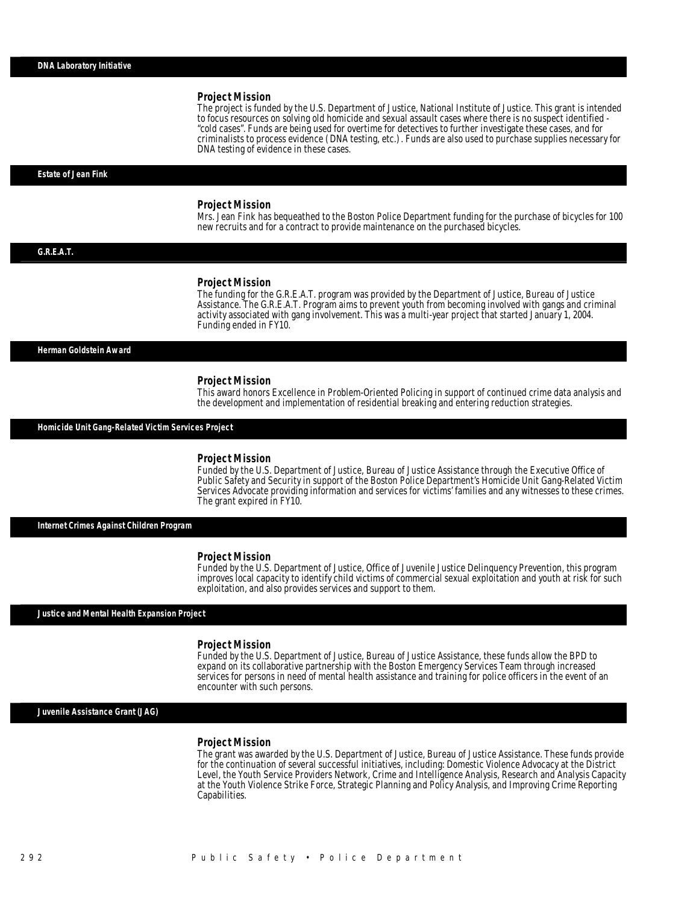## DNA Laboratory Initiative

### Project Mission

The project is funded by the U.S. Department of Justice, National Institute of Justice. This grant is intended to focus resources on solving old homicide and sexual assault cases where there is no suspect identified - "cold cases". Funds are being used for overtime for detectives to further investigate these cases, and for criminalists to process evidence (DNA testing, etc.). Funds are also used to purchase supplies necessary for DNA testing of evidence in these cases.

## Estate of Jean Fink

### Project Mission

Mrs. Jean Fink has bequeathed to the Boston Police Department funding for the purchase of bicycles for 100 new recruits and for a contract to provide maintenance on the purchased bicycles.

## G.R.E.A.T.

### Project Mission

The funding for the G.R.E.A.T. program was provided by the Department of Justice, Bureau of Justice Assistance. The G.R.E.A.T. Program aims to prevent youth from becoming involved with gangs and criminal activity associated with gang involvement. This was a multi-year project that started January 1, 2004. Funding ended in FY10.

## Herman Goldstein Award

### Project Mission

This award honors Excellence in Problem-Oriented Policing in support of continued crime data analysis and the development and implementation of residential breaking and entering reduction strategies.

## Homicide Unit Gang-Related Victim Services Project

### Project Mission

Funded by the U.S. Department of Justice, Bureau of Justice Assistance through the Executive Office of Public Safety and Security in support of the Boston Police Department's Homicide Unit Gang-Related Victim Services Advocate providing information and services for victims' families and any witnesses to these crimes. The grant expired in FY10.

## Internet Crimes Against Children Program

### Project Mission

Funded by the U.S. Department of Justice, Office of Juvenile Justice Delinquency Prevention, this program improves local capacity to identify child victims of commercial sexual exploitation and youth at risk for such exploitation, and also provides services and support to them.

## Justice and Mental Health Expansion Project

### Project Mission

Funded by the U.S. Department of Justice, Bureau of Justice Assistance, these funds allow the BPD to expand on its collaborative partnership with the Boston Emergency Services Team through increased services for persons in need of mental health assistance and training for police officers in the event of an encounter with such persons.

## Juvenile Assistance Grant (JAG)

### Project Mission

The grant was awarded by the U.S. Department of Justice, Bureau of Justice Assistance. These funds provide for the continuation of several successful initiatives, including: Domestic Violence Advocacy at the District Level, the Youth Service Providers Network, Crime and Intelligence Analysis, Research and Analysis Capacity at the Youth Violence Strike Force, Strategic Planning and Policy Analysis, and Improving Crime Reporting Capabilities.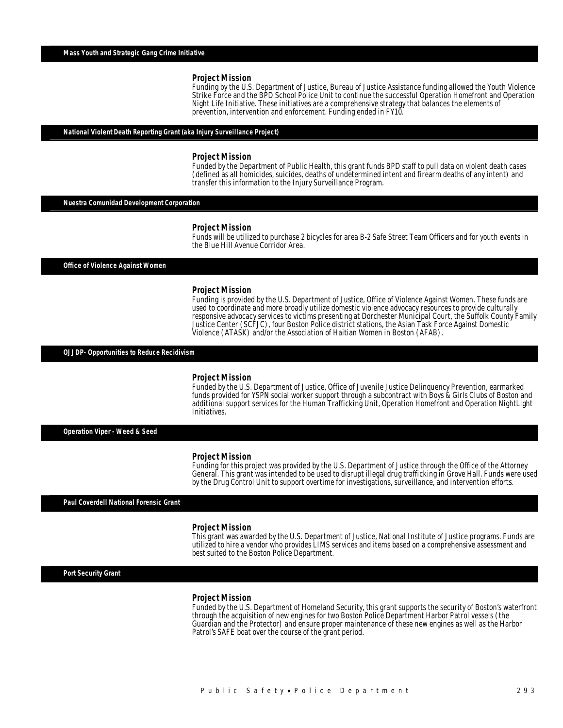## Mass Youth and Strategic Gang Crime Initiative

### Project Mission

Funding by the U.S. Department of Justice, Bureau of Justice Assistance funding allowed the Youth Violence Strike Force and the BPD School Police Unit to continue the successful Operation Homefront and Operation Night Life Initiative. These initiatives are a comprehensive strategy that balances the elements of prevention, intervention and enforcement. Funding ended in FY10.

## National Violent Death Reporting Grant (aka Injury Surveillance Project)

### Project Mission

Funded by the Department of Public Health, this grant funds BPD staff to pull data on violent death cases (defined as all homicides, suicides, deaths of undetermined intent and firearm deaths of any intent) and transfer this information to the Injury Surveillance Program.

## Nuestra Comunidad Development Corporation

### Project Mission

Funds will be utilized to purchase 2 bicycles for area B-2 Safe Street Team Officers and for youth events in the Blue Hill Avenue Corridor Area.

## Office of Violence Against Women

### Project Mission

Funding is provided by the U.S. Department of Justice, Office of Violence Against Women. These funds are used to coordinate and more broadly utilize domestic violence advocacy resources to provide culturally responsive advocacy services to victims presenting at Dorchester Municipal Court, the Suffolk County Family Justice Center (SCFJC), four Boston Police district stations, the Asian Task Force Against Domestic Violence (ATASK) and/or the Association of Haitian Women in Boston (AFAB).

## OJJDP- Opportunities to Reduce Recidivism

### Project Mission

Funded by the U.S. Department of Justice, Office of Juvenile Justice Delinquency Prevention, earmarked funds provided for YSPN social worker support through a subcontract with Boys & Girls Clubs of Boston and additional support services for the Human Trafficking Unit, Operation Homefront and Operation NightLight Initiatives.

## Operation Viper - Weed & Seed

### Project Mission

Funding for this project was provided by the U.S. Department of Justice through the Office of the Attorney General. This grant was intended to be used to disrupt illegal drug trafficking in Grove Hall. Funds were used by the Drug Control Unit to support overtime for investigations, surveillance, and intervention efforts.

## Paul Coverdell National Forensic Grant

### Project Mission

This grant was awarded by the U.S. Department of Justice, National Institute of Justice programs. Funds are utilized to hire a vendor who provides LIMS services and items based on a comprehensive assessment and best suited to the Boston Police Department.

## Port Security Grant

### Project Mission

Funded by the U.S. Department of Homeland Security, this grant supports the security of Boston's waterfront through the acquisition of new engines for two Boston Police Department Harbor Patrol vessels (the Guardian and the Protector) and ensure proper maintenance of these new engines as well as the Harbor Patrol's SAFE boat over the course of the grant period.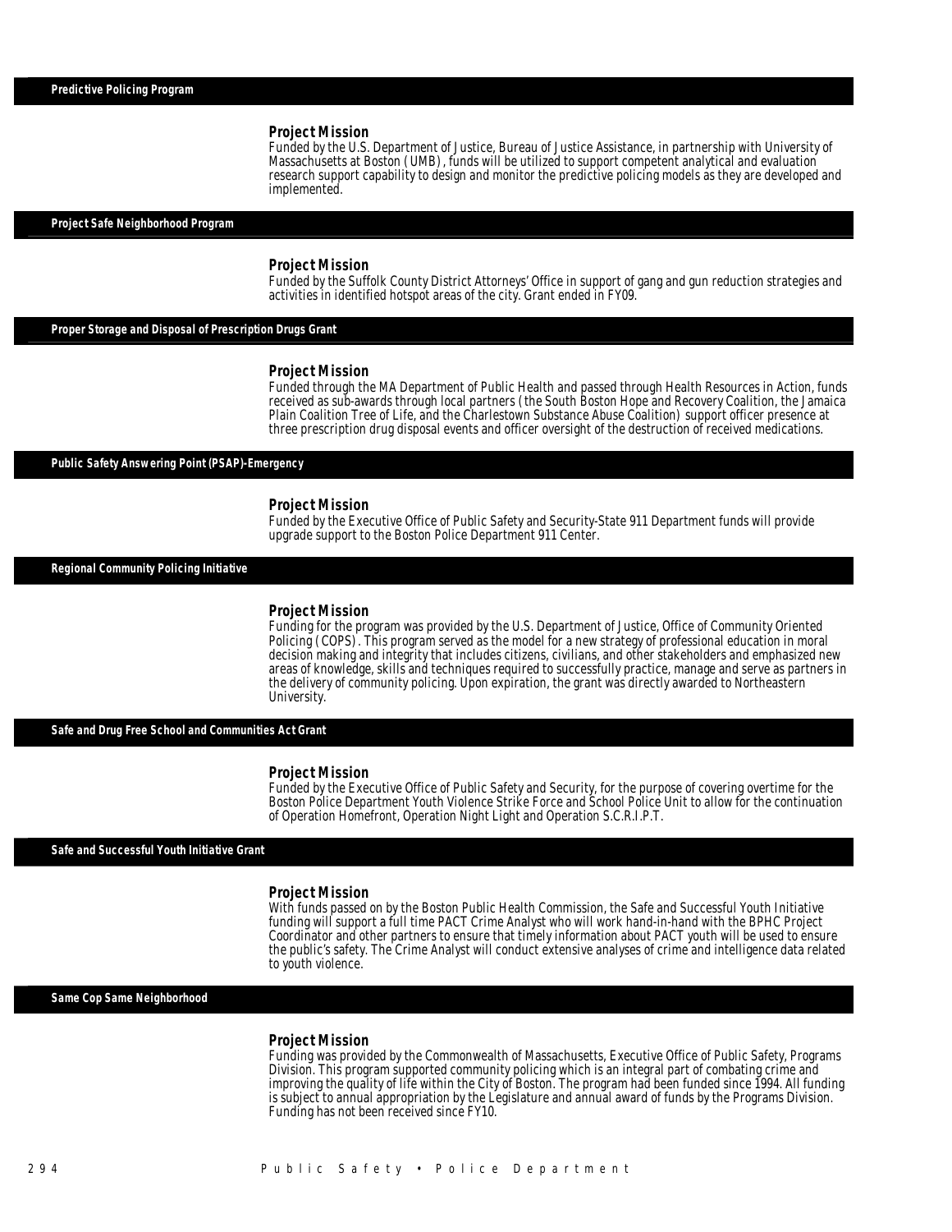## Predictive Policing Program

### Project Mission

Funded by the U.S. Department of Justice, Bureau of Justice Assistance, in partnership with University of Massachusetts at Boston (UMB), funds will be utilized to support competent analytical and evaluation research support capability to design and monitor the predictive policing models as they are developed and implemented.

## Project Safe Neighborhood Program

### Project Mission

Funded by the Suffolk County District Attorneys' Office in support of gang and gun reduction strategies and activities in identified hotspot areas of the city. Grant ended in FY09.

## Proper Storage and Disposal of Prescription Drugs Grant

### Project Mission

Funded through the MA Department of Public Health and passed through Health Resources in Action, funds received as sub-awards through local partners (the South Boston Hope and Recovery Coalition, the Jamaica Plain Coalition Tree of Life, and the Charlestown Substance Abuse Coalition) support officer presence at three prescription drug disposal events and officer oversight of the destruction of received medications.

## Public Safety Answering Point (PSAP)-Emergency

### Project Mission

Funded by the Executive Office of Public Safety and Security-State 911 Department funds will provide upgrade support to the Boston Police Department 911 Center.

## Regional Community Policing Initiative

### Project Mission

Funding for the program was provided by the U.S. Department of Justice, Office of Community Oriented Policing (COPS). This program served as the model for a new strategy of professional education in moral decision making and integrity that includes citizens, civilians, and other stakeholders and emphasized new areas of knowledge, skills and techniques required to successfully practice, manage and serve as partners in the delivery of community policing. Upon expiration, the grant was directly awarded to Northeastern University.

## Safe and Drug Free School and Communities Act Grant

### Project Mission

Funded by the Executive Office of Public Safety and Security, for the purpose of covering overtime for the Boston Police Department Youth Violence Strike Force and School Police Unit to allow for the continuation of Operation Homefront, Operation Night Light and Operation S.C.R.I.P.T.

## Safe and Successful Youth Initiative Grant

### Project Mission

With funds passed on by the Boston Public Health Commission, the Safe and Successful Youth Initiative funding will support a full time PACT Crime Analyst who will work hand-in-hand with the BPHC Project Coordinator and other partners to ensure that timely information about PACT youth will be used to ensure the public's safety. The Crime Analyst will conduct extensive analyses of crime and intelligence data related to youth violence.

## Same Cop Same Neighborhood

### Project Mission

Funding was provided by the Commonwealth of Massachusetts, Executive Office of Public Safety, Programs Division. This program supported community policing which is an integral part of combating crime and improving the quality of life within the City of Boston. The program had been funded since 1994. All funding is subject to annual appropriation by the Legislature and annual award of funds by the Programs Division. Funding has not been received since FY10.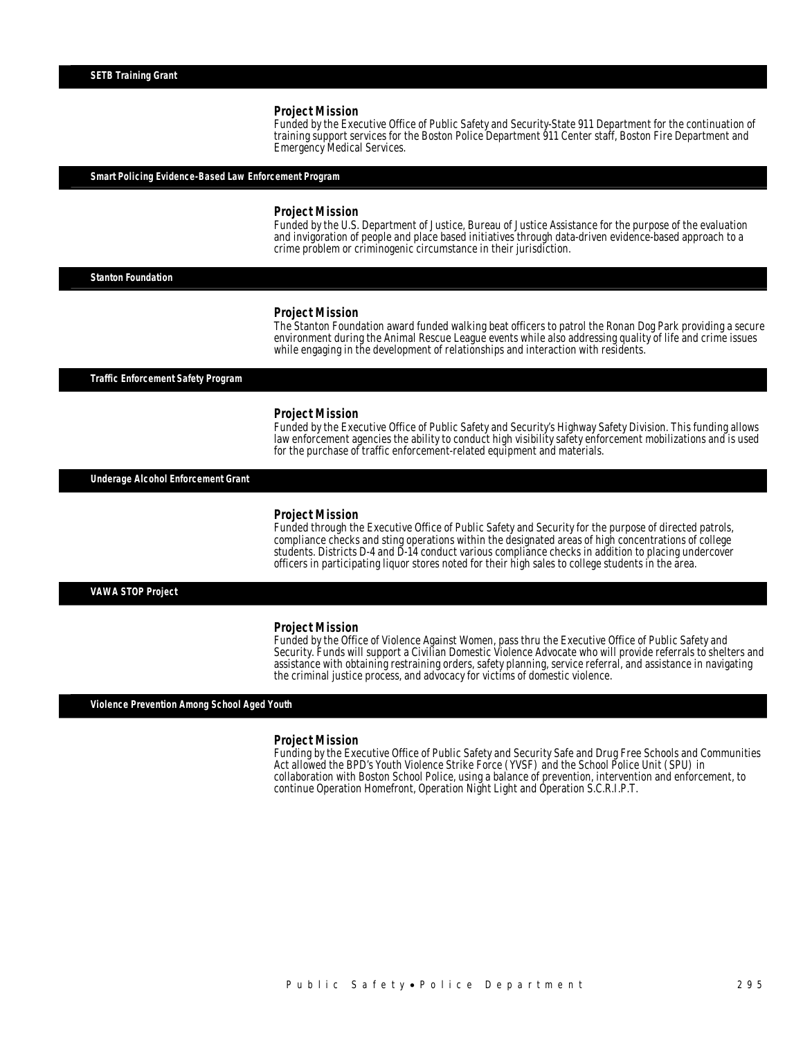## SETB Training Grant

### Project Mission

Funded by the Executive Office of Public Safety and Security-State 911 Department for the continuation of training support services for the Boston Police Department 911 Center staff, Boston Fire Department and Emergency Medical Services.

## Smart Policing Evidence-Based Law Enforcement Program

### Project Mission

Funded by the U.S. Department of Justice, Bureau of Justice Assistance for the purpose of the evaluation and invigoration of people and place based initiatives through data-driven evidence-based approach to a crime problem or criminogenic circumstance in their jurisdiction.

## Stanton Foundation

### Project Mission

The Stanton Foundation award funded walking beat officers to patrol the Ronan Dog Park providing a secure environment during the Animal Rescue League events while also addressing quality of life and crime issues while engaging in the development of relationships and interaction with residents.

## Traffic Enforcement Safety Program

### Project Mission

Funded by the Executive Office of Public Safety and Security's Highway Safety Division. This funding allows law enforcement agencies the ability to conduct high visibility safety enforcement mobilizations and is used for the purchase of traffic enforcement-related equipment and materials.

## Underage Alcohol Enforcement Grant

### Project Mission

Funded through the Executive Office of Public Safety and Security for the purpose of directed patrols, compliance checks and sting operations within the designated areas of high concentrations of college students. Districts D-4 and D-14 conduct various compliance checks in addition to placing undercover officers in participating liquor stores noted for their high sales to college students in the area.

## VAWA STOP Project

### Project Mission

Funded by the Office of Violence Against Women, pass thru the Executive Office of Public Safety and Security. Funds will support a Civilian Domestic Violence Advocate who will provide referrals to shelters and assistance with obtaining restraining orders, safety planning, service referral, and assistance in navigating the criminal justice process, and advocacy for victims of domestic violence.

## Violence Prevention Among School Aged Youth

### Project Mission

Funding by the Executive Office of Public Safety and Security Safe and Drug Free Schools and Communities Act allowed the BPD's Youth Violence Strike Force (YVSF) and the School Police Unit (SPU) in collaboration with Boston School Police, using a balance of prevention, intervention and enforcement, to continue Operation Homefront, Operation Night Light and Operation S.C.R.I.P.T.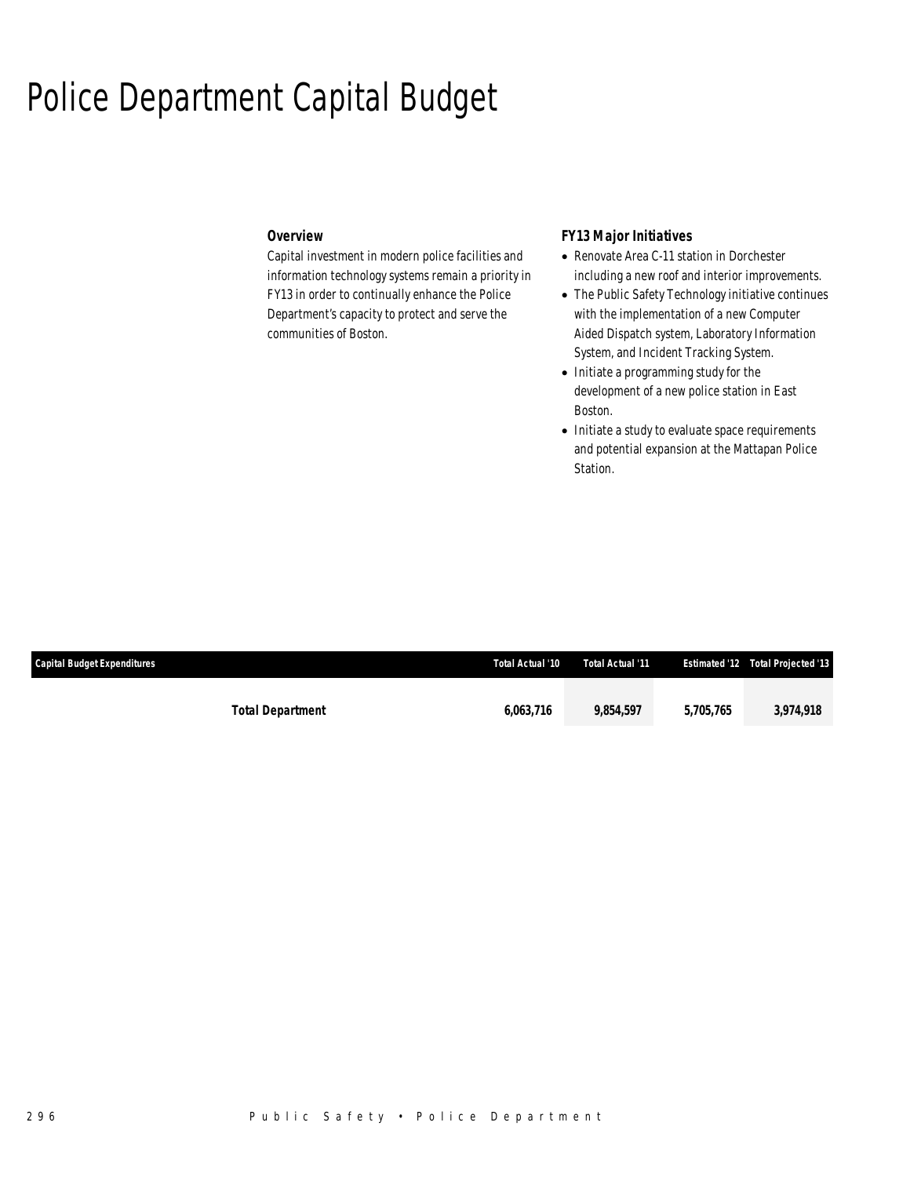# Police Department Capital Budget

### Overview

Capital investment in modern police facilities and information technology systems remain a priority in FY13 in order to continually enhance the Police Department's capacity to protect and serve the communities of Boston.

### FY13 Major Initiatives

- Renovate Area C-11 station in Dorchester including a new roof and interior improvements.
- The Public Safety Technology initiative continues with the implementation of a new Computer Aided Dispatch system, Laboratory Information System, and Incident Tracking System.
- Initiate a programming study for the development of a new police station in East Boston.
- Initiate a study to evaluate space requirements and potential expansion at the Mattapan Police Station.

| Capital Budget Expenditures | Total Actual '10 | Total Actual '11 | Estimated '12 | Total Projected '13 |
|---|---|---|---|---|
| **Total Department** | **6,063,716** | **9,854,597** | **5,705,765** | **3,974,918** |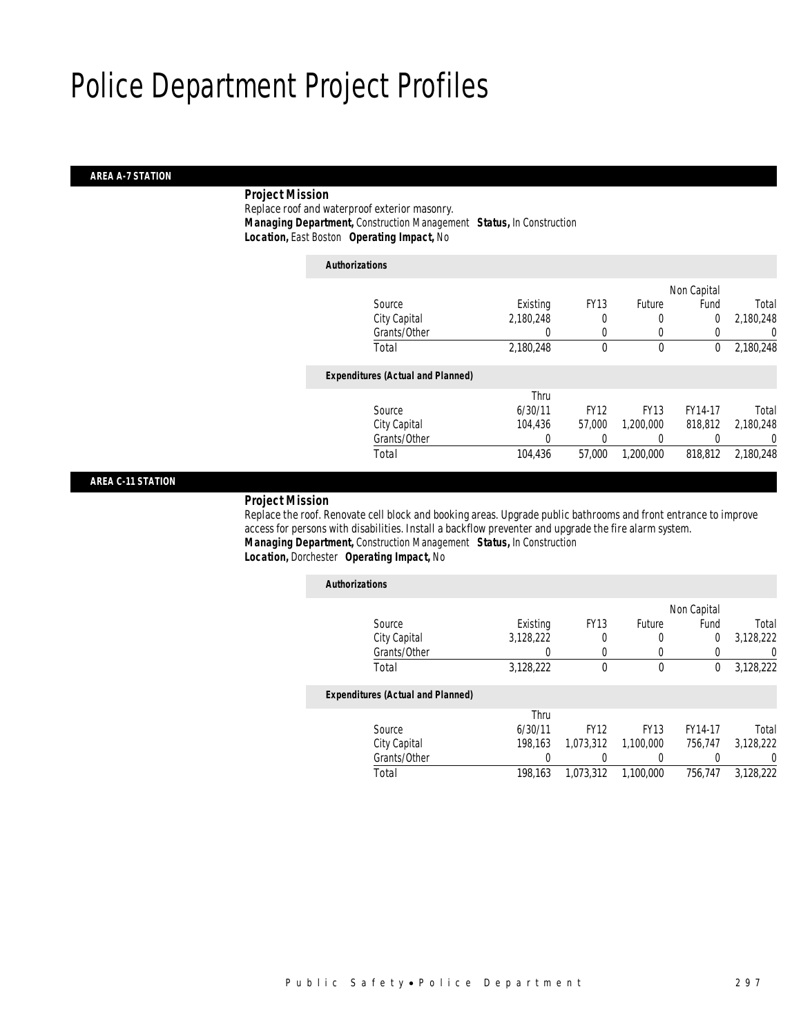# Police Department Project Profiles

## AREA A-7 STATION

***Project Mission***

Replace roof and waterproof exterior masonry.

***Managing Department,*** Construction Management ***Status,*** In Construction

***Location,*** East Boston ***Operating Impact,*** No

***Authorizations***

| Source | Existing | FY13 | Future | Non Capital Fund | Total |
|---|---|---|---|---|---|
| City Capital | 2,180,248 | 0 | 0 | 0 | 2,180,248 |
| Grants/Other | 0 | 0 | 0 | 0 | 0 |
| Total | 2,180,248 | 0 | 0 | 0 | 2,180,248 |

***Expenditures (Actual and Planned)***

| Source | Thru 6/30/11 | FY12 | FY13 | FY14-17 | Total |
|---|---|---|---|---|---|
| City Capital | 104,436 | 57,000 | 1,200,000 | 818,812 | 2,180,248 |
| Grants/Other | 0 | 0 | 0 | 0 | 0 |
| Total | 104,436 | 57,000 | 1,200,000 | 818,812 | 2,180,248 |

## AREA C-11 STATION

***Project Mission***

Replace the roof. Renovate cell block and booking areas. Upgrade public bathrooms and front entrance to improve access for persons with disabilities. Install a backflow preventer and upgrade the fire alarm system.

***Managing Department,*** Construction Management ***Status,*** In Construction

***Location,*** Dorchester ***Operating Impact,*** No

***Authorizations***

| Source | Existing | FY13 | Future | Non Capital Fund | Total |
|---|---|---|---|---|---|
| City Capital | 3,128,222 | 0 | 0 | 0 | 3,128,222 |
| Grants/Other | 0 | 0 | 0 | 0 | 0 |
| Total | 3,128,222 | 0 | 0 | 0 | 3,128,222 |

***Expenditures (Actual and Planned)***

| Source | Thru 6/30/11 | FY12 | FY13 | FY14-17 | Total |
|---|---|---|---|---|---|
| City Capital | 198,163 | 1,073,312 | 1,100,000 | 756,747 | 3,128,222 |
| Grants/Other | 0 | 0 | 0 | 0 | 0 |
| Total | 198,163 | 1,073,312 | 1,100,000 | 756,747 | 3,128,222 |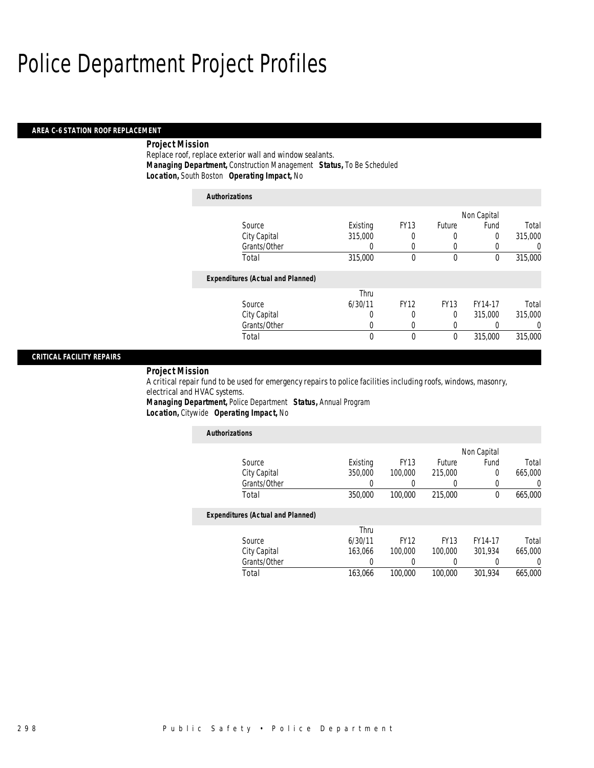# Police Department Project Profiles

## AREA C-6 STATION ROOF REPLACEMENT

**Project Mission**

Replace roof, replace exterior wall and window sealants.

***Managing Department,*** Construction Management ***Status,*** To Be Scheduled

***Location,*** South Boston ***Operating Impact,*** No

**Authorizations**

| Source | Existing | FY13 | Future | Non Capital Fund | Total |
|---|---|---|---|---|---|
| City Capital | 315,000 | 0 | 0 | 0 | 315,000 |
| Grants/Other | 0 | 0 | 0 | 0 | 0 |
| Total | 315,000 | 0 | 0 | 0 | 315,000 |

**Expenditures (Actual and Planned)**

| Source | Thru 6/30/11 | FY12 | FY13 | FY14-17 | Total |
|---|---|---|---|---|---|
| City Capital | 0 | 0 | 0 | 315,000 | 315,000 |
| Grants/Other | 0 | 0 | 0 | 0 | 0 |
| Total | 0 | 0 | 0 | 315,000 | 315,000 |

## CRITICAL FACILITY REPAIRS

**Project Mission**

A critical repair fund to be used for emergency repairs to police facilities including roofs, windows, masonry, electrical and HVAC systems.

***Managing Department,*** Police Department ***Status,*** Annual Program

***Location,*** Citywide ***Operating Impact,*** No

**Authorizations**

| Source | Existing | FY13 | Future | Non Capital Fund | Total |
|---|---|---|---|---|---|
| City Capital | 350,000 | 100,000 | 215,000 | 0 | 665,000 |
| Grants/Other | 0 | 0 | 0 | 0 | 0 |
| Total | 350,000 | 100,000 | 215,000 | 0 | 665,000 |

**Expenditures (Actual and Planned)**

| Source | Thru 6/30/11 | FY12 | FY13 | FY14-17 | Total |
|---|---|---|---|---|---|
| City Capital | 163,066 | 100,000 | 100,000 | 301,934 | 665,000 |
| Grants/Other | 0 | 0 | 0 | 0 | 0 |
| Total | 163,066 | 100,000 | 100,000 | 301,934 | 665,000 |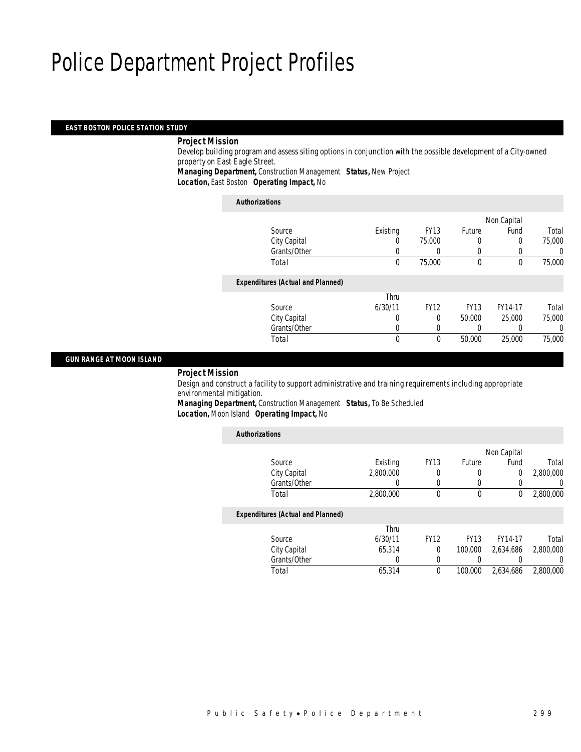# Police Department Project Profiles

## EAST BOSTON POLICE STATION STUDY

***Project Mission***

Develop building program and assess siting options in conjunction with the possible development of a City-owned property on East Eagle Street.

***Managing Department,*** Construction Management ***Status,*** New Project

***Location,*** East Boston ***Operating Impact,*** No

***Authorizations***

| Source | Existing | FY13 | Future | Non Capital Fund | Total |
|---|---|---|---|---|---|
| City Capital | 0 | 75,000 | 0 | 0 | 75,000 |
| Grants/Other | 0 | 0 | 0 | 0 | 0 |
| Total | 0 | 75,000 | 0 | 0 | 75,000 |

***Expenditures (Actual and Planned)***

| Source | Thru 6/30/11 | FY12 | FY13 | FY14-17 | Total |
|---|---|---|---|---|---|
| City Capital | 0 | 0 | 50,000 | 25,000 | 75,000 |
| Grants/Other | 0 | 0 | 0 | 0 | 0 |
| Total | 0 | 0 | 50,000 | 25,000 | 75,000 |

## GUN RANGE AT MOON ISLAND

***Project Mission***

Design and construct a facility to support administrative and training requirements including appropriate environmental mitigation.

***Managing Department,*** Construction Management ***Status,*** To Be Scheduled

***Location,*** Moon Island ***Operating Impact,*** No

***Authorizations***

| Source | Existing | FY13 | Future | Non Capital Fund | Total |
|---|---|---|---|---|---|
| City Capital | 2,800,000 | 0 | 0 | 0 | 2,800,000 |
| Grants/Other | 0 | 0 | 0 | 0 | 0 |
| Total | 2,800,000 | 0 | 0 | 0 | 2,800,000 |

***Expenditures (Actual and Planned)***

| Source | Thru 6/30/11 | FY12 | FY13 | FY14-17 | Total |
|---|---|---|---|---|---|
| City Capital | 65,314 | 0 | 100,000 | 2,634,686 | 2,800,000 |
| Grants/Other | 0 | 0 | 0 | 0 | 0 |
| Total | 65,314 | 0 | 100,000 | 2,634,686 | 2,800,000 |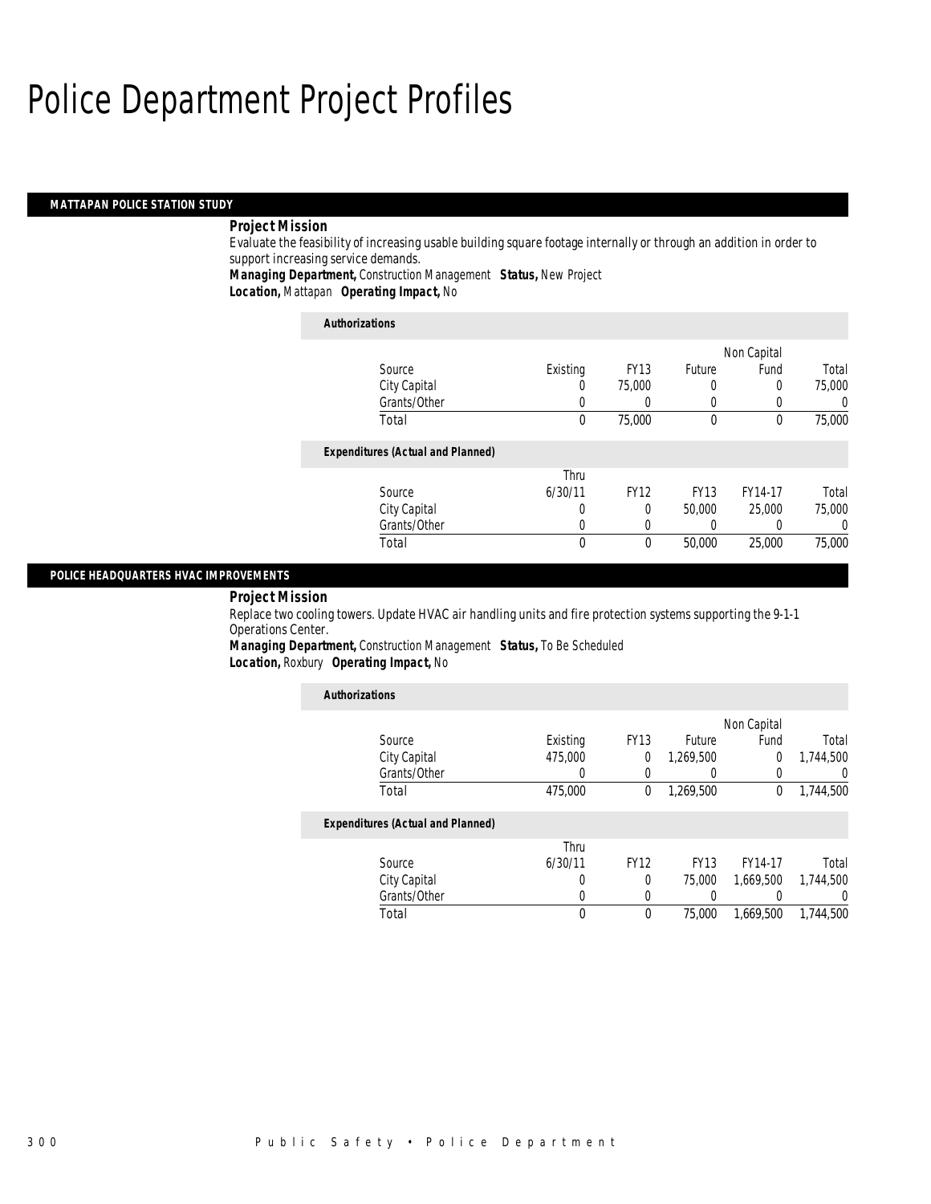# Police Department Project Profiles

## MATTAPAN POLICE STATION STUDY

**Project Mission**

Evaluate the feasibility of increasing usable building square footage internally or through an addition in order to support increasing service demands.

***Managing Department,*** *Construction Management* ***Status,*** *New Project*
***Location,*** *Mattapan* ***Operating Impact,*** *No*

**Authorizations**

| Source | Existing | FY13 | Future | Non Capital Fund | Total |
|---|---|---|---|---|---|
| City Capital | 0 | 75,000 | 0 | 0 | 75,000 |
| Grants/Other | 0 | 0 | 0 | 0 | 0 |
| Total | 0 | 75,000 | 0 | 0 | 75,000 |

**Expenditures (Actual and Planned)**

| Source | Thru 6/30/11 | FY12 | FY13 | FY14-17 | Total |
|---|---|---|---|---|---|
| City Capital | 0 | 0 | 50,000 | 25,000 | 75,000 |
| Grants/Other | 0 | 0 | 0 | 0 | 0 |
| Total | 0 | 0 | 50,000 | 25,000 | 75,000 |

## POLICE HEADQUARTERS HVAC IMPROVEMENTS

**Project Mission**

Replace two cooling towers. Update HVAC air handling units and fire protection systems supporting the 9-1-1 Operations Center.

***Managing Department,*** *Construction Management* ***Status,*** *To Be Scheduled*
***Location,*** *Roxbury* ***Operating Impact,*** *No*

**Authorizations**

| Source | Existing | FY13 | Future | Non Capital Fund | Total |
|---|---|---|---|---|---|
| City Capital | 475,000 | 0 | 1,269,500 | 0 | 1,744,500 |
| Grants/Other | 0 | 0 | 0 | 0 | 0 |
| Total | 475,000 | 0 | 1,269,500 | 0 | 1,744,500 |

**Expenditures (Actual and Planned)**

| Source | Thru 6/30/11 | FY12 | FY13 | FY14-17 | Total |
|---|---|---|---|---|---|
| City Capital | 0 | 0 | 75,000 | 1,669,500 | 1,744,500 |
| Grants/Other | 0 | 0 | 0 | 0 | 0 |
| Total | 0 | 0 | 75,000 | 1,669,500 | 1,744,500 |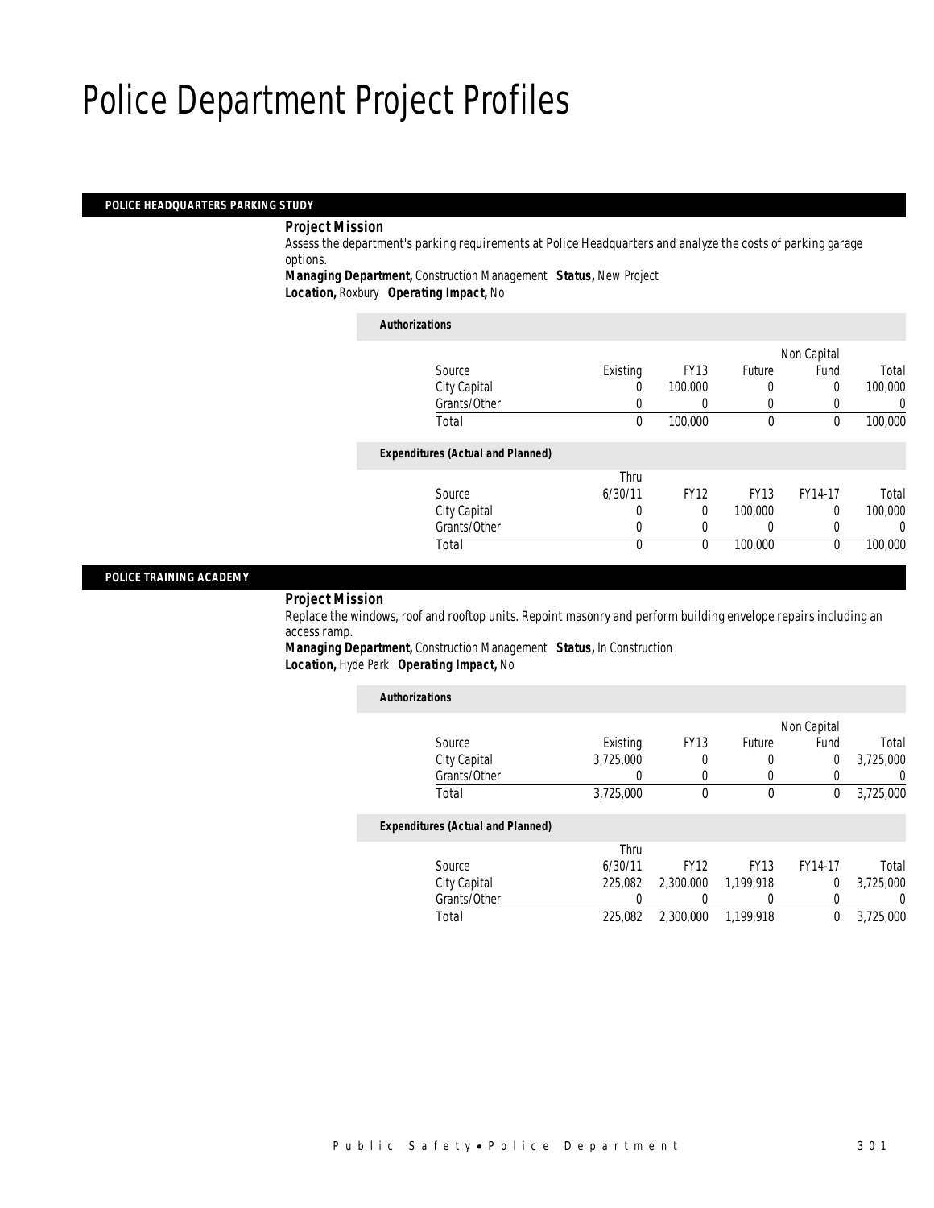# Police Department Project Profiles

## POLICE HEADQUARTERS PARKING STUDY

***Project Mission***

Assess the department's parking requirements at Police Headquarters and analyze the costs of parking garage options.

***Managing Department,*** Construction Management ***Status,*** New Project
***Location,*** Roxbury ***Operating Impact,*** No

*Authorizations*

| Source | Existing | FY13 | Future | Non Capital Fund | Total |
|---|---|---|---|---|---|
| City Capital | 0 | 100,000 | 0 | 0 | 100,000 |
| Grants/Other | 0 | 0 | 0 | 0 | 0 |
| Total | 0 | 100,000 | 0 | 0 | 100,000 |

*Expenditures (Actual and Planned)*

| Source | Thru 6/30/11 | FY12 | FY13 | FY14-17 | Total |
|---|---|---|---|---|---|
| City Capital | 0 | 0 | 100,000 | 0 | 100,000 |
| Grants/Other | 0 | 0 | 0 | 0 | 0 |
| Total | 0 | 0 | 100,000 | 0 | 100,000 |

## POLICE TRAINING ACADEMY

***Project Mission***

Replace the windows, roof and rooftop units. Repoint masonry and perform building envelope repairs including an access ramp.

***Managing Department,*** Construction Management ***Status,*** In Construction
***Location,*** Hyde Park ***Operating Impact,*** No

*Authorizations*

| Source | Existing | FY13 | Future | Non Capital Fund | Total |
|---|---|---|---|---|---|
| City Capital | 3,725,000 | 0 | 0 | 0 | 3,725,000 |
| Grants/Other | 0 | 0 | 0 | 0 | 0 |
| Total | 3,725,000 | 0 | 0 | 0 | 3,725,000 |

*Expenditures (Actual and Planned)*

| Source | Thru 6/30/11 | FY12 | FY13 | FY14-17 | Total |
|---|---|---|---|---|---|
| City Capital | 225,082 | 2,300,000 | 1,199,918 | 0 | 3,725,000 |
| Grants/Other | 0 | 0 | 0 | 0 | 0 |
| Total | 225,082 | 2,300,000 | 1,199,918 | 0 | 3,725,000 |